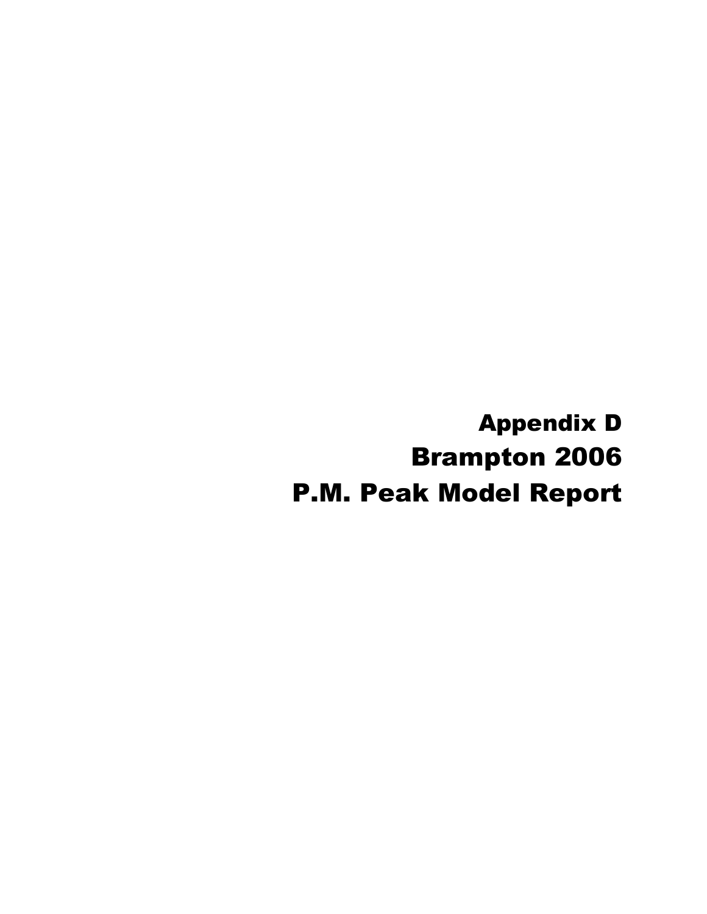# Appendix D

# Brampton 2006

# P.M. Peak Model Report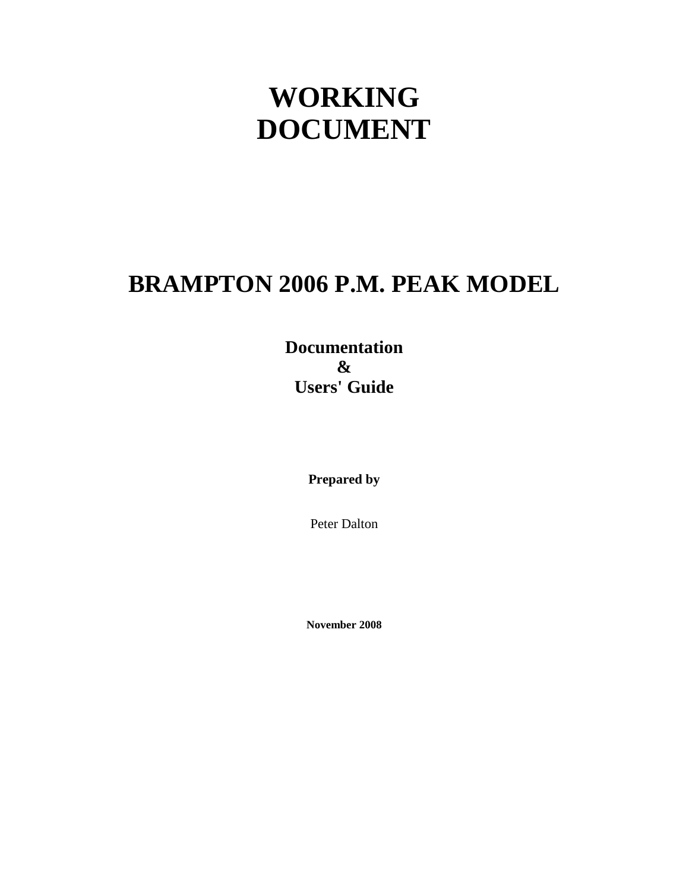# WORKING DOCUMENT

# BRAMPTON 2006 P.M. PEAK MODEL

## Documentation
## &
## Users' Guide

**Prepared by**

Peter Dalton

**November 2008**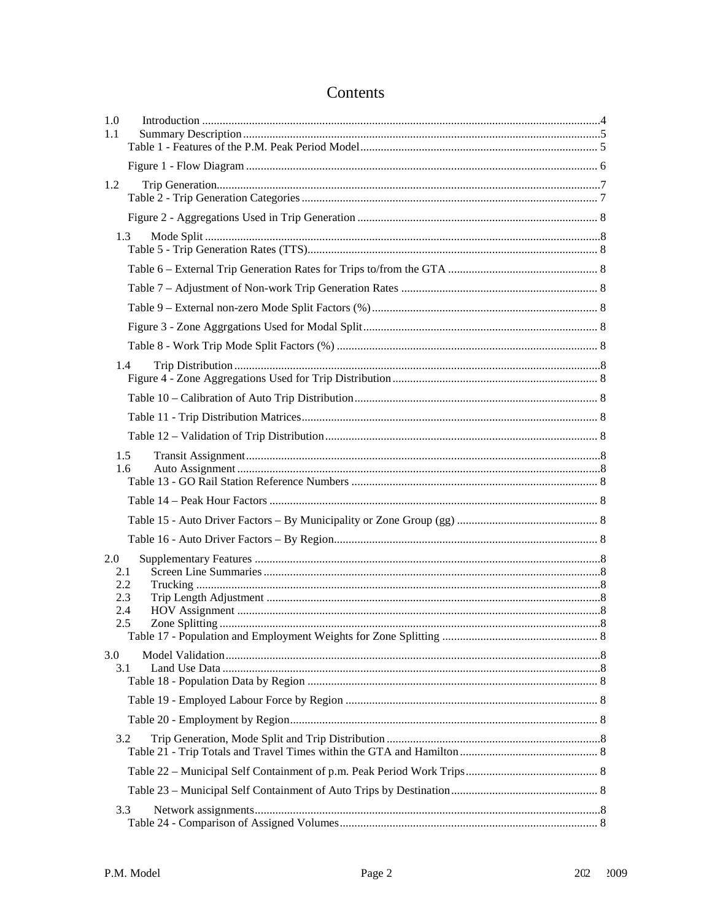# Contents

1.0 Introduction .....4
1.1 Summary Description .....5
Table 1 - Features of the P.M. Peak Period Model .....5
Figure 1 - Flow Diagram .....6
1.2 Trip Generation .....7
Table 2 - Trip Generation Categories .....7
Figure 2 - Aggregations Used in Trip Generation .....8
1.3 Mode Split .....8
Table 5 - Trip Generation Rates (TTS) .....8
Table 6 – External Trip Generation Rates for Trips to/from the GTA .....8
Table 7 – Adjustment of Non-work Trip Generation Rates .....8
Table 9 – External non-zero Mode Split Factors (%) .....8
Figure 3 - Zone Aggrgations Used for Modal Split .....8
Table 8 - Work Trip Mode Split Factors (%) .....8
1.4 Trip Distribution .....8
Figure 4 - Zone Aggregations Used for Trip Distribution .....8
Table 10 – Calibration of Auto Trip Distribution .....8
Table 11 - Trip Distribution Matrices .....8
Table 12 – Validation of Trip Distribution .....8
1.5 Transit Assignment .....8
1.6 Auto Assignment .....8
Table 13 - GO Rail Station Reference Numbers .....8
Table 14 – Peak Hour Factors .....8
Table 15 - Auto Driver Factors – By Municipality or Zone Group (gg) .....8
Table 16 - Auto Driver Factors – By Region .....8
2.0 Supplementary Features .....8
2.1 Screen Line Summaries .....8
2.2 Trucking .....8
2.3 Trip Length Adjustment .....8
2.4 HOV Assignment .....8
2.5 Zone Splitting .....8
Table 17 - Population and Employment Weights for Zone Splitting .....8
3.0 Model Validation .....8
3.1 Land Use Data .....8
Table 18 - Population Data by Region .....8
Table 19 - Employed Labour Force by Region .....8
Table 20 - Employment by Region .....8
3.2 Trip Generation, Mode Split and Trip Distribution .....8
Table 21 - Trip Totals and Travel Times within the GTA and Hamilton .....8
Table 22 – Municipal Self Containment of p.m. Peak Period Work Trips .....8
Table 23 – Municipal Self Containment of Auto Trips by Destination .....8
3.3 Network assignments .....8
Table 24 - Comparison of Assigned Volumes .....8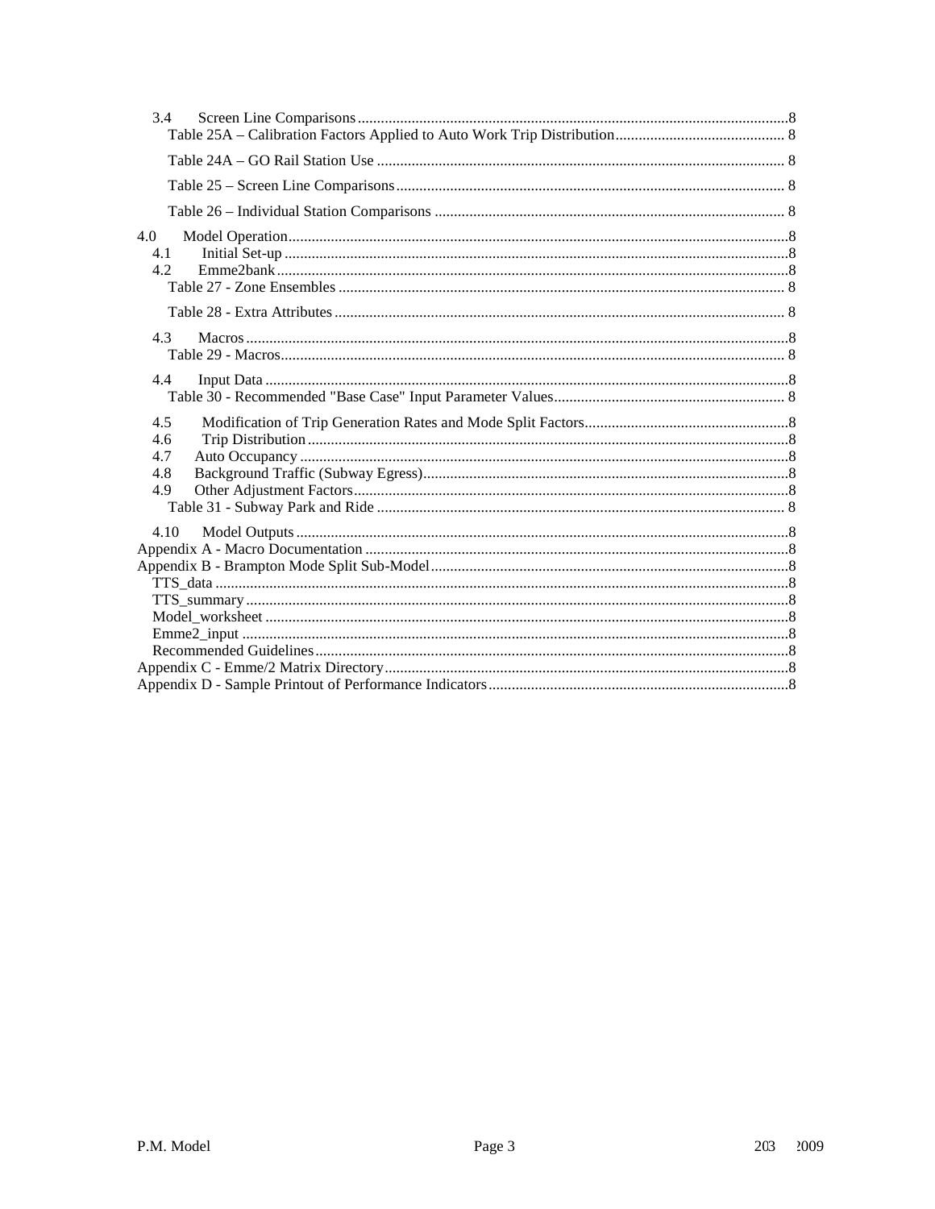3.4 Screen Line Comparisons ........ 8

Table 25A – Calibration Factors Applied to Auto Work Trip Distribution ........ 8

Table 24A – GO Rail Station Use ........ 8

Table 25 – Screen Line Comparisons ........ 8

Table 26 – Individual Station Comparisons ........ 8

4.0 Model Operation ........ 8

4.1 Initial Set-up ........ 8

4.2 Emme2bank ........ 8

Table 27 - Zone Ensembles ........ 8

Table 28 - Extra Attributes ........ 8

4.3 Macros ........ 8

Table 29 - Macros ........ 8

4.4 Input Data ........ 8

Table 30 - Recommended "Base Case" Input Parameter Values ........ 8

4.5 Modification of Trip Generation Rates and Mode Split Factors ........ 8

4.6 Trip Distribution ........ 8

4.7 Auto Occupancy ........ 8

4.8 Background Traffic (Subway Egress) ........ 8

4.9 Other Adjustment Factors ........ 8

Table 31 - Subway Park and Ride ........ 8

4.10 Model Outputs ........ 8

Appendix A - Macro Documentation ........ 8

Appendix B - Brampton Mode Split Sub-Model ........ 8

TTS_data ........ 8

TTS_summary ........ 8

Model_worksheet ........ 8

Emme2_input ........ 8

Recommended Guidelines ........ 8

Appendix C - Emme/2 Matrix Directory ........ 8

Appendix D - Sample Printout of Performance Indicators ........ 8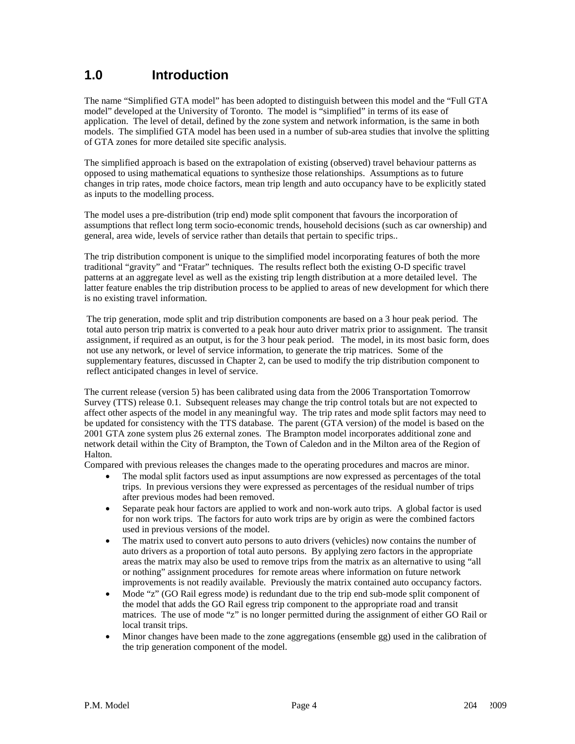# 1.0 Introduction

The name "Simplified GTA model" has been adopted to distinguish between this model and the "Full GTA model" developed at the University of Toronto. The model is "simplified" in terms of its ease of application. The level of detail, defined by the zone system and network information, is the same in both models. The simplified GTA model has been used in a number of sub-area studies that involve the splitting of GTA zones for more detailed site specific analysis.

The simplified approach is based on the extrapolation of existing (observed) travel behaviour patterns as opposed to using mathematical equations to synthesize those relationships. Assumptions as to future changes in trip rates, mode choice factors, mean trip length and auto occupancy have to be explicitly stated as inputs to the modelling process.

The model uses a pre-distribution (trip end) mode split component that favours the incorporation of assumptions that reflect long term socio-economic trends, household decisions (such as car ownership) and general, area wide, levels of service rather than details that pertain to specific trips..

The trip distribution component is unique to the simplified model incorporating features of both the more traditional "gravity" and "Fratar" techniques. The results reflect both the existing O-D specific travel patterns at an aggregate level as well as the existing trip length distribution at a more detailed level. The latter feature enables the trip distribution process to be applied to areas of new development for which there is no existing travel information.

The trip generation, mode split and trip distribution components are based on a 3 hour peak period. The total auto person trip matrix is converted to a peak hour auto driver matrix prior to assignment. The transit assignment, if required as an output, is for the 3 hour peak period. The model, in its most basic form, does not use any network, or level of service information, to generate the trip matrices. Some of the supplementary features, discussed in Chapter 2, can be used to modify the trip distribution component to reflect anticipated changes in level of service.

The current release (version 5) has been calibrated using data from the 2006 Transportation Tomorrow Survey (TTS) release 0.1. Subsequent releases may change the trip control totals but are not expected to affect other aspects of the model in any meaningful way. The trip rates and mode split factors may need to be updated for consistency with the TTS database. The parent (GTA version) of the model is based on the 2001 GTA zone system plus 26 external zones. The Brampton model incorporates additional zone and network detail within the City of Brampton, the Town of Caledon and in the Milton area of the Region of Halton.

Compared with previous releases the changes made to the operating procedures and macros are minor.

- The modal split factors used as input assumptions are now expressed as percentages of the total trips. In previous versions they were expressed as percentages of the residual number of trips after previous modes had been removed.
- Separate peak hour factors are applied to work and non-work auto trips. A global factor is used for non work trips. The factors for auto work trips are by origin as were the combined factors used in previous versions of the model.
- The matrix used to convert auto persons to auto drivers (vehicles) now contains the number of auto drivers as a proportion of total auto persons. By applying zero factors in the appropriate areas the matrix may also be used to remove trips from the matrix as an alternative to using "all or nothing" assignment procedures for remote areas where information on future network improvements is not readily available. Previously the matrix contained auto occupancy factors.
- Mode "z" (GO Rail egress mode) is redundant due to the trip end sub-mode split component of the model that adds the GO Rail egress trip component to the appropriate road and transit matrices. The use of mode "z" is no longer permitted during the assignment of either GO Rail or local transit trips.
- Minor changes have been made to the zone aggregations (ensemble gg) used in the calibration of the trip generation component of the model.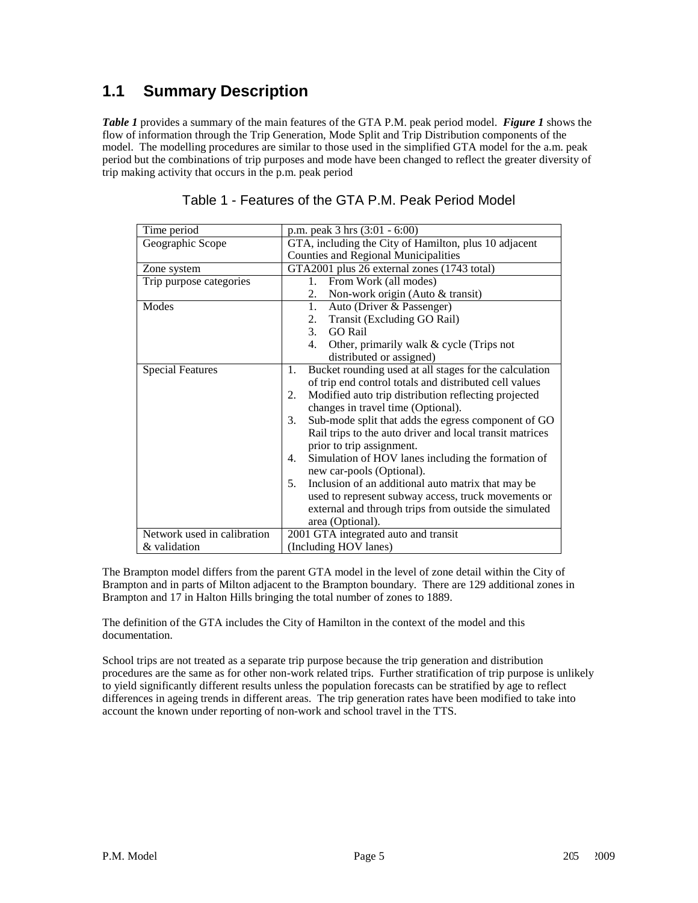## 1.1 Summary Description

***Table 1*** provides a summary of the main features of the GTA P.M. peak period model. ***Figure 1*** shows the flow of information through the Trip Generation, Mode Split and Trip Distribution components of the model. The modelling procedures are similar to those used in the simplified GTA model for the a.m. peak period but the combinations of trip purposes and mode have been changed to reflect the greater diversity of trip making activity that occurs in the p.m. peak period

Table 1 - Features of the GTA P.M. Peak Period Model

| | |
|---|---|
| Time period | p.m. peak 3 hrs (3:01 - 6:00) |
| Geographic Scope | GTA, including the City of Hamilton, plus 10 adjacent Counties and Regional Municipalities |
| Zone system | GTA2001 plus 26 external zones (1743 total) |
| Trip purpose categories | 1. From Work (all modes)<br>2. Non-work origin (Auto & transit) |
| Modes | 1. Auto (Driver & Passenger)<br>2. Transit (Excluding GO Rail)<br>3. GO Rail<br>4. Other, primarily walk & cycle (Trips not distributed or assigned) |
| Special Features | 1. Bucket rounding used at all stages for the calculation of trip end control totals and distributed cell values<br>2. Modified auto trip distribution reflecting projected changes in travel time (Optional).<br>3. Sub-mode split that adds the egress component of GO Rail trips to the auto driver and local transit matrices prior to trip assignment.<br>4. Simulation of HOV lanes including the formation of new car-pools (Optional).<br>5. Inclusion of an additional auto matrix that may be used to represent subway access, truck movements or external and through trips from outside the simulated area (Optional). |
| Network used in calibration & validation | 2001 GTA integrated auto and transit (Including HOV lanes) |

The Brampton model differs from the parent GTA model in the level of zone detail within the City of Brampton and in parts of Milton adjacent to the Brampton boundary. There are 129 additional zones in Brampton and 17 in Halton Hills bringing the total number of zones to 1889.

The definition of the GTA includes the City of Hamilton in the context of the model and this documentation.

School trips are not treated as a separate trip purpose because the trip generation and distribution procedures are the same as for other non-work related trips. Further stratification of trip purpose is unlikely to yield significantly different results unless the population forecasts can be stratified by age to reflect differences in ageing trends in different areas. The trip generation rates have been modified to take into account the known under reporting of non-work and school travel in the TTS.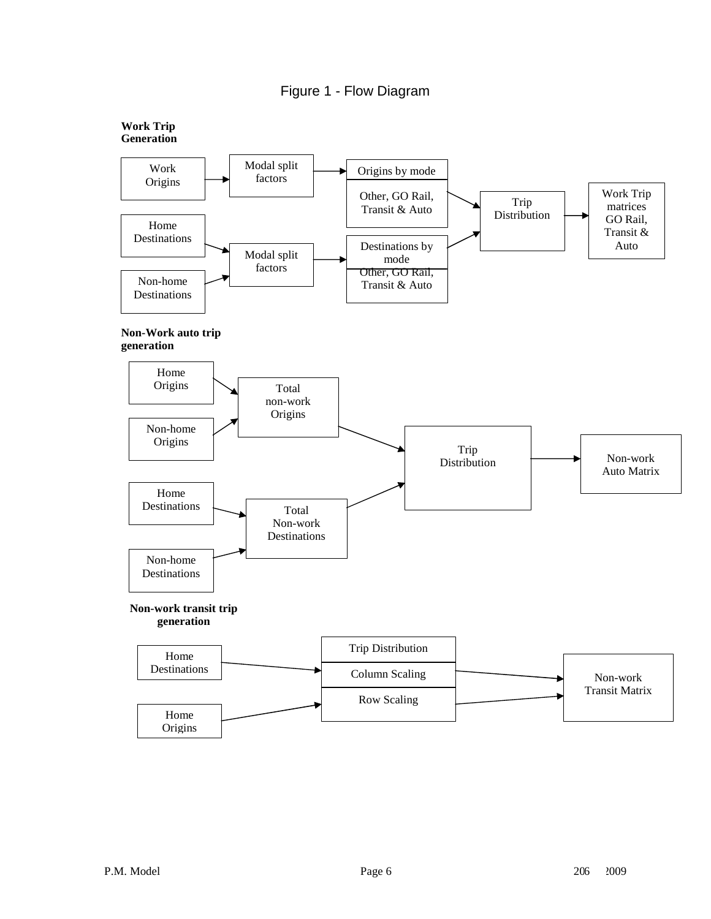Figure 1 - Flow Diagram

**Work Trip Generation**

Work Origins → Modal split factors → Origins by mode (Other, GO Rail, Transit & Auto) → Trip Distribution → Work Trip matrices GO Rail, Transit & Auto

Home Destinations, Non-home Destinations → Modal split factors → Destinations by mode (Other, GO Rail, Transit & Auto) → Trip Distribution

**Non-Work auto trip generation**

Home Origins, Non-home Origins → Total non-work Origins → Trip Distribution → Non-work Auto Matrix

Home Destinations, Non-home Destinations → Total Non-work Destinations → Trip Distribution

**Non-work transit trip generation**

Home Destinations, Home Origins → Trip Distribution / Column Scaling / Row Scaling → Non-work Transit Matrix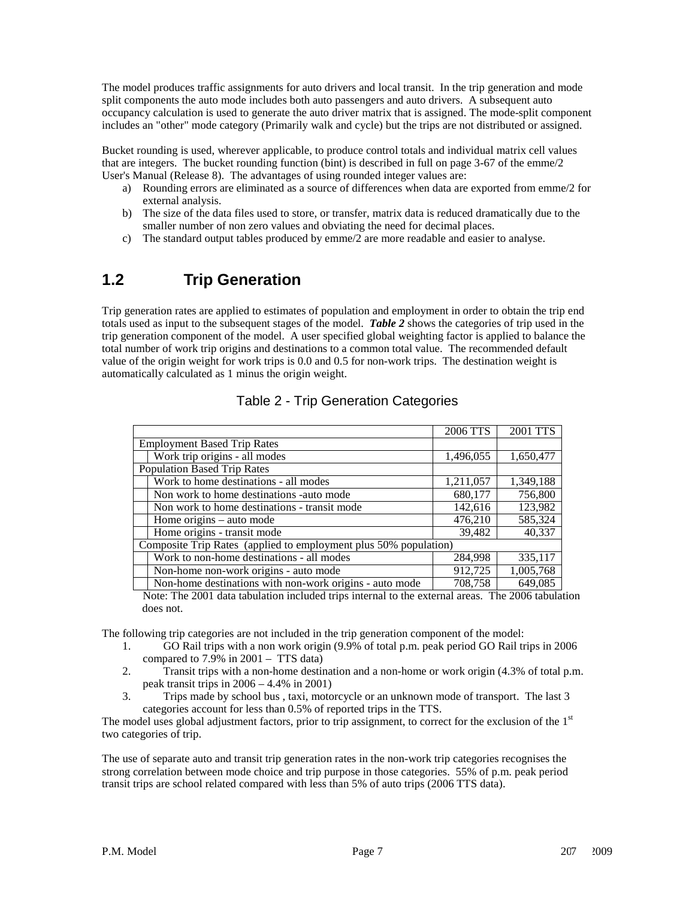The model produces traffic assignments for auto drivers and local transit. In the trip generation and mode split components the auto mode includes both auto passengers and auto drivers. A subsequent auto occupancy calculation is used to generate the auto driver matrix that is assigned. The mode-split component includes an "other" mode category (Primarily walk and cycle) but the trips are not distributed or assigned.

Bucket rounding is used, wherever applicable, to produce control totals and individual matrix cell values that are integers. The bucket rounding function (bint) is described in full on page 3-67 of the emme/2 User's Manual (Release 8). The advantages of using rounded integer values are:

a) Rounding errors are eliminated as a source of differences when data are exported from emme/2 for external analysis.
b) The size of the data files used to store, or transfer, matrix data is reduced dramatically due to the smaller number of non zero values and obviating the need for decimal places.
c) The standard output tables produced by emme/2 are more readable and easier to analyse.

## 1.2 Trip Generation

Trip generation rates are applied to estimates of population and employment in order to obtain the trip end totals used as input to the subsequent stages of the model. ***Table 2*** shows the categories of trip used in the trip generation component of the model. A user specified global weighting factor is applied to balance the total number of work trip origins and destinations to a common total value. The recommended default value of the origin weight for work trips is 0.0 and 0.5 for non-work trips. The destination weight is automatically calculated as 1 minus the origin weight.

Table 2 - Trip Generation Categories

| | 2006 TTS | 2001 TTS |
|---|---|---|
| Employment Based Trip Rates | | |
| Work trip origins - all modes | 1,496,055 | 1,650,477 |
| Population Based Trip Rates | | |
| Work to home destinations - all modes | 1,211,057 | 1,349,188 |
| Non work to home destinations -auto mode | 680,177 | 756,800 |
| Non work to home destinations - transit mode | 142,616 | 123,982 |
| Home origins – auto mode | 476,210 | 585,324 |
| Home origins - transit mode | 39,482 | 40,337 |
| Composite Trip Rates (applied to employment plus 50% population) | | |
| Work to non-home destinations - all modes | 284,998 | 335,117 |
| Non-home non-work origins - auto mode | 912,725 | 1,005,768 |
| Non-home destinations with non-work origins - auto mode | 708,758 | 649,085 |

Note: The 2001 data tabulation included trips internal to the external areas. The 2006 tabulation does not.

The following trip categories are not included in the trip generation component of the model:

1. GO Rail trips with a non work origin (9.9% of total p.m. peak period GO Rail trips in 2006 compared to 7.9% in 2001 – TTS data)
2. Transit trips with a non-home destination and a non-home or work origin (4.3% of total p.m. peak transit trips in 2006 – 4.4% in 2001)
3. Trips made by school bus , taxi, motorcycle or an unknown mode of transport. The last 3 categories account for less than 0.5% of reported trips in the TTS.

The model uses global adjustment factors, prior to trip assignment, to correct for the exclusion of the 1st two categories of trip.

The use of separate auto and transit trip generation rates in the non-work trip categories recognises the strong correlation between mode choice and trip purpose in those categories. 55% of p.m. peak period transit trips are school related compared with less than 5% of auto trips (2006 TTS data).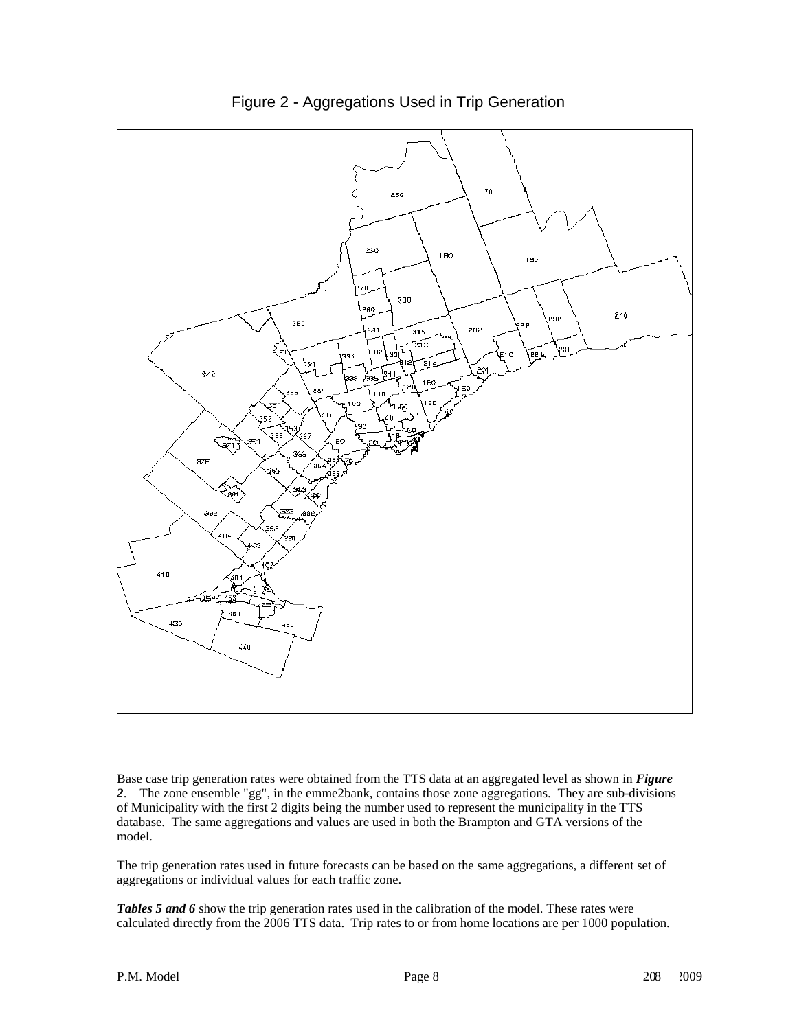Figure 2 - Aggregations Used in Trip Generation

Base case trip generation rates were obtained from the TTS data at an aggregated level as shown in ***Figure 2***. The zone ensemble "gg", in the emme2bank, contains those zone aggregations. They are sub-divisions of Municipality with the first 2 digits being the number used to represent the municipality in the TTS database. The same aggregations and values are used in both the Brampton and GTA versions of the model.

The trip generation rates used in future forecasts can be based on the same aggregations, a different set of aggregations or individual values for each traffic zone.

***Tables 5 and 6*** show the trip generation rates used in the calibration of the model. These rates were calculated directly from the 2006 TTS data. Trip rates to or from home locations are per 1000 population.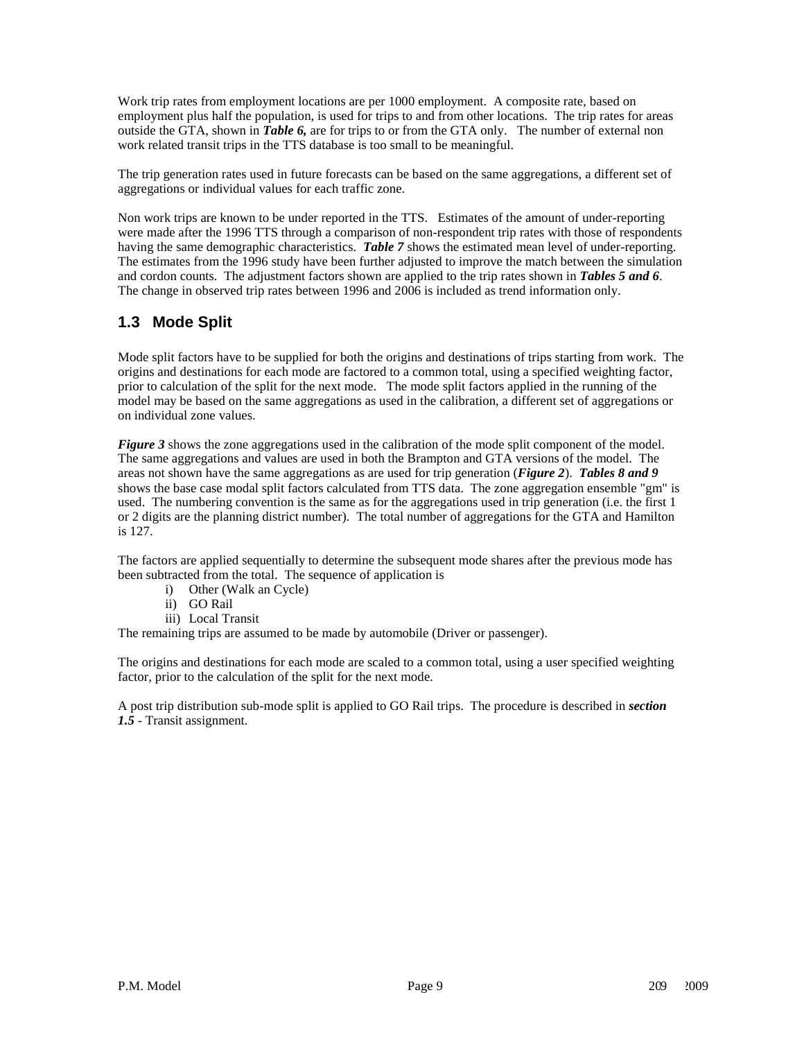Work trip rates from employment locations are per 1000 employment. A composite rate, based on employment plus half the population, is used for trips to and from other locations. The trip rates for areas outside the GTA, shown in ***Table 6,*** are for trips to or from the GTA only. The number of external non work related transit trips in the TTS database is too small to be meaningful.

The trip generation rates used in future forecasts can be based on the same aggregations, a different set of aggregations or individual values for each traffic zone.

Non work trips are known to be under reported in the TTS. Estimates of the amount of under-reporting were made after the 1996 TTS through a comparison of non-respondent trip rates with those of respondents having the same demographic characteristics. ***Table 7*** shows the estimated mean level of under-reporting. The estimates from the 1996 study have been further adjusted to improve the match between the simulation and cordon counts. The adjustment factors shown are applied to the trip rates shown in ***Tables 5 and 6***. The change in observed trip rates between 1996 and 2006 is included as trend information only.

## 1.3 Mode Split

Mode split factors have to be supplied for both the origins and destinations of trips starting from work. The origins and destinations for each mode are factored to a common total, using a specified weighting factor, prior to calculation of the split for the next mode. The mode split factors applied in the running of the model may be based on the same aggregations as used in the calibration, a different set of aggregations or on individual zone values.

***Figure 3*** shows the zone aggregations used in the calibration of the mode split component of the model. The same aggregations and values are used in both the Brampton and GTA versions of the model. The areas not shown have the same aggregations as are used for trip generation (***Figure 2***). ***Tables 8 and 9*** shows the base case modal split factors calculated from TTS data. The zone aggregation ensemble "gm" is used. The numbering convention is the same as for the aggregations used in trip generation (i.e. the first 1 or 2 digits are the planning district number). The total number of aggregations for the GTA and Hamilton is 127.

The factors are applied sequentially to determine the subsequent mode shares after the previous mode has been subtracted from the total. The sequence of application is

i) Other (Walk an Cycle)
ii) GO Rail
iii) Local Transit

The remaining trips are assumed to be made by automobile (Driver or passenger).

The origins and destinations for each mode are scaled to a common total, using a user specified weighting factor, prior to the calculation of the split for the next mode.

A post trip distribution sub-mode split is applied to GO Rail trips. The procedure is described in ***section 1.5*** - Transit assignment.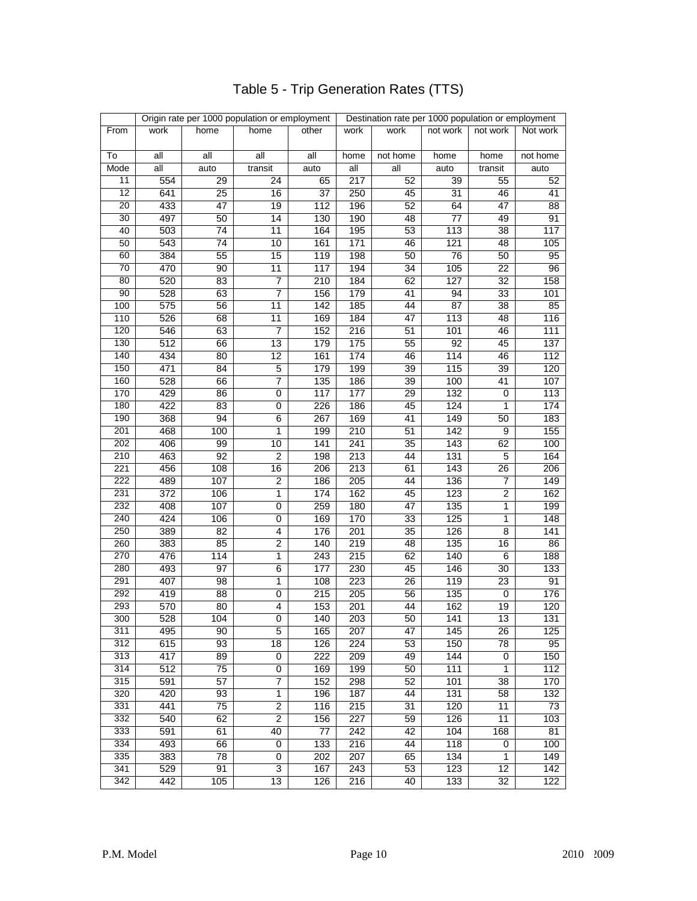# Table 5 - Trip Generation Rates (TTS)

| | Origin rate per 1000 population or employment | | | | Destination rate per 1000 population or employment | | | | |
|---|---|---|---|---|---|---|---|---|---|
| From | work | home | home | other | work | work | not work | not work | Not work |
| To | all | all | all | all | home | not home | home | home | not home |
| Mode | all | auto | transit | auto | all | all | auto | transit | auto |
| 11 | 554 | 29 | 24 | 65 | 217 | 52 | 39 | 55 | 52 |
| 12 | 641 | 25 | 16 | 37 | 250 | 45 | 31 | 46 | 41 |
| 20 | 433 | 47 | 19 | 112 | 196 | 52 | 64 | 47 | 88 |
| 30 | 497 | 50 | 14 | 130 | 190 | 48 | 77 | 49 | 91 |
| 40 | 503 | 74 | 11 | 164 | 195 | 53 | 113 | 38 | 117 |
| 50 | 543 | 74 | 10 | 161 | 171 | 46 | 121 | 48 | 105 |
| 60 | 384 | 55 | 15 | 119 | 198 | 50 | 76 | 50 | 95 |
| 70 | 470 | 90 | 11 | 117 | 194 | 34 | 105 | 22 | 96 |
| 80 | 520 | 83 | 7 | 210 | 184 | 62 | 127 | 32 | 158 |
| 90 | 528 | 63 | 7 | 156 | 179 | 41 | 94 | 33 | 101 |
| 100 | 575 | 56 | 11 | 142 | 185 | 44 | 87 | 38 | 85 |
| 110 | 526 | 68 | 11 | 169 | 184 | 47 | 113 | 48 | 116 |
| 120 | 546 | 63 | 7 | 152 | 216 | 51 | 101 | 46 | 111 |
| 130 | 512 | 66 | 13 | 179 | 175 | 55 | 92 | 45 | 137 |
| 140 | 434 | 80 | 12 | 161 | 174 | 46 | 114 | 46 | 112 |
| 150 | 471 | 84 | 5 | 179 | 199 | 39 | 115 | 39 | 120 |
| 160 | 528 | 66 | 7 | 135 | 186 | 39 | 100 | 41 | 107 |
| 170 | 429 | 86 | 0 | 117 | 177 | 29 | 132 | 0 | 113 |
| 180 | 422 | 83 | 0 | 226 | 186 | 45 | 124 | 1 | 174 |
| 190 | 368 | 94 | 6 | 267 | 169 | 41 | 149 | 50 | 183 |
| 201 | 468 | 100 | 1 | 199 | 210 | 51 | 142 | 9 | 155 |
| 202 | 406 | 99 | 10 | 141 | 241 | 35 | 143 | 62 | 100 |
| 210 | 463 | 92 | 2 | 198 | 213 | 44 | 131 | 5 | 164 |
| 221 | 456 | 108 | 16 | 206 | 213 | 61 | 143 | 26 | 206 |
| 222 | 489 | 107 | 2 | 186 | 205 | 44 | 136 | 7 | 149 |
| 231 | 372 | 106 | 1 | 174 | 162 | 45 | 123 | 2 | 162 |
| 232 | 408 | 107 | 0 | 259 | 180 | 47 | 135 | 1 | 199 |
| 240 | 424 | 106 | 0 | 169 | 170 | 33 | 125 | 1 | 148 |
| 250 | 389 | 82 | 4 | 176 | 201 | 35 | 126 | 8 | 141 |
| 260 | 383 | 85 | 2 | 140 | 219 | 48 | 135 | 16 | 86 |
| 270 | 476 | 114 | 1 | 243 | 215 | 62 | 140 | 6 | 188 |
| 280 | 493 | 97 | 6 | 177 | 230 | 45 | 146 | 30 | 133 |
| 291 | 407 | 98 | 1 | 108 | 223 | 26 | 119 | 23 | 91 |
| 292 | 419 | 88 | 0 | 215 | 205 | 56 | 135 | 0 | 176 |
| 293 | 570 | 80 | 4 | 153 | 201 | 44 | 162 | 19 | 120 |
| 300 | 528 | 104 | 0 | 140 | 203 | 50 | 141 | 13 | 131 |
| 311 | 495 | 90 | 5 | 165 | 207 | 47 | 145 | 26 | 125 |
| 312 | 615 | 93 | 18 | 126 | 224 | 53 | 150 | 78 | 95 |
| 313 | 417 | 89 | 0 | 222 | 209 | 49 | 144 | 0 | 150 |
| 314 | 512 | 75 | 0 | 169 | 199 | 50 | 111 | 1 | 112 |
| 315 | 591 | 57 | 7 | 152 | 298 | 52 | 101 | 38 | 170 |
| 320 | 420 | 93 | 1 | 196 | 187 | 44 | 131 | 58 | 132 |
| 331 | 441 | 75 | 2 | 116 | 215 | 31 | 120 | 11 | 73 |
| 332 | 540 | 62 | 2 | 156 | 227 | 59 | 126 | 11 | 103 |
| 333 | 591 | 61 | 40 | 77 | 242 | 42 | 104 | 168 | 81 |
| 334 | 493 | 66 | 0 | 133 | 216 | 44 | 118 | 0 | 100 |
| 335 | 383 | 78 | 0 | 202 | 207 | 65 | 134 | 1 | 149 |
| 341 | 529 | 91 | 3 | 167 | 243 | 53 | 123 | 12 | 142 |
| 342 | 442 | 105 | 13 | 126 | 216 | 40 | 133 | 32 | 122 |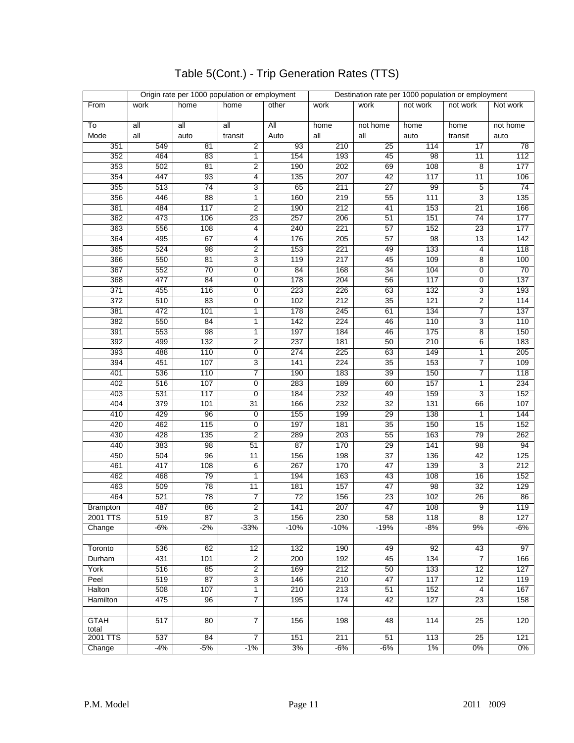# Table 5(Cont.) - Trip Generation Rates (TTS)

| | Origin rate per 1000 population or employment | | | | Destination rate per 1000 population or employment | | | | |
|---|---|---|---|---|---|---|---|---|---|
| From | work | home | home | other | work | work | not work | not work | Not work |
| To | all | all | all | All | home | not home | home | home | not home |
| Mode | all | auto | transit | Auto | all | all | auto | transit | auto |
| 351 | 549 | 81 | 2 | 93 | 210 | 25 | 114 | 17 | 78 |
| 352 | 464 | 83 | 1 | 154 | 193 | 45 | 98 | 11 | 112 |
| 353 | 502 | 81 | 2 | 190 | 202 | 69 | 108 | 8 | 177 |
| 354 | 447 | 93 | 4 | 135 | 207 | 42 | 117 | 11 | 106 |
| 355 | 513 | 74 | 3 | 65 | 211 | 27 | 99 | 5 | 74 |
| 356 | 446 | 88 | 1 | 160 | 219 | 55 | 111 | 3 | 135 |
| 361 | 484 | 117 | 2 | 190 | 212 | 41 | 153 | 21 | 166 |
| 362 | 473 | 106 | 23 | 257 | 206 | 51 | 151 | 74 | 177 |
| 363 | 556 | 108 | 4 | 240 | 221 | 57 | 152 | 23 | 177 |
| 364 | 495 | 67 | 4 | 176 | 205 | 57 | 98 | 13 | 142 |
| 365 | 524 | 98 | 2 | 153 | 221 | 49 | 133 | 4 | 118 |
| 366 | 550 | 81 | 3 | 119 | 217 | 45 | 109 | 8 | 100 |
| 367 | 552 | 70 | 0 | 84 | 168 | 34 | 104 | 0 | 70 |
| 368 | 477 | 84 | 0 | 178 | 204 | 56 | 117 | 0 | 137 |
| 371 | 455 | 116 | 0 | 223 | 226 | 63 | 132 | 3 | 193 |
| 372 | 510 | 83 | 0 | 102 | 212 | 35 | 121 | 2 | 114 |
| 381 | 472 | 101 | 1 | 178 | 245 | 61 | 134 | 7 | 137 |
| 382 | 550 | 84 | 1 | 142 | 224 | 46 | 110 | 3 | 110 |
| 391 | 553 | 98 | 1 | 197 | 184 | 46 | 175 | 8 | 150 |
| 392 | 499 | 132 | 2 | 237 | 181 | 50 | 210 | 6 | 183 |
| 393 | 488 | 110 | 0 | 274 | 225 | 63 | 149 | 1 | 205 |
| 394 | 451 | 107 | 3 | 141 | 224 | 35 | 153 | 7 | 109 |
| 401 | 536 | 110 | 7 | 190 | 183 | 39 | 150 | 7 | 118 |
| 402 | 516 | 107 | 0 | 283 | 189 | 60 | 157 | 1 | 234 |
| 403 | 531 | 117 | 0 | 184 | 232 | 49 | 159 | 3 | 152 |
| 404 | 379 | 101 | 31 | 166 | 232 | 32 | 131 | 66 | 107 |
| 410 | 429 | 96 | 0 | 155 | 199 | 29 | 138 | 1 | 144 |
| 420 | 462 | 115 | 0 | 197 | 181 | 35 | 150 | 15 | 152 |
| 430 | 428 | 135 | 2 | 289 | 203 | 55 | 163 | 79 | 262 |
| 440 | 383 | 98 | 51 | 87 | 170 | 29 | 141 | 98 | 94 |
| 450 | 504 | 96 | 11 | 156 | 198 | 37 | 136 | 42 | 125 |
| 461 | 417 | 108 | 6 | 267 | 170 | 47 | 139 | 3 | 212 |
| 462 | 468 | 79 | 1 | 194 | 163 | 43 | 108 | 16 | 152 |
| 463 | 509 | 78 | 11 | 181 | 157 | 47 | 98 | 32 | 129 |
| 464 | 521 | 78 | 7 | 72 | 156 | 23 | 102 | 26 | 86 |
| Brampton | 487 | 86 | 2 | 141 | 207 | 47 | 108 | 9 | 119 |
| 2001 TTS | 519 | 87 | 3 | 156 | 230 | 58 | 118 | 8 | 127 |
| Change | -6% | -2% | -33% | -10% | -10% | -19% | -8% | 9% | -6% |
| | | | | | | | | | |
| Toronto | 536 | 62 | 12 | 132 | 190 | 49 | 92 | 43 | 97 |
| Durham | 431 | 101 | 2 | 200 | 192 | 45 | 134 | 7 | 166 |
| York | 516 | 85 | 2 | 169 | 212 | 50 | 133 | 12 | 127 |
| Peel | 519 | 87 | 3 | 146 | 210 | 47 | 117 | 12 | 119 |
| Halton | 508 | 107 | 1 | 210 | 213 | 51 | 152 | 4 | 167 |
| Hamilton | 475 | 96 | 7 | 195 | 174 | 42 | 127 | 23 | 158 |
| | | | | | | | | | |
| GTAH total | 517 | 80 | 7 | 156 | 198 | 48 | 114 | 25 | 120 |
| 2001 TTS | 537 | 84 | 7 | 151 | 211 | 51 | 113 | 25 | 121 |
| Change | -4% | -5% | -1% | 3% | -6% | -6% | 1% | 0% | 0% |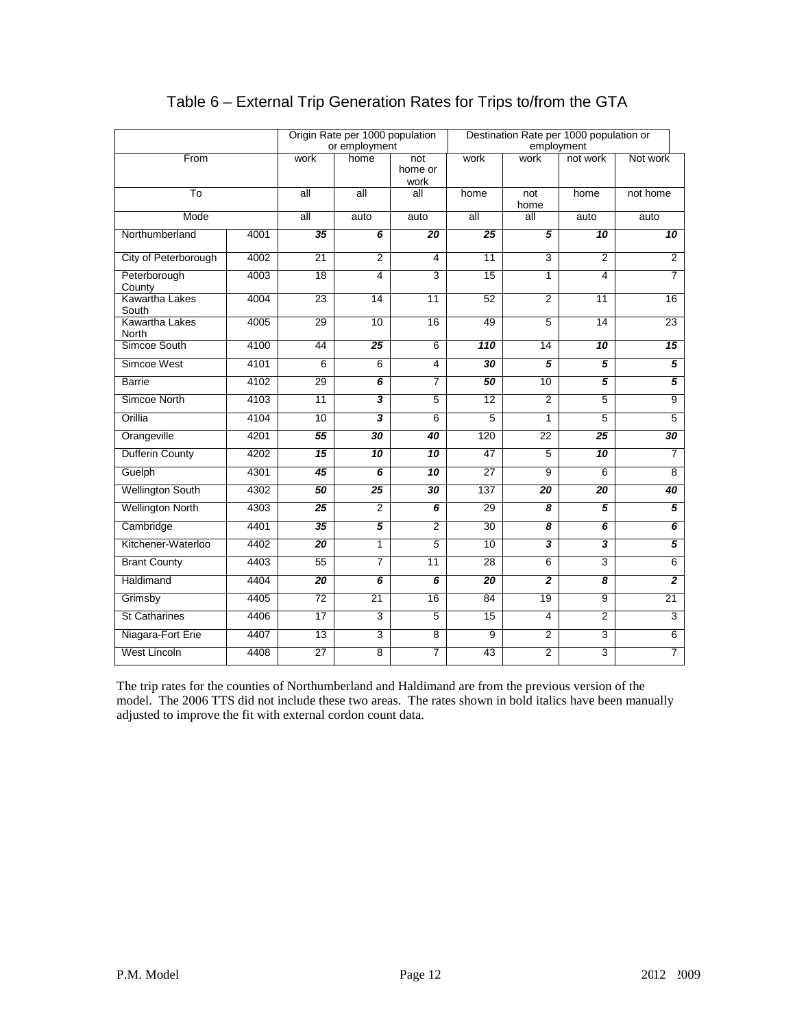# Table 6 – External Trip Generation Rates for Trips to/from the GTA

| | | Origin Rate per 1000 population or employment | | | Destination Rate per 1000 population or employment | | | |
|---|---|---|---|---|---|---|---|---|
| From | | work | home | not home or work | work | work | not work | Not work |
| To | | all | all | all | home | not home | home | not home |
| Mode | | all | auto | auto | all | all | auto | auto |
| Northumberland | 4001 | ***35*** | ***6*** | ***20*** | ***25*** | ***5*** | ***10*** | ***10*** |
| City of Peterborough | 4002 | 21 | 2 | 4 | 11 | 3 | 2 | 2 |
| Peterborough County | 4003 | 18 | 4 | 3 | 15 | 1 | 4 | 7 |
| Kawartha Lakes South | 4004 | 23 | 14 | 11 | 52 | 2 | 11 | 16 |
| Kawartha Lakes North | 4005 | 29 | 10 | 16 | 49 | 5 | 14 | 23 |
| Simcoe South | 4100 | 44 | ***25*** | 6 | ***110*** | 14 | ***10*** | ***15*** |
| Simcoe West | 4101 | 6 | 6 | 4 | ***30*** | ***5*** | ***5*** | ***5*** |
| Barrie | 4102 | 29 | ***6*** | 7 | ***50*** | 10 | ***5*** | ***5*** |
| Simcoe North | 4103 | 11 | ***3*** | 5 | 12 | 2 | 5 | 9 |
| Orillia | 4104 | 10 | ***3*** | 6 | 5 | 1 | 5 | 5 |
| Orangeville | 4201 | ***55*** | ***30*** | ***40*** | 120 | 22 | ***25*** | ***30*** |
| Dufferin County | 4202 | ***15*** | ***10*** | ***10*** | 47 | 5 | ***10*** | 7 |
| Guelph | 4301 | ***45*** | ***6*** | ***10*** | 27 | 9 | 6 | 8 |
| Wellington South | 4302 | ***50*** | ***25*** | ***30*** | 137 | ***20*** | ***20*** | ***40*** |
| Wellington North | 4303 | ***25*** | 2 | ***6*** | 29 | ***8*** | ***5*** | ***5*** |
| Cambridge | 4401 | ***35*** | ***5*** | 2 | 30 | ***8*** | ***6*** | ***6*** |
| Kitchener-Waterloo | 4402 | ***20*** | 1 | *5* | 10 | ***3*** | ***3*** | ***5*** |
| Brant County | 4403 | 55 | 7 | 11 | 28 | 6 | 3 | 6 |
| Haldimand | 4404 | ***20*** | ***6*** | ***6*** | ***20*** | ***2*** | ***8*** | ***2*** |
| Grimsby | 4405 | 72 | 21 | 16 | 84 | 19 | 9 | 21 |
| St Catharines | 4406 | 17 | 3 | 5 | 15 | 4 | 2 | 3 |
| Niagara-Fort Erie | 4407 | 13 | 3 | 8 | 9 | 2 | 3 | 6 |
| West Lincoln | 4408 | 27 | 8 | 7 | 43 | 2 | 3 | 7 |

The trip rates for the counties of Northumberland and Haldimand are from the previous version of the model. The 2006 TTS did not include these two areas. The rates shown in bold italics have been manually adjusted to improve the fit with external cordon count data.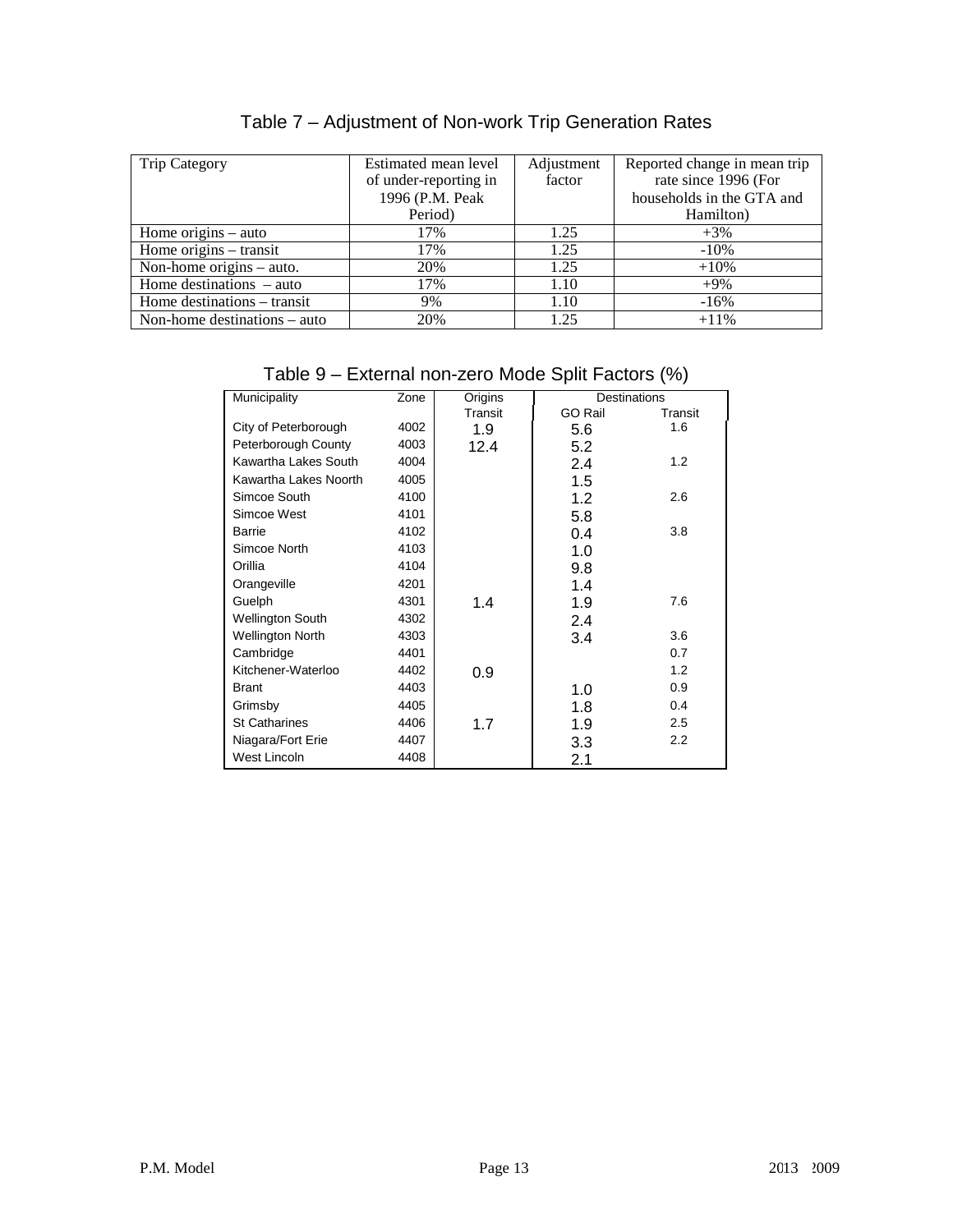## Table 7 – Adjustment of Non-work Trip Generation Rates

| Trip Category | Estimated mean level of under-reporting in 1996 (P.M. Peak Period) | Adjustment factor | Reported change in mean trip rate since 1996 (For households in the GTA and Hamilton) |
|---|---|---|---|
| Home origins – auto | 17% | 1.25 | +3% |
| Home origins – transit | 17% | 1.25 | -10% |
| Non-home origins – auto. | 20% | 1.25 | +10% |
| Home destinations – auto | 17% | 1.10 | +9% |
| Home destinations – transit | 9% | 1.10 | -16% |
| Non-home destinations – auto | 20% | 1.25 | +11% |

## Table 9 – External non-zero Mode Split Factors (%)

| Municipality | Zone | Origins | Destinations | |
|---|---|---|---|---|
| | | Transit | GO Rail | Transit |
| City of Peterborough | 4002 | 1.9 | 5.6 | 1.6 |
| Peterborough County | 4003 | 12.4 | 5.2 | |
| Kawartha Lakes South | 4004 | | 2.4 | 1.2 |
| Kawartha Lakes Noorth | 4005 | | 1.5 | |
| Simcoe South | 4100 | | 1.2 | 2.6 |
| Simcoe West | 4101 | | 5.8 | |
| Barrie | 4102 | | 0.4 | 3.8 |
| Simcoe North | 4103 | | 1.0 | |
| Orillia | 4104 | | 9.8 | |
| Orangeville | 4201 | | 1.4 | |
| Guelph | 4301 | 1.4 | 1.9 | 7.6 |
| Wellington South | 4302 | | 2.4 | |
| Wellington North | 4303 | | 3.4 | 3.6 |
| Cambridge | 4401 | | | 0.7 |
| Kitchener-Waterloo | 4402 | 0.9 | | 1.2 |
| Brant | 4403 | | 1.0 | 0.9 |
| Grimsby | 4405 | | 1.8 | 0.4 |
| St Catharines | 4406 | 1.7 | 1.9 | 2.5 |
| Niagara/Fort Erie | 4407 | | 3.3 | 2.2 |
| West Lincoln | 4408 | | 2.1 | |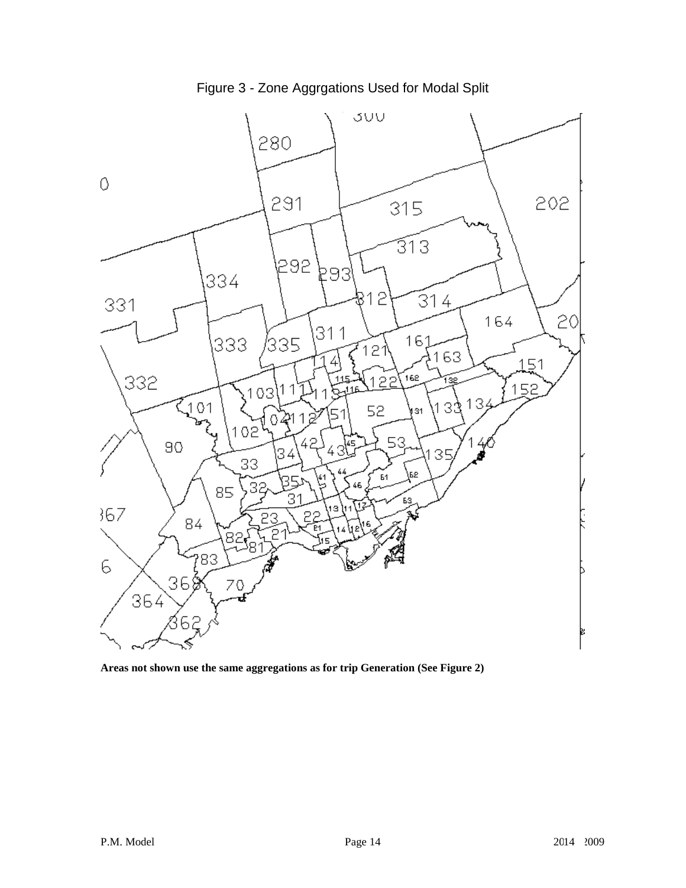Figure 3 - Zone Aggrgations Used for Modal Split

**Areas not shown use the same aggregations as for trip Generation (See Figure 2)**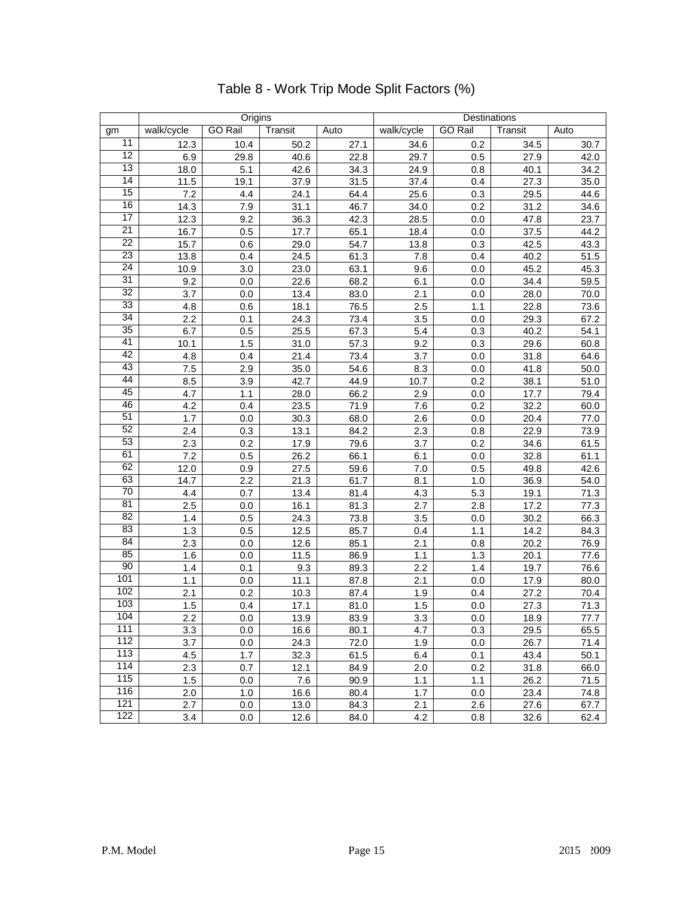# Table 8 - Work Trip Mode Split Factors (%)

| | Origins | | | | Destinations | | | |
|---|---|---|---|---|---|---|---|---|
| gm | walk/cycle | GO Rail | Transit | Auto | walk/cycle | GO Rail | Transit | Auto |
| 11 | 12.3 | 10.4 | 50.2 | 27.1 | 34.6 | 0.2 | 34.5 | 30.7 |
| 12 | 6.9 | 29.8 | 40.6 | 22.8 | 29.7 | 0.5 | 27.9 | 42.0 |
| 13 | 18.0 | 5.1 | 42.6 | 34.3 | 24.9 | 0.8 | 40.1 | 34.2 |
| 14 | 11.5 | 19.1 | 37.9 | 31.5 | 37.4 | 0.4 | 27.3 | 35.0 |
| 15 | 7.2 | 4.4 | 24.1 | 64.4 | 25.6 | 0.3 | 29.5 | 44.6 |
| 16 | 14.3 | 7.9 | 31.1 | 46.7 | 34.0 | 0.2 | 31.2 | 34.6 |
| 17 | 12.3 | 9.2 | 36.3 | 42.3 | 28.5 | 0.0 | 47.8 | 23.7 |
| 21 | 16.7 | 0.5 | 17.7 | 65.1 | 18.4 | 0.0 | 37.5 | 44.2 |
| 22 | 15.7 | 0.6 | 29.0 | 54.7 | 13.8 | 0.3 | 42.5 | 43.3 |
| 23 | 13.8 | 0.4 | 24.5 | 61.3 | 7.8 | 0.4 | 40.2 | 51.5 |
| 24 | 10.9 | 3.0 | 23.0 | 63.1 | 9.6 | 0.0 | 45.2 | 45.3 |
| 31 | 9.2 | 0.0 | 22.6 | 68.2 | 6.1 | 0.0 | 34.4 | 59.5 |
| 32 | 3.7 | 0.0 | 13.4 | 83.0 | 2.1 | 0.0 | 28.0 | 70.0 |
| 33 | 4.8 | 0.6 | 18.1 | 76.5 | 2.5 | 1.1 | 22.8 | 73.6 |
| 34 | 2.2 | 0.1 | 24.3 | 73.4 | 3.5 | 0.0 | 29.3 | 67.2 |
| 35 | 6.7 | 0.5 | 25.5 | 67.3 | 5.4 | 0.3 | 40.2 | 54.1 |
| 41 | 10.1 | 1.5 | 31.0 | 57.3 | 9.2 | 0.3 | 29.6 | 60.8 |
| 42 | 4.8 | 0.4 | 21.4 | 73.4 | 3.7 | 0.0 | 31.8 | 64.6 |
| 43 | 7.5 | 2.9 | 35.0 | 54.6 | 8.3 | 0.0 | 41.8 | 50.0 |
| 44 | 8.5 | 3.9 | 42.7 | 44.9 | 10.7 | 0.2 | 38.1 | 51.0 |
| 45 | 4.7 | 1.1 | 28.0 | 66.2 | 2.9 | 0.0 | 17.7 | 79.4 |
| 46 | 4.2 | 0.4 | 23.5 | 71.9 | 7.6 | 0.2 | 32.2 | 60.0 |
| 51 | 1.7 | 0.0 | 30.3 | 68.0 | 2.6 | 0.0 | 20.4 | 77.0 |
| 52 | 2.4 | 0.3 | 13.1 | 84.2 | 2.3 | 0.8 | 22.9 | 73.9 |
| 53 | 2.3 | 0.2 | 17.9 | 79.6 | 3.7 | 0.2 | 34.6 | 61.5 |
| 61 | 7.2 | 0.5 | 26.2 | 66.1 | 6.1 | 0.0 | 32.8 | 61.1 |
| 62 | 12.0 | 0.9 | 27.5 | 59.6 | 7.0 | 0.5 | 49.8 | 42.6 |
| 63 | 14.7 | 2.2 | 21.3 | 61.7 | 8.1 | 1.0 | 36.9 | 54.0 |
| 70 | 4.4 | 0.7 | 13.4 | 81.4 | 4.3 | 5.3 | 19.1 | 71.3 |
| 81 | 2.5 | 0.0 | 16.1 | 81.3 | 2.7 | 2.8 | 17.2 | 77.3 |
| 82 | 1.4 | 0.5 | 24.3 | 73.8 | 3.5 | 0.0 | 30.2 | 66.3 |
| 83 | 1.3 | 0.5 | 12.5 | 85.7 | 0.4 | 1.1 | 14.2 | 84.3 |
| 84 | 2.3 | 0.0 | 12.6 | 85.1 | 2.1 | 0.8 | 20.2 | 76.9 |
| 85 | 1.6 | 0.0 | 11.5 | 86.9 | 1.1 | 1.3 | 20.1 | 77.6 |
| 90 | 1.4 | 0.1 | 9.3 | 89.3 | 2.2 | 1.4 | 19.7 | 76.6 |
| 101 | 1.1 | 0.0 | 11.1 | 87.8 | 2.1 | 0.0 | 17.9 | 80.0 |
| 102 | 2.1 | 0.2 | 10.3 | 87.4 | 1.9 | 0.4 | 27.2 | 70.4 |
| 103 | 1.5 | 0.4 | 17.1 | 81.0 | 1.5 | 0.0 | 27.3 | 71.3 |
| 104 | 2.2 | 0.0 | 13.9 | 83.9 | 3.3 | 0.0 | 18.9 | 77.7 |
| 111 | 3.3 | 0.0 | 16.6 | 80.1 | 4.7 | 0.3 | 29.5 | 65.5 |
| 112 | 3.7 | 0.0 | 24.3 | 72.0 | 1.9 | 0.0 | 26.7 | 71.4 |
| 113 | 4.5 | 1.7 | 32.3 | 61.5 | 6.4 | 0.1 | 43.4 | 50.1 |
| 114 | 2.3 | 0.7 | 12.1 | 84.9 | 2.0 | 0.2 | 31.8 | 66.0 |
| 115 | 1.5 | 0.0 | 7.6 | 90.9 | 1.1 | 1.1 | 26.2 | 71.5 |
| 116 | 2.0 | 1.0 | 16.6 | 80.4 | 1.7 | 0.0 | 23.4 | 74.8 |
| 121 | 2.7 | 0.0 | 13.0 | 84.3 | 2.1 | 2.6 | 27.6 | 67.7 |
| 122 | 3.4 | 0.0 | 12.6 | 84.0 | 4.2 | 0.8 | 32.6 | 62.4 |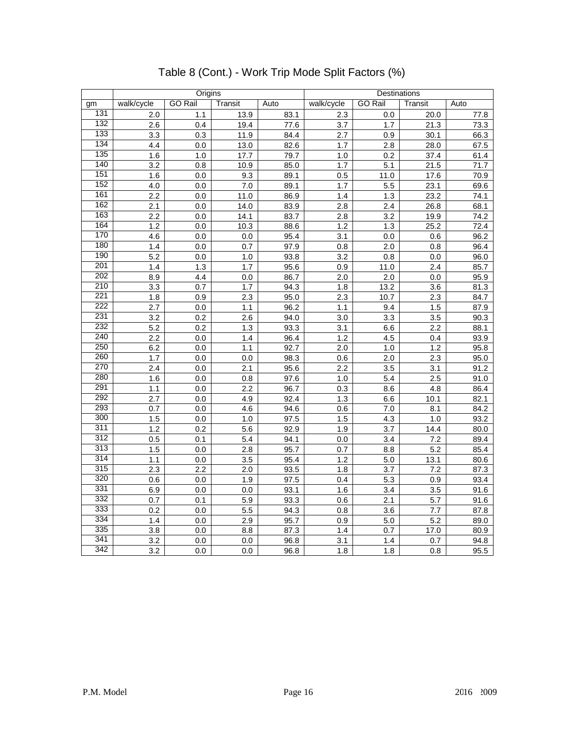# Table 8 (Cont.) - Work Trip Mode Split Factors (%)

| | Origins | | | | Destinations | | | |
|---|---|---|---|---|---|---|---|---|
| gm | walk/cycle | GO Rail | Transit | Auto | walk/cycle | GO Rail | Transit | Auto |
| 131 | 2.0 | 1.1 | 13.9 | 83.1 | 2.3 | 0.0 | 20.0 | 77.8 |
| 132 | 2.6 | 0.4 | 19.4 | 77.6 | 3.7 | 1.7 | 21.3 | 73.3 |
| 133 | 3.3 | 0.3 | 11.9 | 84.4 | 2.7 | 0.9 | 30.1 | 66.3 |
| 134 | 4.4 | 0.0 | 13.0 | 82.6 | 1.7 | 2.8 | 28.0 | 67.5 |
| 135 | 1.6 | 1.0 | 17.7 | 79.7 | 1.0 | 0.2 | 37.4 | 61.4 |
| 140 | 3.2 | 0.8 | 10.9 | 85.0 | 1.7 | 5.1 | 21.5 | 71.7 |
| 151 | 1.6 | 0.0 | 9.3 | 89.1 | 0.5 | 11.0 | 17.6 | 70.9 |
| 152 | 4.0 | 0.0 | 7.0 | 89.1 | 1.7 | 5.5 | 23.1 | 69.6 |
| 161 | 2.2 | 0.0 | 11.0 | 86.9 | 1.4 | 1.3 | 23.2 | 74.1 |
| 162 | 2.1 | 0.0 | 14.0 | 83.9 | 2.8 | 2.4 | 26.8 | 68.1 |
| 163 | 2.2 | 0.0 | 14.1 | 83.7 | 2.8 | 3.2 | 19.9 | 74.2 |
| 164 | 1.2 | 0.0 | 10.3 | 88.6 | 1.2 | 1.3 | 25.2 | 72.4 |
| 170 | 4.6 | 0.0 | 0.0 | 95.4 | 3.1 | 0.0 | 0.6 | 96.2 |
| 180 | 1.4 | 0.0 | 0.7 | 97.9 | 0.8 | 2.0 | 0.8 | 96.4 |
| 190 | 5.2 | 0.0 | 1.0 | 93.8 | 3.2 | 0.8 | 0.0 | 96.0 |
| 201 | 1.4 | 1.3 | 1.7 | 95.6 | 0.9 | 11.0 | 2.4 | 85.7 |
| 202 | 8.9 | 4.4 | 0.0 | 86.7 | 2.0 | 2.0 | 0.0 | 95.9 |
| 210 | 3.3 | 0.7 | 1.7 | 94.3 | 1.8 | 13.2 | 3.6 | 81.3 |
| 221 | 1.8 | 0.9 | 2.3 | 95.0 | 2.3 | 10.7 | 2.3 | 84.7 |
| 222 | 2.7 | 0.0 | 1.1 | 96.2 | 1.1 | 9.4 | 1.5 | 87.9 |
| 231 | 3.2 | 0.2 | 2.6 | 94.0 | 3.0 | 3.3 | 3.5 | 90.3 |
| 232 | 5.2 | 0.2 | 1.3 | 93.3 | 3.1 | 6.6 | 2.2 | 88.1 |
| 240 | 2.2 | 0.0 | 1.4 | 96.4 | 1.2 | 4.5 | 0.4 | 93.9 |
| 250 | 6.2 | 0.0 | 1.1 | 92.7 | 2.0 | 1.0 | 1.2 | 95.8 |
| 260 | 1.7 | 0.0 | 0.0 | 98.3 | 0.6 | 2.0 | 2.3 | 95.0 |
| 270 | 2.4 | 0.0 | 2.1 | 95.6 | 2.2 | 3.5 | 3.1 | 91.2 |
| 280 | 1.6 | 0.0 | 0.8 | 97.6 | 1.0 | 5.4 | 2.5 | 91.0 |
| 291 | 1.1 | 0.0 | 2.2 | 96.7 | 0.3 | 8.6 | 4.8 | 86.4 |
| 292 | 2.7 | 0.0 | 4.9 | 92.4 | 1.3 | 6.6 | 10.1 | 82.1 |
| 293 | 0.7 | 0.0 | 4.6 | 94.6 | 0.6 | 7.0 | 8.1 | 84.2 |
| 300 | 1.5 | 0.0 | 1.0 | 97.5 | 1.5 | 4.3 | 1.0 | 93.2 |
| 311 | 1.2 | 0.2 | 5.6 | 92.9 | 1.9 | 3.7 | 14.4 | 80.0 |
| 312 | 0.5 | 0.1 | 5.4 | 94.1 | 0.0 | 3.4 | 7.2 | 89.4 |
| 313 | 1.5 | 0.0 | 2.8 | 95.7 | 0.7 | 8.8 | 5.2 | 85.4 |
| 314 | 1.1 | 0.0 | 3.5 | 95.4 | 1.2 | 5.0 | 13.1 | 80.6 |
| 315 | 2.3 | 2.2 | 2.0 | 93.5 | 1.8 | 3.7 | 7.2 | 87.3 |
| 320 | 0.6 | 0.0 | 1.9 | 97.5 | 0.4 | 5.3 | 0.9 | 93.4 |
| 331 | 6.9 | 0.0 | 0.0 | 93.1 | 1.6 | 3.4 | 3.5 | 91.6 |
| 332 | 0.7 | 0.1 | 5.9 | 93.3 | 0.6 | 2.1 | 5.7 | 91.6 |
| 333 | 0.2 | 0.0 | 5.5 | 94.3 | 0.8 | 3.6 | 7.7 | 87.8 |
| 334 | 1.4 | 0.0 | 2.9 | 95.7 | 0.9 | 5.0 | 5.2 | 89.0 |
| 335 | 3.8 | 0.0 | 8.8 | 87.3 | 1.4 | 0.7 | 17.0 | 80.9 |
| 341 | 3.2 | 0.0 | 0.0 | 96.8 | 3.1 | 1.4 | 0.7 | 94.8 |
| 342 | 3.2 | 0.0 | 0.0 | 96.8 | 1.8 | 1.8 | 0.8 | 95.5 |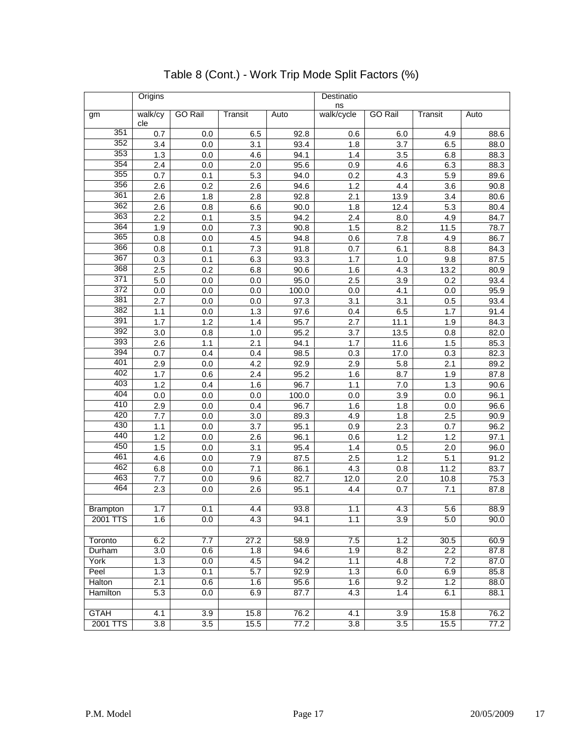# Table 8 (Cont.) - Work Trip Mode Split Factors (%)

| | Origins | | | | Destinations | | | |
|---|---|---|---|---|---|---|---|---|
| gm | walk/cycle | GO Rail | Transit | Auto | walk/cycle | GO Rail | Transit | Auto |
| 351 | 0.7 | 0.0 | 6.5 | 92.8 | 0.6 | 6.0 | 4.9 | 88.6 |
| 352 | 3.4 | 0.0 | 3.1 | 93.4 | 1.8 | 3.7 | 6.5 | 88.0 |
| 353 | 1.3 | 0.0 | 4.6 | 94.1 | 1.4 | 3.5 | 6.8 | 88.3 |
| 354 | 2.4 | 0.0 | 2.0 | 95.6 | 0.9 | 4.6 | 6.3 | 88.3 |
| 355 | 0.7 | 0.1 | 5.3 | 94.0 | 0.2 | 4.3 | 5.9 | 89.6 |
| 356 | 2.6 | 0.2 | 2.6 | 94.6 | 1.2 | 4.4 | 3.6 | 90.8 |
| 361 | 2.6 | 1.8 | 2.8 | 92.8 | 2.1 | 13.9 | 3.4 | 80.6 |
| 362 | 2.6 | 0.8 | 6.6 | 90.0 | 1.8 | 12.4 | 5.3 | 80.4 |
| 363 | 2.2 | 0.1 | 3.5 | 94.2 | 2.4 | 8.0 | 4.9 | 84.7 |
| 364 | 1.9 | 0.0 | 7.3 | 90.8 | 1.5 | 8.2 | 11.5 | 78.7 |
| 365 | 0.8 | 0.0 | 4.5 | 94.8 | 0.6 | 7.8 | 4.9 | 86.7 |
| 366 | 0.8 | 0.1 | 7.3 | 91.8 | 0.7 | 6.1 | 8.8 | 84.3 |
| 367 | 0.3 | 0.1 | 6.3 | 93.3 | 1.7 | 1.0 | 9.8 | 87.5 |
| 368 | 2.5 | 0.2 | 6.8 | 90.6 | 1.6 | 4.3 | 13.2 | 80.9 |
| 371 | 5.0 | 0.0 | 0.0 | 95.0 | 2.5 | 3.9 | 0.2 | 93.4 |
| 372 | 0.0 | 0.0 | 0.0 | 100.0 | 0.0 | 4.1 | 0.0 | 95.9 |
| 381 | 2.7 | 0.0 | 0.0 | 97.3 | 3.1 | 3.1 | 0.5 | 93.4 |
| 382 | 1.1 | 0.0 | 1.3 | 97.6 | 0.4 | 6.5 | 1.7 | 91.4 |
| 391 | 1.7 | 1.2 | 1.4 | 95.7 | 2.7 | 11.1 | 1.9 | 84.3 |
| 392 | 3.0 | 0.8 | 1.0 | 95.2 | 3.7 | 13.5 | 0.8 | 82.0 |
| 393 | 2.6 | 1.1 | 2.1 | 94.1 | 1.7 | 11.6 | 1.5 | 85.3 |
| 394 | 0.7 | 0.4 | 0.4 | 98.5 | 0.3 | 17.0 | 0.3 | 82.3 |
| 401 | 2.9 | 0.0 | 4.2 | 92.9 | 2.9 | 5.8 | 2.1 | 89.2 |
| 402 | 1.7 | 0.6 | 2.4 | 95.2 | 1.6 | 8.7 | 1.9 | 87.8 |
| 403 | 1.2 | 0.4 | 1.6 | 96.7 | 1.1 | 7.0 | 1.3 | 90.6 |
| 404 | 0.0 | 0.0 | 0.0 | 100.0 | 0.0 | 3.9 | 0.0 | 96.1 |
| 410 | 2.9 | 0.0 | 0.4 | 96.7 | 1.6 | 1.8 | 0.0 | 96.6 |
| 420 | 7.7 | 0.0 | 3.0 | 89.3 | 4.9 | 1.8 | 2.5 | 90.9 |
| 430 | 1.1 | 0.0 | 3.7 | 95.1 | 0.9 | 2.3 | 0.7 | 96.2 |
| 440 | 1.2 | 0.0 | 2.6 | 96.1 | 0.6 | 1.2 | 1.2 | 97.1 |
| 450 | 1.5 | 0.0 | 3.1 | 95.4 | 1.4 | 0.5 | 2.0 | 96.0 |
| 461 | 4.6 | 0.0 | 7.9 | 87.5 | 2.5 | 1.2 | 5.1 | 91.2 |
| 462 | 6.8 | 0.0 | 7.1 | 86.1 | 4.3 | 0.8 | 11.2 | 83.7 |
| 463 | 7.7 | 0.0 | 9.6 | 82.7 | 12.0 | 2.0 | 10.8 | 75.3 |
| 464 | 2.3 | 0.0 | 2.6 | 95.1 | 4.4 | 0.7 | 7.1 | 87.8 |
| | | | | | | | | |
| Brampton | 1.7 | 0.1 | 4.4 | 93.8 | 1.1 | 4.3 | 5.6 | 88.9 |
| 2001 TTS | 1.6 | 0.0 | 4.3 | 94.1 | 1.1 | 3.9 | 5.0 | 90.0 |
| | | | | | | | | |
| Toronto | 6.2 | 7.7 | 27.2 | 58.9 | 7.5 | 1.2 | 30.5 | 60.9 |
| Durham | 3.0 | 0.6 | 1.8 | 94.6 | 1.9 | 8.2 | 2.2 | 87.8 |
| York | 1.3 | 0.0 | 4.5 | 94.2 | 1.1 | 4.8 | 7.2 | 87.0 |
| Peel | 1.3 | 0.1 | 5.7 | 92.9 | 1.3 | 6.0 | 6.9 | 85.8 |
| Halton | 2.1 | 0.6 | 1.6 | 95.6 | 1.6 | 9.2 | 1.2 | 88.0 |
| Hamilton | 5.3 | 0.0 | 6.9 | 87.7 | 4.3 | 1.4 | 6.1 | 88.1 |
| | | | | | | | | |
| GTAH | 4.1 | 3.9 | 15.8 | 76.2 | 4.1 | 3.9 | 15.8 | 76.2 |
| 2001 TTS | 3.8 | 3.5 | 15.5 | 77.2 | 3.8 | 3.5 | 15.5 | 77.2 |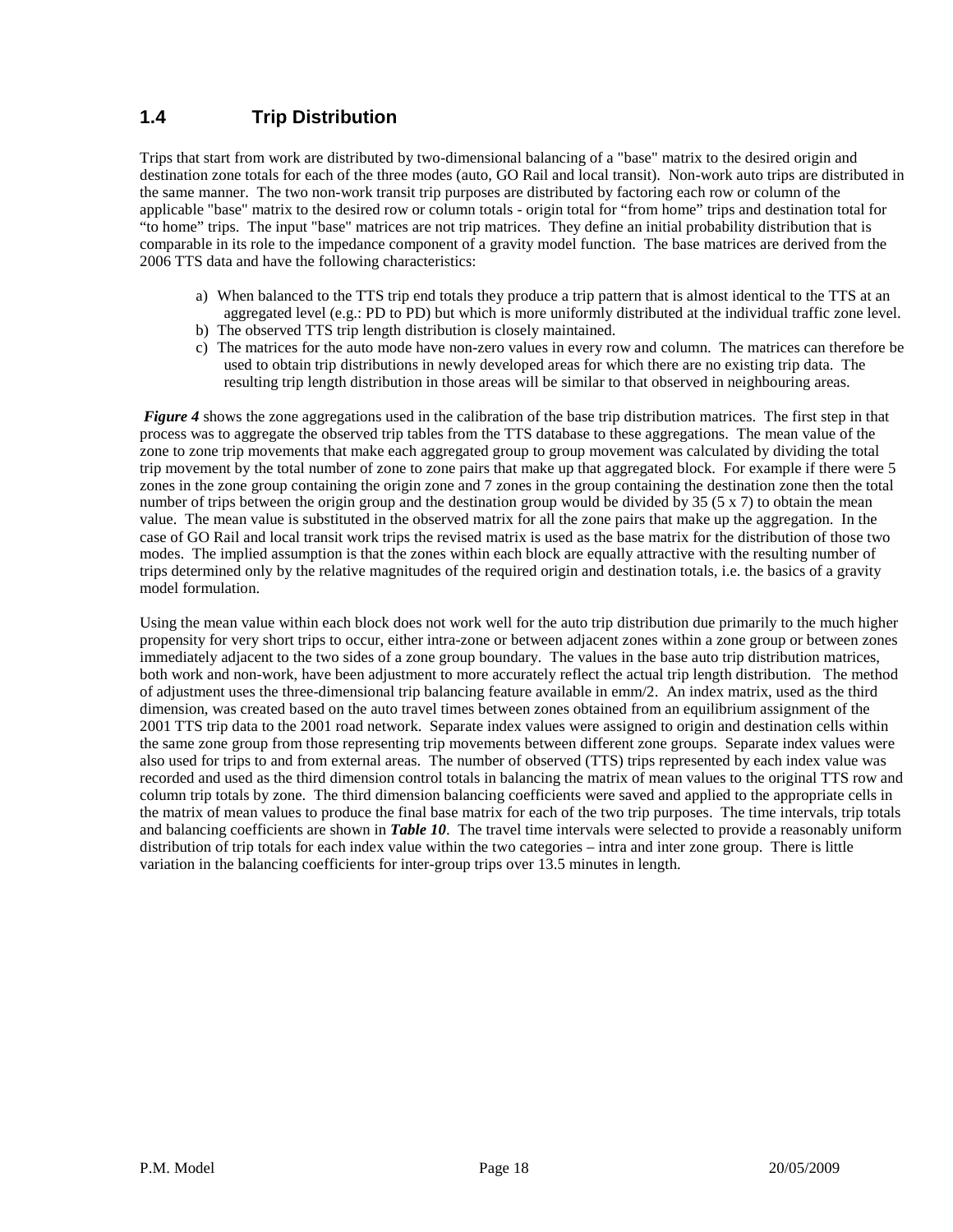## 1.4 Trip Distribution

Trips that start from work are distributed by two-dimensional balancing of a "base" matrix to the desired origin and destination zone totals for each of the three modes (auto, GO Rail and local transit). Non-work auto trips are distributed in the same manner. The two non-work transit trip purposes are distributed by factoring each row or column of the applicable "base" matrix to the desired row or column totals - origin total for "from home" trips and destination total for "to home" trips. The input "base" matrices are not trip matrices. They define an initial probability distribution that is comparable in its role to the impedance component of a gravity model function. The base matrices are derived from the 2006 TTS data and have the following characteristics:

a) When balanced to the TTS trip end totals they produce a trip pattern that is almost identical to the TTS at an aggregated level (e.g.: PD to PD) but which is more uniformly distributed at the individual traffic zone level.
b) The observed TTS trip length distribution is closely maintained.
c) The matrices for the auto mode have non-zero values in every row and column. The matrices can therefore be used to obtain trip distributions in newly developed areas for which there are no existing trip data. The resulting trip length distribution in those areas will be similar to that observed in neighbouring areas.

***Figure 4*** shows the zone aggregations used in the calibration of the base trip distribution matrices. The first step in that process was to aggregate the observed trip tables from the TTS database to these aggregations. The mean value of the zone to zone trip movements that make each aggregated group to group movement was calculated by dividing the total trip movement by the total number of zone to zone pairs that make up that aggregated block. For example if there were 5 zones in the zone group containing the origin zone and 7 zones in the group containing the destination zone then the total number of trips between the origin group and the destination group would be divided by 35 (5 x 7) to obtain the mean value. The mean value is substituted in the observed matrix for all the zone pairs that make up the aggregation. In the case of GO Rail and local transit work trips the revised matrix is used as the base matrix for the distribution of those two modes. The implied assumption is that the zones within each block are equally attractive with the resulting number of trips determined only by the relative magnitudes of the required origin and destination totals, i.e. the basics of a gravity model formulation.

Using the mean value within each block does not work well for the auto trip distribution due primarily to the much higher propensity for very short trips to occur, either intra-zone or between adjacent zones within a zone group or between zones immediately adjacent to the two sides of a zone group boundary. The values in the base auto trip distribution matrices, both work and non-work, have been adjustment to more accurately reflect the actual trip length distribution. The method of adjustment uses the three-dimensional trip balancing feature available in emm/2. An index matrix, used as the third dimension, was created based on the auto travel times between zones obtained from an equilibrium assignment of the 2001 TTS trip data to the 2001 road network. Separate index values were assigned to origin and destination cells within the same zone group from those representing trip movements between different zone groups. Separate index values were also used for trips to and from external areas. The number of observed (TTS) trips represented by each index value was recorded and used as the third dimension control totals in balancing the matrix of mean values to the original TTS row and column trip totals by zone. The third dimension balancing coefficients were saved and applied to the appropriate cells in the matrix of mean values to produce the final base matrix for each of the two trip purposes. The time intervals, trip totals and balancing coefficients are shown in ***Table 10***. The travel time intervals were selected to provide a reasonably uniform distribution of trip totals for each index value within the two categories – intra and inter zone group. There is little variation in the balancing coefficients for inter-group trips over 13.5 minutes in length.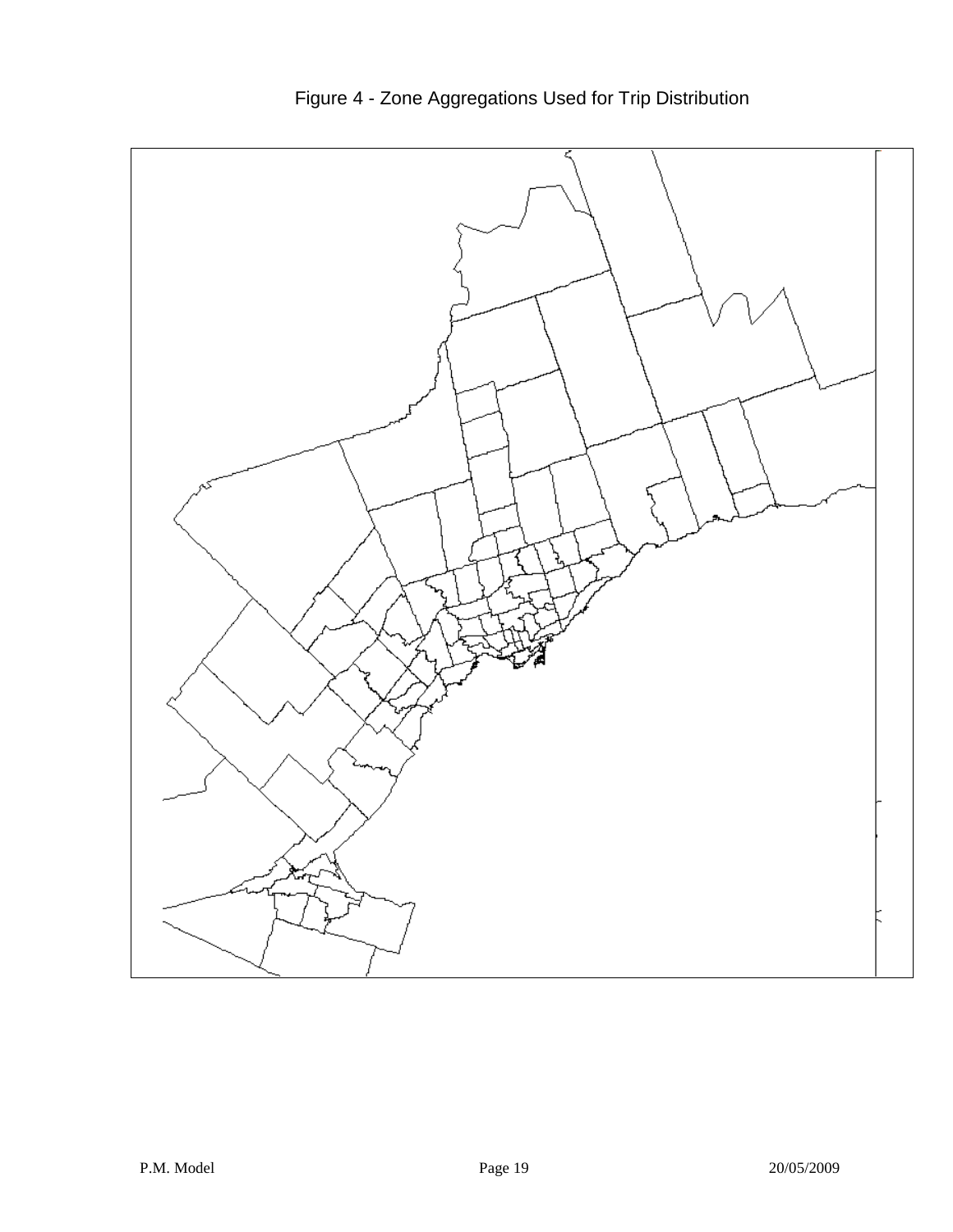Figure 4 - Zone Aggregations Used for Trip Distribution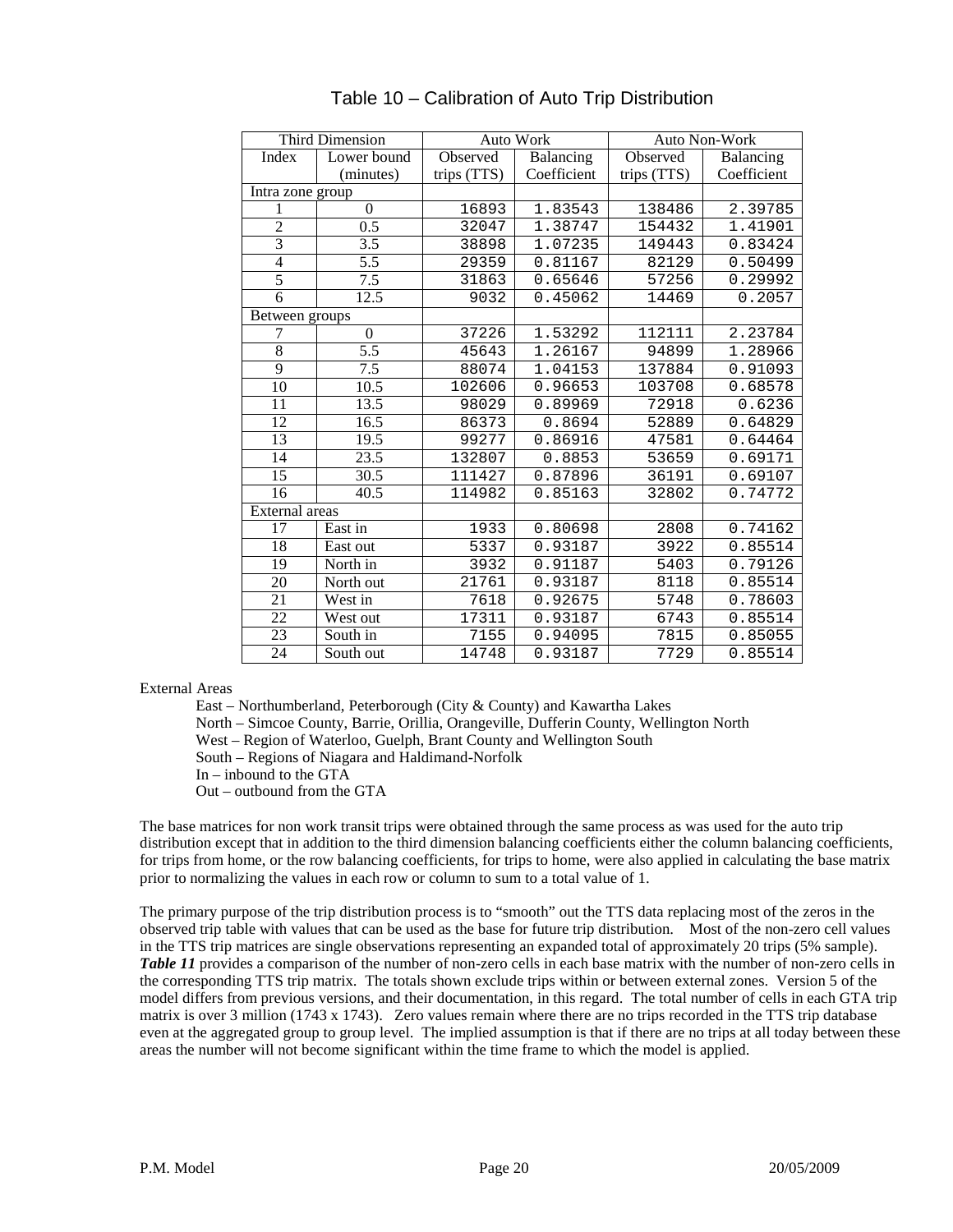## Table 10 – Calibration of Auto Trip Distribution

| Third Dimension | | Auto Work | | Auto Non-Work | |
|---|---|---|---|---|---|
| Index | Lower bound (minutes) | Observed trips (TTS) | Balancing Coefficient | Observed trips (TTS) | Balancing Coefficient |
| Intra zone group | | | | | |
| 1 | 0 | 16893 | 1.83543 | 138486 | 2.39785 |
| 2 | 0.5 | 32047 | 1.38747 | 154432 | 1.41901 |
| 3 | 3.5 | 38898 | 1.07235 | 149443 | 0.83424 |
| 4 | 5.5 | 29359 | 0.81167 | 82129 | 0.50499 |
| 5 | 7.5 | 31863 | 0.65646 | 57256 | 0.29992 |
| 6 | 12.5 | 9032 | 0.45062 | 14469 | 0.2057 |
| Between groups | | | | | |
| 7 | 0 | 37226 | 1.53292 | 112111 | 2.23784 |
| 8 | 5.5 | 45643 | 1.26167 | 94899 | 1.28966 |
| 9 | 7.5 | 88074 | 1.04153 | 137884 | 0.91093 |
| 10 | 10.5 | 102606 | 0.96653 | 103708 | 0.68578 |
| 11 | 13.5 | 98029 | 0.89969 | 72918 | 0.6236 |
| 12 | 16.5 | 86373 | 0.8694 | 52889 | 0.64829 |
| 13 | 19.5 | 99277 | 0.86916 | 47581 | 0.64464 |
| 14 | 23.5 | 132807 | 0.8853 | 53659 | 0.69171 |
| 15 | 30.5 | 111427 | 0.87896 | 36191 | 0.69107 |
| 16 | 40.5 | 114982 | 0.85163 | 32802 | 0.74772 |
| External areas | | | | | |
| 17 | East in | 1933 | 0.80698 | 2808 | 0.74162 |
| 18 | East out | 5337 | 0.93187 | 3922 | 0.85514 |
| 19 | North in | 3932 | 0.91187 | 5403 | 0.79126 |
| 20 | North out | 21761 | 0.93187 | 8118 | 0.85514 |
| 21 | West in | 7618 | 0.92675 | 5748 | 0.78603 |
| 22 | West out | 17311 | 0.93187 | 6743 | 0.85514 |
| 23 | South in | 7155 | 0.94095 | 7815 | 0.85055 |
| 24 | South out | 14748 | 0.93187 | 7729 | 0.85514 |

External Areas

East – Northumberland, Peterborough (City & County) and Kawartha Lakes
North – Simcoe County, Barrie, Orillia, Orangeville, Dufferin County, Wellington North
West – Region of Waterloo, Guelph, Brant County and Wellington South
South – Regions of Niagara and Haldimand-Norfolk
In – inbound to the GTA
Out – outbound from the GTA

The base matrices for non work transit trips were obtained through the same process as was used for the auto trip distribution except that in addition to the third dimension balancing coefficients either the column balancing coefficients, for trips from home, or the row balancing coefficients, for trips to home, were also applied in calculating the base matrix prior to normalizing the values in each row or column to sum to a total value of 1.

The primary purpose of the trip distribution process is to "smooth" out the TTS data replacing most of the zeros in the observed trip table with values that can be used as the base for future trip distribution. Most of the non-zero cell values in the TTS trip matrices are single observations representing an expanded total of approximately 20 trips (5% sample). ***Table 11*** provides a comparison of the number of non-zero cells in each base matrix with the number of non-zero cells in the corresponding TTS trip matrix. The totals shown exclude trips within or between external zones. Version 5 of the model differs from previous versions, and their documentation, in this regard. The total number of cells in each GTA trip matrix is over 3 million (1743 x 1743). Zero values remain where there are no trips recorded in the TTS trip database even at the aggregated group to group level. The implied assumption is that if there are no trips at all today between these areas the number will not become significant within the time frame to which the model is applied.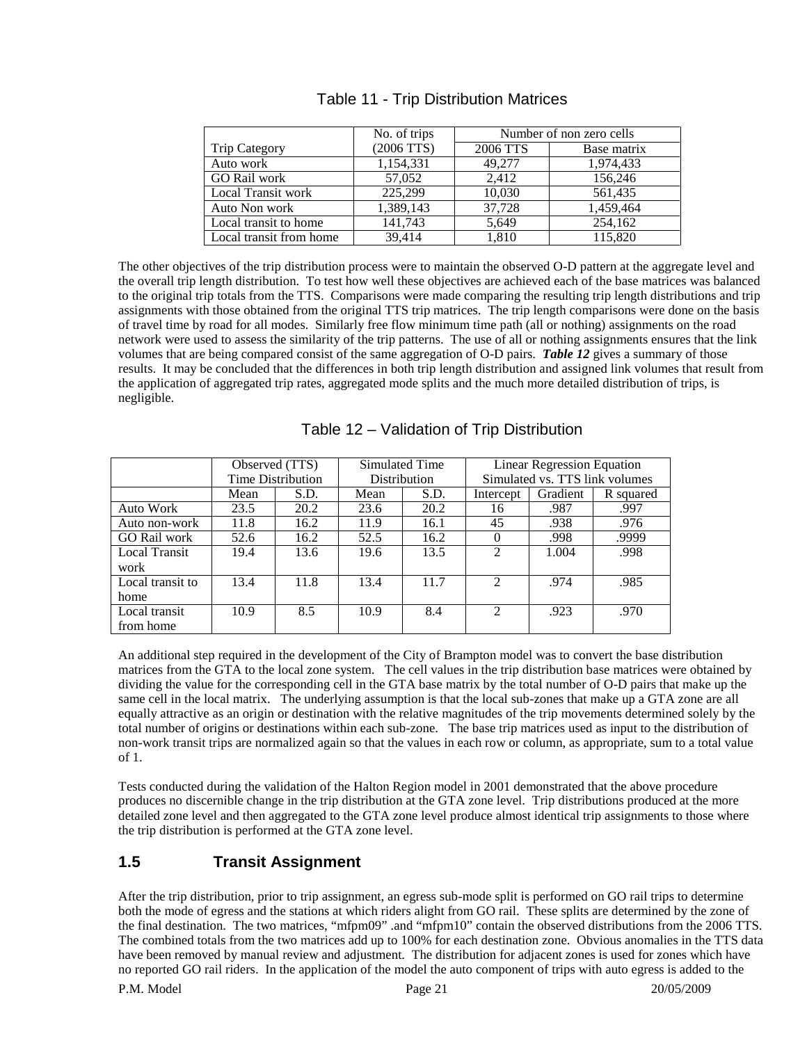### Table 11 - Trip Distribution Matrices

| Trip Category | No. of trips (2006 TTS) | Number of non zero cells | |
|---|---|---|---|
| | | 2006 TTS | Base matrix |
| Auto work | 1,154,331 | 49,277 | 1,974,433 |
| GO Rail work | 57,052 | 2,412 | 156,246 |
| Local Transit work | 225,299 | 10,030 | 561,435 |
| Auto Non work | 1,389,143 | 37,728 | 1,459,464 |
| Local transit to home | 141,743 | 5,649 | 254,162 |
| Local transit from home | 39,414 | 1,810 | 115,820 |

The other objectives of the trip distribution process were to maintain the observed O-D pattern at the aggregate level and the overall trip length distribution. To test how well these objectives are achieved each of the base matrices was balanced to the original trip totals from the TTS. Comparisons were made comparing the resulting trip length distributions and trip assignments with those obtained from the original TTS trip matrices. The trip length comparisons were done on the basis of travel time by road for all modes. Similarly free flow minimum time path (all or nothing) assignments on the road network were used to assess the similarity of the trip patterns. The use of all or nothing assignments ensures that the link volumes that are being compared consist of the same aggregation of O-D pairs. ***Table 12*** gives a summary of those results. It may be concluded that the differences in both trip length distribution and assigned link volumes that result from the application of aggregated trip rates, aggregated mode splits and the much more detailed distribution of trips, is negligible.

### Table 12 – Validation of Trip Distribution

| | Observed (TTS) Time Distribution | | Simulated Time Distribution | | Linear Regression Equation Simulated vs. TTS link volumes | | |
|---|---|---|---|---|---|---|---|
| | Mean | S.D. | Mean | S.D. | Intercept | Gradient | R squared |
| Auto Work | 23.5 | 20.2 | 23.6 | 20.2 | 16 | .987 | .997 |
| Auto non-work | 11.8 | 16.2 | 11.9 | 16.1 | 45 | .938 | .976 |
| GO Rail work | 52.6 | 16.2 | 52.5 | 16.2 | 0 | .998 | .9999 |
| Local Transit work | 19.4 | 13.6 | 19.6 | 13.5 | 2 | 1.004 | .998 |
| Local transit to home | 13.4 | 11.8 | 13.4 | 11.7 | 2 | .974 | .985 |
| Local transit from home | 10.9 | 8.5 | 10.9 | 8.4 | 2 | .923 | .970 |

An additional step required in the development of the City of Brampton model was to convert the base distribution matrices from the GTA to the local zone system. The cell values in the trip distribution base matrices were obtained by dividing the value for the corresponding cell in the GTA base matrix by the total number of O-D pairs that make up the same cell in the local matrix. The underlying assumption is that the local sub-zones that make up a GTA zone are all equally attractive as an origin or destination with the relative magnitudes of the trip movements determined solely by the total number of origins or destinations within each sub-zone. The base trip matrices used as input to the distribution of non-work transit trips are normalized again so that the values in each row or column, as appropriate, sum to a total value of 1.

Tests conducted during the validation of the Halton Region model in 2001 demonstrated that the above procedure produces no discernible change in the trip distribution at the GTA zone level. Trip distributions produced at the more detailed zone level and then aggregated to the GTA zone level produce almost identical trip assignments to those where the trip distribution is performed at the GTA zone level.

## 1.5 Transit Assignment

After the trip distribution, prior to trip assignment, an egress sub-mode split is performed on GO rail trips to determine both the mode of egress and the stations at which riders alight from GO rail. These splits are determined by the zone of the final destination. The two matrices, "mfpm09" .and "mfpm10" contain the observed distributions from the 2006 TTS. The combined totals from the two matrices add up to 100% for each destination zone. Obvious anomalies in the TTS data have been removed by manual review and adjustment. The distribution for adjacent zones is used for zones which have no reported GO rail riders. In the application of the model the auto component of trips with auto egress is added to the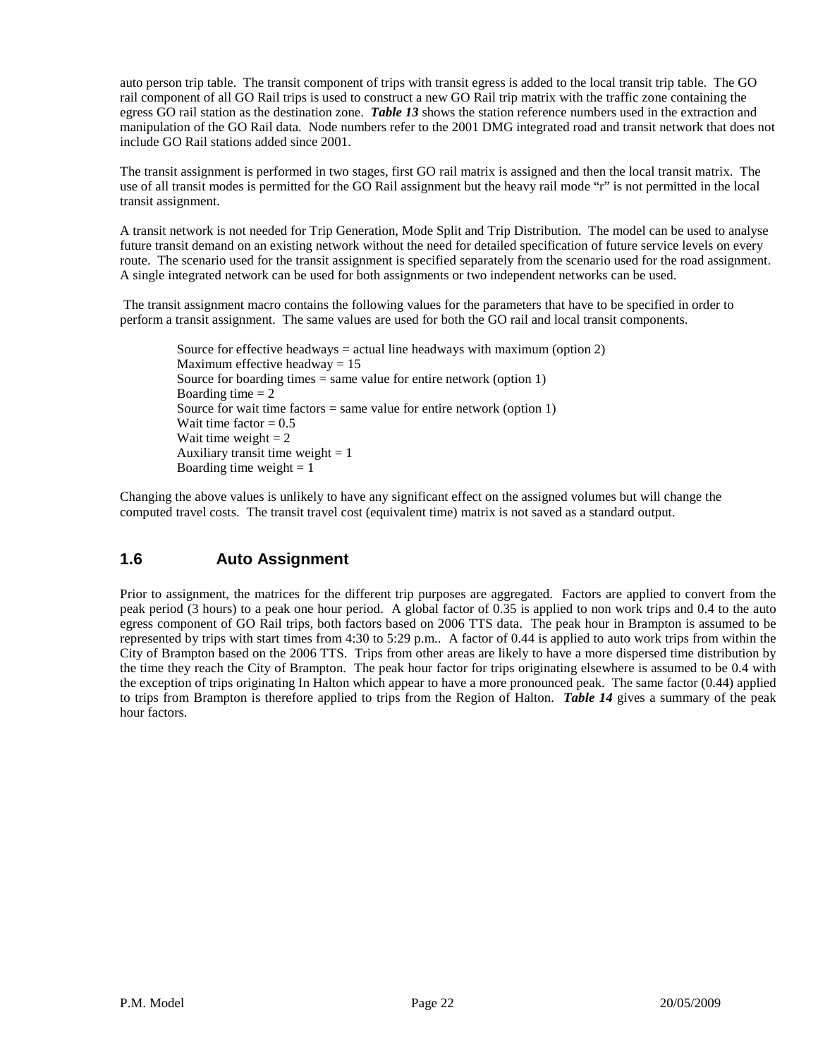auto person trip table. The transit component of trips with transit egress is added to the local transit trip table. The GO rail component of all GO Rail trips is used to construct a new GO Rail trip matrix with the traffic zone containing the egress GO rail station as the destination zone. ***Table 13*** shows the station reference numbers used in the extraction and manipulation of the GO Rail data. Node numbers refer to the 2001 DMG integrated road and transit network that does not include GO Rail stations added since 2001.

The transit assignment is performed in two stages, first GO rail matrix is assigned and then the local transit matrix. The use of all transit modes is permitted for the GO Rail assignment but the heavy rail mode "r" is not permitted in the local transit assignment.

A transit network is not needed for Trip Generation, Mode Split and Trip Distribution. The model can be used to analyse future transit demand on an existing network without the need for detailed specification of future service levels on every route. The scenario used for the transit assignment is specified separately from the scenario used for the road assignment. A single integrated network can be used for both assignments or two independent networks can be used.

The transit assignment macro contains the following values for the parameters that have to be specified in order to perform a transit assignment. The same values are used for both the GO rail and local transit components.

> Source for effective headways = actual line headways with maximum (option 2)
> Maximum effective headway = 15
> Source for boarding times = same value for entire network (option 1)
> Boarding time = 2
> Source for wait time factors = same value for entire network (option 1)
> Wait time factor = 0.5
> Wait time weight = 2
> Auxiliary transit time weight = 1
> Boarding time weight = 1

Changing the above values is unlikely to have any significant effect on the assigned volumes but will change the computed travel costs. The transit travel cost (equivalent time) matrix is not saved as a standard output.

## 1.6 Auto Assignment

Prior to assignment, the matrices for the different trip purposes are aggregated. Factors are applied to convert from the peak period (3 hours) to a peak one hour period. A global factor of 0.35 is applied to non work trips and 0.4 to the auto egress component of GO Rail trips, both factors based on 2006 TTS data. The peak hour in Brampton is assumed to be represented by trips with start times from 4:30 to 5:29 p.m.. A factor of 0.44 is applied to auto work trips from within the City of Brampton based on the 2006 TTS. Trips from other areas are likely to have a more dispersed time distribution by the time they reach the City of Brampton. The peak hour factor for trips originating elsewhere is assumed to be 0.4 with the exception of trips originating In Halton which appear to have a more pronounced peak. The same factor (0.44) applied to trips from Brampton is therefore applied to trips from the Region of Halton. ***Table 14*** gives a summary of the peak hour factors.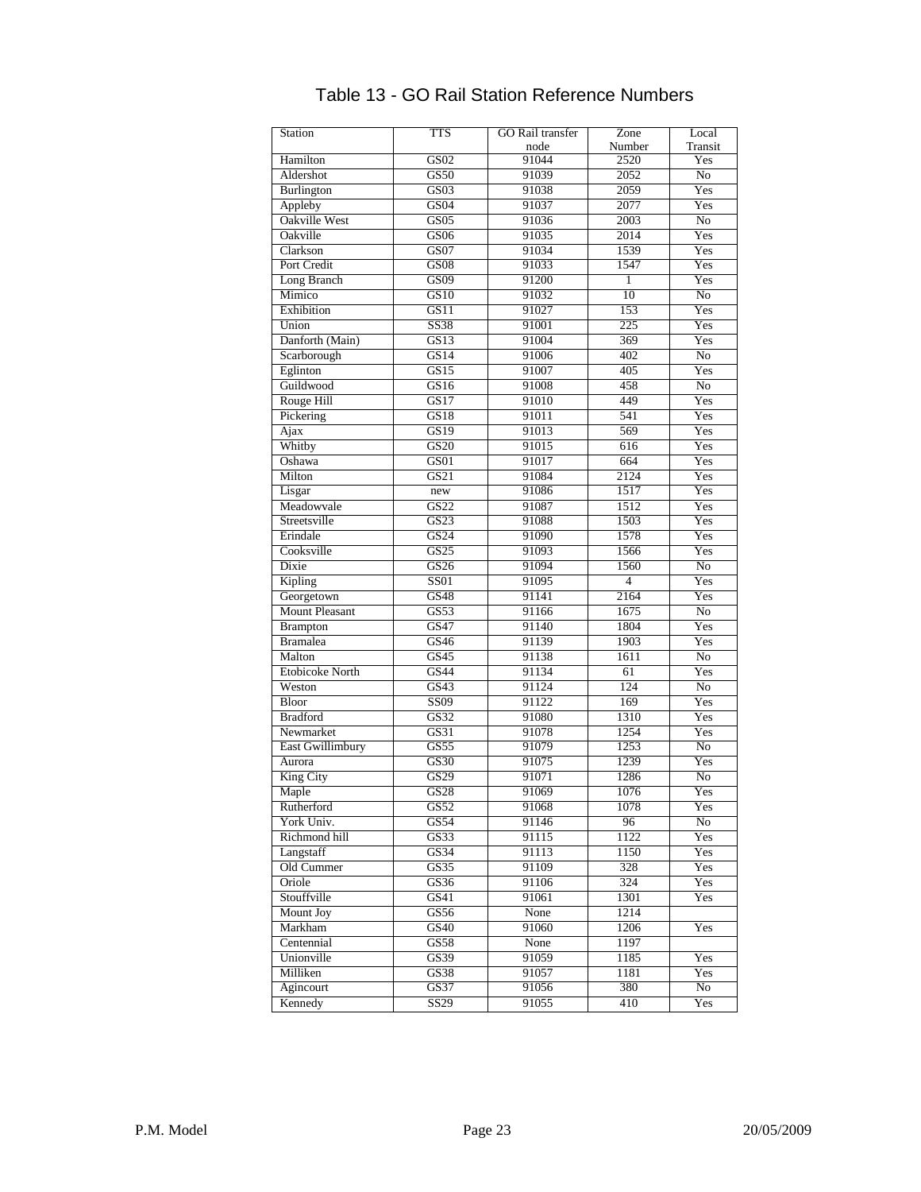# Table 13 - GO Rail Station Reference Numbers

| Station | TTS | GO Rail transfer node | Zone Number | Local Transit |
|---|---|---|---|---|
| Hamilton | GS02 | 91044 | 2520 | Yes |
| Aldershot | GS50 | 91039 | 2052 | No |
| Burlington | GS03 | 91038 | 2059 | Yes |
| Appleby | GS04 | 91037 | 2077 | Yes |
| Oakville West | GS05 | 91036 | 2003 | No |
| Oakville | GS06 | 91035 | 2014 | Yes |
| Clarkson | GS07 | 91034 | 1539 | Yes |
| Port Credit | GS08 | 91033 | 1547 | Yes |
| Long Branch | GS09 | 91200 | 1 | Yes |
| Mimico | GS10 | 91032 | 10 | No |
| Exhibition | GS11 | 91027 | 153 | Yes |
| Union | SS38 | 91001 | 225 | Yes |
| Danforth (Main) | GS13 | 91004 | 369 | Yes |
| Scarborough | GS14 | 91006 | 402 | No |
| Eglinton | GS15 | 91007 | 405 | Yes |
| Guildwood | GS16 | 91008 | 458 | No |
| Rouge Hill | GS17 | 91010 | 449 | Yes |
| Pickering | GS18 | 91011 | 541 | Yes |
| Ajax | GS19 | 91013 | 569 | Yes |
| Whitby | GS20 | 91015 | 616 | Yes |
| Oshawa | GS01 | 91017 | 664 | Yes |
| Milton | GS21 | 91084 | 2124 | Yes |
| Lisgar | new | 91086 | 1517 | Yes |
| Meadowvale | GS22 | 91087 | 1512 | Yes |
| Streetsville | GS23 | 91088 | 1503 | Yes |
| Erindale | GS24 | 91090 | 1578 | Yes |
| Cooksville | GS25 | 91093 | 1566 | Yes |
| Dixie | GS26 | 91094 | 1560 | No |
| Kipling | SS01 | 91095 | 4 | Yes |
| Georgetown | GS48 | 91141 | 2164 | Yes |
| Mount Pleasant | GS53 | 91166 | 1675 | No |
| Brampton | GS47 | 91140 | 1804 | Yes |
| Bramalea | GS46 | 91139 | 1903 | Yes |
| Malton | GS45 | 91138 | 1611 | No |
| Etobicoke North | GS44 | 91134 | 61 | Yes |
| Weston | GS43 | 91124 | 124 | No |
| Bloor | SS09 | 91122 | 169 | Yes |
| Bradford | GS32 | 91080 | 1310 | Yes |
| Newmarket | GS31 | 91078 | 1254 | Yes |
| East Gwillimbury | GS55 | 91079 | 1253 | No |
| Aurora | GS30 | 91075 | 1239 | Yes |
| King City | GS29 | 91071 | 1286 | No |
| Maple | GS28 | 91069 | 1076 | Yes |
| Rutherford | GS52 | 91068 | 1078 | Yes |
| York Univ. | GS54 | 91146 | 96 | No |
| Richmond hill | GS33 | 91115 | 1122 | Yes |
| Langstaff | GS34 | 91113 | 1150 | Yes |
| Old Cummer | GS35 | 91109 | 328 | Yes |
| Oriole | GS36 | 91106 | 324 | Yes |
| Stouffville | GS41 | 91061 | 1301 | Yes |
| Mount Joy | GS56 | None | 1214 | |
| Markham | GS40 | 91060 | 1206 | Yes |
| Centennial | GS58 | None | 1197 | |
| Unionville | GS39 | 91059 | 1185 | Yes |
| Milliken | GS38 | 91057 | 1181 | Yes |
| Agincourt | GS37 | 91056 | 380 | No |
| Kennedy | SS29 | 91055 | 410 | Yes |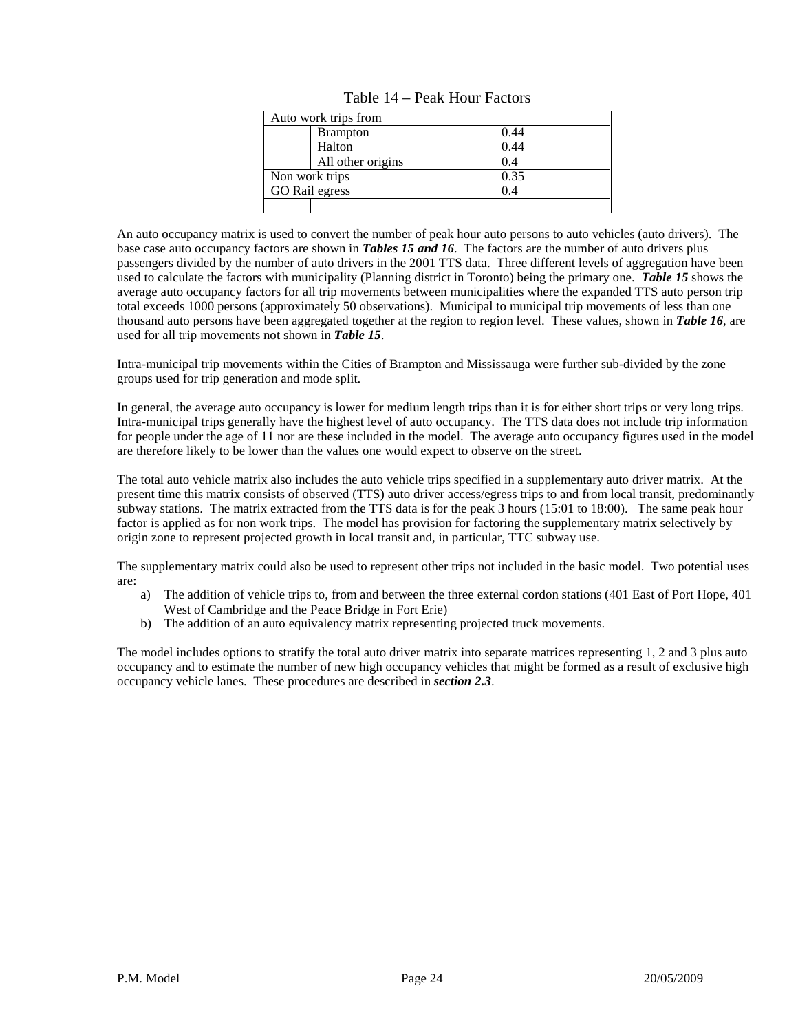Table 14 – Peak Hour Factors

| Auto work trips from | | |
|---|---|---|
| | Brampton | 0.44 |
| | Halton | 0.44 |
| | All other origins | 0.4 |
| Non work trips | | 0.35 |
| GO Rail egress | | 0.4 |
| | | |

An auto occupancy matrix is used to convert the number of peak hour auto persons to auto vehicles (auto drivers). The base case auto occupancy factors are shown in ***Tables 15 and 16***. The factors are the number of auto drivers plus passengers divided by the number of auto drivers in the 2001 TTS data. Three different levels of aggregation have been used to calculate the factors with municipality (Planning district in Toronto) being the primary one. ***Table 15*** shows the average auto occupancy factors for all trip movements between municipalities where the expanded TTS auto person trip total exceeds 1000 persons (approximately 50 observations). Municipal to municipal trip movements of less than one thousand auto persons have been aggregated together at the region to region level. These values, shown in ***Table 16***, are used for all trip movements not shown in ***Table 15***.

Intra-municipal trip movements within the Cities of Brampton and Mississauga were further sub-divided by the zone groups used for trip generation and mode split.

In general, the average auto occupancy is lower for medium length trips than it is for either short trips or very long trips. Intra-municipal trips generally have the highest level of auto occupancy. The TTS data does not include trip information for people under the age of 11 nor are these included in the model. The average auto occupancy figures used in the model are therefore likely to be lower than the values one would expect to observe on the street.

The total auto vehicle matrix also includes the auto vehicle trips specified in a supplementary auto driver matrix. At the present time this matrix consists of observed (TTS) auto driver access/egress trips to and from local transit, predominantly subway stations. The matrix extracted from the TTS data is for the peak 3 hours (15:01 to 18:00). The same peak hour factor is applied as for non work trips. The model has provision for factoring the supplementary matrix selectively by origin zone to represent projected growth in local transit and, in particular, TTC subway use.

The supplementary matrix could also be used to represent other trips not included in the basic model. Two potential uses are:

a) The addition of vehicle trips to, from and between the three external cordon stations (401 East of Port Hope, 401 West of Cambridge and the Peace Bridge in Fort Erie)
b) The addition of an auto equivalency matrix representing projected truck movements.

The model includes options to stratify the total auto driver matrix into separate matrices representing 1, 2 and 3 plus auto occupancy and to estimate the number of new high occupancy vehicles that might be formed as a result of exclusive high occupancy vehicle lanes. These procedures are described in ***section 2.3***.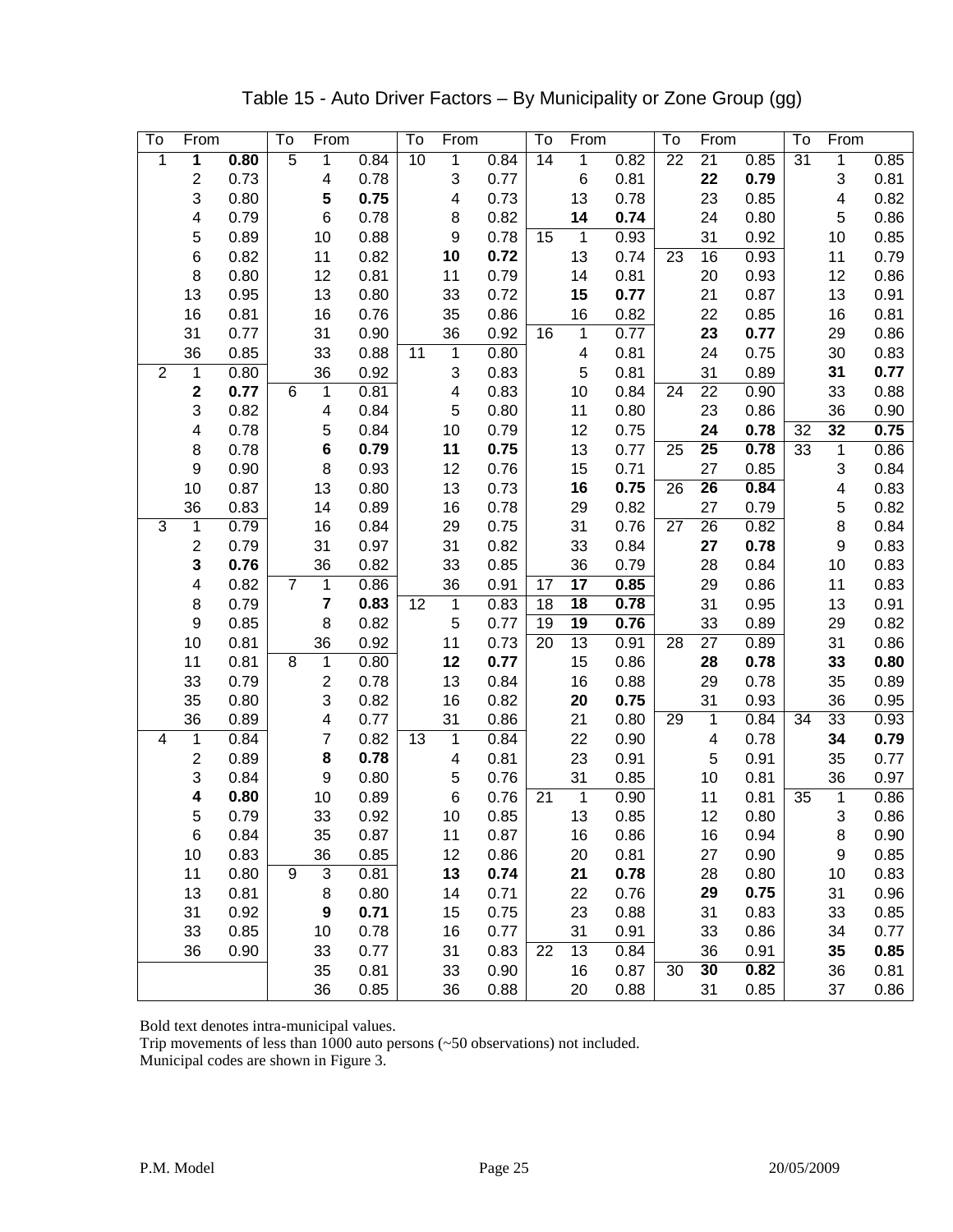# Table 15 - Auto Driver Factors – By Municipality or Zone Group (gg)

| To | From | | To | From | | To | From | | To | From | | To | From | | To | From | |
|---|---|---|---|---|---|---|---|---|---|---|---|---|---|---|---|---|---|
| 1 | **1** | **0.80** | 5 | 1 | 0.84 | 10 | 1 | 0.84 | 14 | 1 | 0.82 | 22 | 21 | 0.85 | 31 | 1 | 0.85 |
| | 2 | 0.73 | | 4 | 0.78 | | 3 | 0.77 | | 6 | 0.81 | | **22** | **0.79** | | 3 | 0.81 |
| | 3 | 0.80 | | **5** | **0.75** | | 4 | 0.73 | | 13 | 0.78 | | 23 | 0.85 | | 4 | 0.82 |
| | 4 | 0.79 | | 6 | 0.78 | | 8 | 0.82 | | **14** | **0.74** | | 24 | 0.80 | | 5 | 0.86 |
| | 5 | 0.89 | | 10 | 0.88 | | 9 | 0.78 | 15 | 1 | 0.93 | | 31 | 0.92 | | 10 | 0.85 |
| | 6 | 0.82 | | 11 | 0.82 | | **10** | **0.72** | | 13 | 0.74 | 23 | 16 | 0.93 | | 11 | 0.79 |
| | 8 | 0.80 | | 12 | 0.81 | | 11 | 0.79 | | 14 | 0.81 | | 20 | 0.93 | | 12 | 0.86 |
| | 13 | 0.95 | | 13 | 0.80 | | 33 | 0.72 | | **15** | **0.77** | | 21 | 0.87 | | 13 | 0.91 |
| | 16 | 0.81 | | 16 | 0.76 | | 35 | 0.86 | | 16 | 0.82 | | 22 | 0.85 | | 16 | 0.81 |
| | 31 | 0.77 | | 31 | 0.90 | | 36 | 0.92 | 16 | 1 | 0.77 | | **23** | **0.77** | | 29 | 0.86 |
| | 36 | 0.85 | | 33 | 0.88 | 11 | 1 | 0.80 | | 4 | 0.81 | | 24 | 0.75 | | 30 | 0.83 |
| 2 | 1 | 0.80 | | 36 | 0.92 | | 3 | 0.83 | | 5 | 0.81 | | 31 | 0.89 | | **31** | **0.77** |
| | **2** | **0.77** | 6 | 1 | 0.81 | | 4 | 0.83 | | 10 | 0.84 | 24 | 22 | 0.90 | | 33 | 0.88 |
| | 3 | 0.82 | | 4 | 0.84 | | 5 | 0.80 | | 11 | 0.80 | | 23 | 0.86 | | 36 | 0.90 |
| | 4 | 0.78 | | 5 | 0.84 | | 10 | 0.79 | | 12 | 0.75 | | **24** | **0.78** | 32 | **32** | **0.75** |
| | 8 | 0.78 | | **6** | **0.79** | | **11** | **0.75** | | 13 | 0.77 | 25 | **25** | **0.78** | 33 | 1 | 0.86 |
| | 9 | 0.90 | | 8 | 0.93 | | 12 | 0.76 | | 15 | 0.71 | | 27 | 0.85 | | 3 | 0.84 |
| | 10 | 0.87 | | 13 | 0.80 | | 13 | 0.73 | | **16** | **0.75** | 26 | **26** | **0.84** | | 4 | 0.83 |
| | 36 | 0.83 | | 14 | 0.89 | | 16 | 0.78 | | 29 | 0.82 | | 27 | 0.79 | | 5 | 0.82 |
| 3 | 1 | 0.79 | | 16 | 0.84 | | 29 | 0.75 | | 31 | 0.76 | 27 | 26 | 0.82 | | 8 | 0.84 |
| | 2 | 0.79 | | 31 | 0.97 | | 31 | 0.82 | | 33 | 0.84 | | **27** | **0.78** | | 9 | 0.83 |
| | **3** | **0.76** | | 36 | 0.82 | | 33 | 0.85 | | 36 | 0.79 | | 28 | 0.84 | | 10 | 0.83 |
| | 4 | 0.82 | 7 | 1 | 0.86 | | 36 | 0.91 | 17 | **17** | **0.85** | | 29 | 0.86 | | 11 | 0.83 |
| | 8 | 0.79 | | **7** | **0.83** | 12 | 1 | 0.83 | 18 | **18** | **0.78** | | 31 | 0.95 | | 13 | 0.91 |
| | 9 | 0.85 | | 8 | 0.82 | | 5 | 0.77 | 19 | **19** | **0.76** | | 33 | 0.89 | | 29 | 0.82 |
| | 10 | 0.81 | | 36 | 0.92 | | 11 | 0.73 | 20 | 13 | 0.91 | 28 | 27 | 0.89 | | 31 | 0.86 |
| | 11 | 0.81 | 8 | 1 | 0.80 | | **12** | **0.77** | | 15 | 0.86 | | **28** | **0.78** | | **33** | **0.80** |
| | 33 | 0.79 | | 2 | 0.78 | | 13 | 0.84 | | 16 | 0.88 | | 29 | 0.78 | | 35 | 0.89 |
| | 35 | 0.80 | | 3 | 0.82 | | 16 | 0.82 | | **20** | **0.75** | | 31 | 0.93 | | 36 | 0.95 |
| | 36 | 0.89 | | 4 | 0.77 | | 31 | 0.86 | | 21 | 0.80 | 29 | 1 | 0.84 | 34 | 33 | 0.93 |
| 4 | 1 | 0.84 | | 7 | 0.82 | 13 | 1 | 0.84 | | 22 | 0.90 | | 4 | 0.78 | | **34** | **0.79** |
| | 2 | 0.89 | | **8** | **0.78** | | 4 | 0.81 | | 23 | 0.91 | | 5 | 0.91 | | 35 | 0.77 |
| | 3 | 0.84 | | 9 | 0.80 | | 5 | 0.76 | | 31 | 0.85 | | 10 | 0.81 | | 36 | 0.97 |
| | **4** | **0.80** | | 10 | 0.89 | | 6 | 0.76 | 21 | 1 | 0.90 | | 11 | 0.81 | 35 | 1 | 0.86 |
| | 5 | 0.79 | | 33 | 0.92 | | 10 | 0.85 | | 13 | 0.85 | | 12 | 0.80 | | 3 | 0.86 |
| | 6 | 0.84 | | 35 | 0.87 | | 11 | 0.87 | | 16 | 0.86 | | 16 | 0.94 | | 8 | 0.90 |
| | 10 | 0.83 | | 36 | 0.85 | | 12 | 0.86 | | 20 | 0.81 | | 27 | 0.90 | | 9 | 0.85 |
| | 11 | 0.80 | 9 | 3 | 0.81 | | **13** | **0.74** | | **21** | **0.78** | | 28 | 0.80 | | 10 | 0.83 |
| | 13 | 0.81 | | 8 | 0.80 | | 14 | 0.71 | | 22 | 0.76 | | **29** | **0.75** | | 31 | 0.96 |
| | 31 | 0.92 | | **9** | **0.71** | | 15 | 0.75 | | 23 | 0.88 | | 31 | 0.83 | | 33 | 0.85 |
| | 33 | 0.85 | | 10 | 0.78 | | 16 | 0.77 | | 31 | 0.91 | | 33 | 0.86 | | 34 | 0.77 |
| | 36 | 0.90 | | 33 | 0.77 | | 31 | 0.83 | 22 | 13 | 0.84 | | 36 | 0.91 | | **35** | **0.85** |
| | | | | 35 | 0.81 | | 33 | 0.90 | | 16 | 0.87 | 30 | **30** | **0.82** | | 36 | 0.81 |
| | | | | 36 | 0.85 | | 36 | 0.88 | | 20 | 0.88 | | 31 | 0.85 | | 37 | 0.86 |

Bold text denotes intra-municipal values.
Trip movements of less than 1000 auto persons (~50 observations) not included.
Municipal codes are shown in Figure 3.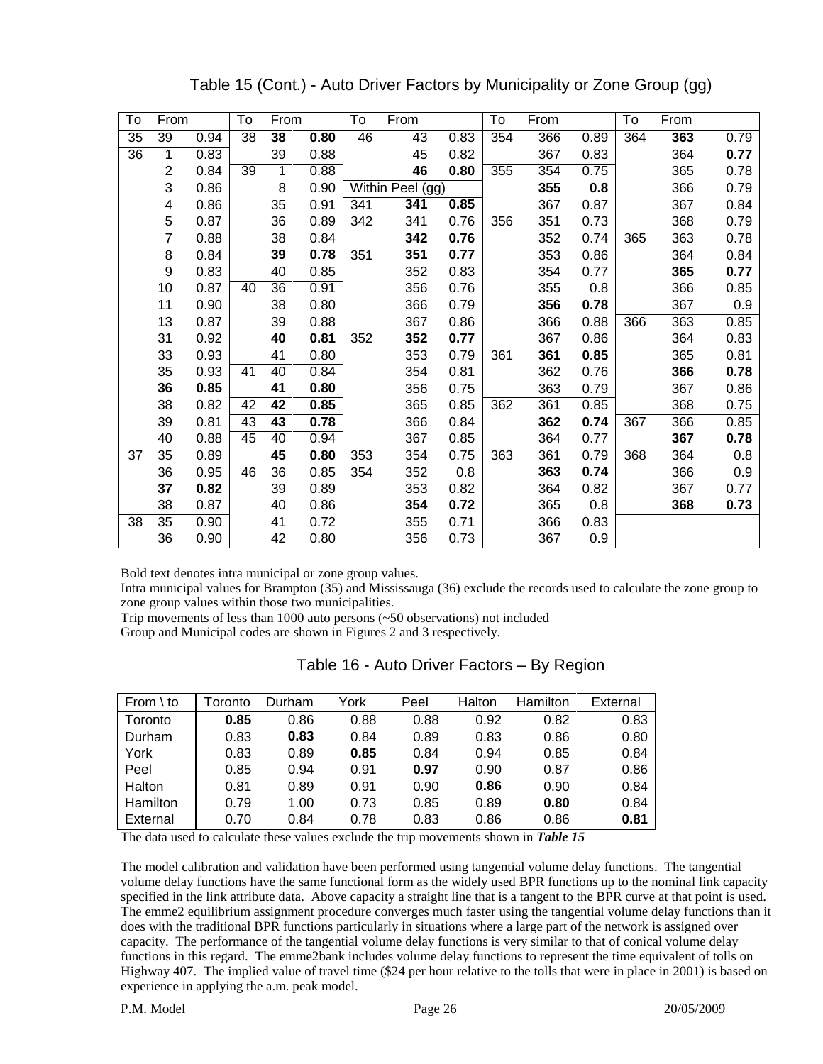## Table 15 (Cont.) - Auto Driver Factors by Municipality or Zone Group (gg)

| To | From | | To | From | | To | From | | To | From | | To | From | |
|---|---|---|---|---|---|---|---|---|---|---|---|---|---|---|
| 35 | 39 | 0.94 | 38 | **38** | **0.80** | 46 | 43 | 0.83 | 354 | 366 | 0.89 | 364 | **363** | 0.79 |
| 36 | 1 | 0.83 | | 39 | 0.88 | | 45 | 0.82 | | 367 | 0.83 | | 364 | **0.77** |
| | 2 | 0.84 | 39 | 1 | 0.88 | | **46** | **0.80** | 355 | 354 | 0.75 | | 365 | 0.78 |
| | 3 | 0.86 | | 8 | 0.90 | Within Peel (gg) | | | | **355** | **0.8** | | 366 | 0.79 |
| | 4 | 0.86 | | 35 | 0.91 | 341 | **341** | **0.85** | | 367 | 0.87 | | 367 | 0.84 |
| | 5 | 0.87 | | 36 | 0.89 | 342 | 341 | 0.76 | 356 | 351 | 0.73 | | 368 | 0.79 |
| | 7 | 0.88 | | 38 | 0.84 | | **342** | **0.76** | | 352 | 0.74 | 365 | 363 | 0.78 |
| | 8 | 0.84 | | **39** | **0.78** | 351 | **351** | **0.77** | | 353 | 0.86 | | 364 | 0.84 |
| | 9 | 0.83 | | 40 | 0.85 | | 352 | 0.83 | | 354 | 0.77 | | **365** | **0.77** |
| | 10 | 0.87 | 40 | 36 | 0.91 | | 356 | 0.76 | | 355 | 0.8 | | 366 | 0.85 |
| | 11 | 0.90 | | 38 | 0.80 | | 366 | 0.79 | | **356** | **0.78** | | 367 | 0.9 |
| | 13 | 0.87 | | 39 | 0.88 | | 367 | 0.86 | | 366 | 0.88 | 366 | 363 | 0.85 |
| | 31 | 0.92 | | **40** | **0.81** | 352 | **352** | **0.77** | | 367 | 0.86 | | 364 | 0.83 |
| | 33 | 0.93 | | 41 | 0.80 | | 353 | 0.79 | 361 | **361** | **0.85** | | 365 | 0.81 |
| | 35 | 0.93 | 41 | 40 | 0.84 | | 354 | 0.81 | | 362 | 0.76 | | **366** | **0.78** |
| | **36** | **0.85** | | **41** | **0.80** | | 356 | 0.75 | | 363 | 0.79 | | 367 | 0.86 |
| | 38 | 0.82 | 42 | **42** | **0.85** | | 365 | 0.85 | 362 | 361 | 0.85 | | 368 | 0.75 |
| | 39 | 0.81 | 43 | **43** | **0.78** | | 366 | 0.84 | | **362** | **0.74** | 367 | 366 | 0.85 |
| | 40 | 0.88 | 45 | 40 | 0.94 | | 367 | 0.85 | | 364 | 0.77 | | **367** | **0.78** |
| 37 | 35 | 0.89 | | **45** | **0.80** | 353 | 354 | 0.75 | 363 | 361 | 0.79 | 368 | 364 | 0.8 |
| | 36 | 0.95 | 46 | 36 | 0.85 | 354 | 352 | 0.8 | | **363** | **0.74** | | 366 | 0.9 |
| | **37** | **0.82** | | 39 | 0.89 | | 353 | 0.82 | | 364 | 0.82 | | 367 | 0.77 |
| | 38 | 0.87 | | 40 | 0.86 | | **354** | **0.72** | | 365 | 0.8 | | **368** | **0.73** |
| 38 | 35 | 0.90 | | 41 | 0.72 | | 355 | 0.71 | | 366 | 0.83 | | | |
| | 36 | 0.90 | | 42 | 0.80 | | 356 | 0.73 | | 367 | 0.9 | | | |

Bold text denotes intra municipal or zone group values.

Intra municipal values for Brampton (35) and Mississauga (36) exclude the records used to calculate the zone group to zone group values within those two municipalities.

Trip movements of less than 1000 auto persons (~50 observations) not included

Group and Municipal codes are shown in Figures 2 and 3 respectively.

## Table 16 - Auto Driver Factors – By Region

| From \ to | Toronto | Durham | York | Peel | Halton | Hamilton | External |
|---|---|---|---|---|---|---|---|
| Toronto | **0.85** | 0.86 | 0.88 | 0.88 | 0.92 | 0.82 | 0.83 |
| Durham | 0.83 | **0.83** | 0.84 | 0.89 | 0.83 | 0.86 | 0.80 |
| York | 0.83 | 0.89 | **0.85** | 0.84 | 0.94 | 0.85 | 0.84 |
| Peel | 0.85 | 0.94 | 0.91 | **0.97** | 0.90 | 0.87 | 0.86 |
| Halton | 0.81 | 0.89 | 0.91 | 0.90 | **0.86** | 0.90 | 0.84 |
| Hamilton | 0.79 | 1.00 | 0.73 | 0.85 | 0.89 | **0.80** | 0.84 |
| External | 0.70 | 0.84 | 0.78 | 0.83 | 0.86 | 0.86 | **0.81** |

The data used to calculate these values exclude the trip movements shown in ***Table 15***

The model calibration and validation have been performed using tangential volume delay functions. The tangential volume delay functions have the same functional form as the widely used BPR functions up to the nominal link capacity specified in the link attribute data. Above capacity a straight line that is a tangent to the BPR curve at that point is used. The emme2 equilibrium assignment procedure converges much faster using the tangential volume delay functions than it does with the traditional BPR functions particularly in situations where a large part of the network is assigned over capacity. The performance of the tangential volume delay functions is very similar to that of conical volume delay functions in this regard. The emme2bank includes volume delay functions to represent the time equivalent of tolls on Highway 407. The implied value of travel time ($24 per hour relative to the tolls that were in place in 2001) is based on experience in applying the a.m. peak model.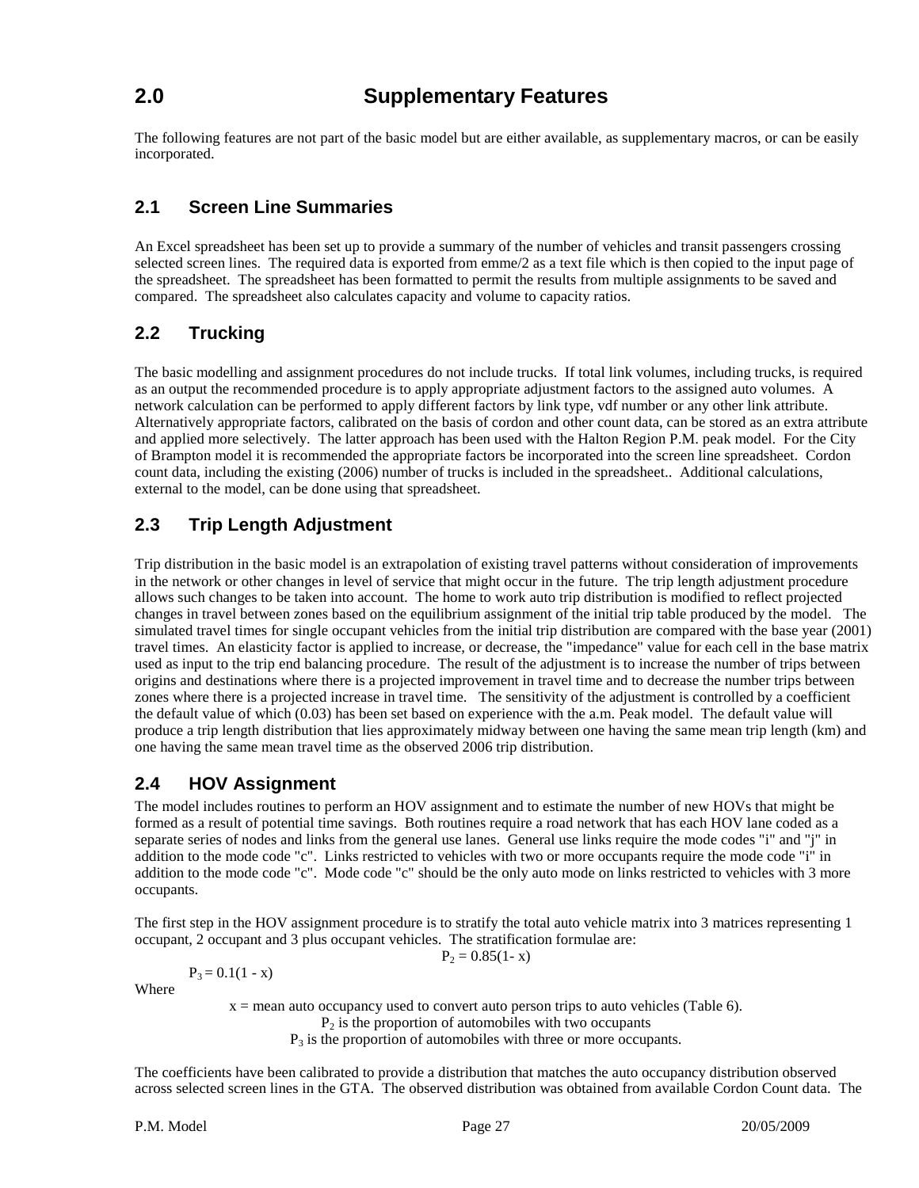# 2.0 Supplementary Features

The following features are not part of the basic model but are either available, as supplementary macros, or can be easily incorporated.

## 2.1 Screen Line Summaries

An Excel spreadsheet has been set up to provide a summary of the number of vehicles and transit passengers crossing selected screen lines. The required data is exported from emme/2 as a text file which is then copied to the input page of the spreadsheet. The spreadsheet has been formatted to permit the results from multiple assignments to be saved and compared. The spreadsheet also calculates capacity and volume to capacity ratios.

## 2.2 Trucking

The basic modelling and assignment procedures do not include trucks. If total link volumes, including trucks, is required as an output the recommended procedure is to apply appropriate adjustment factors to the assigned auto volumes. A network calculation can be performed to apply different factors by link type, vdf number or any other link attribute. Alternatively appropriate factors, calibrated on the basis of cordon and other count data, can be stored as an extra attribute and applied more selectively. The latter approach has been used with the Halton Region P.M. peak model. For the City of Brampton model it is recommended the appropriate factors be incorporated into the screen line spreadsheet. Cordon count data, including the existing (2006) number of trucks is included in the spreadsheet.. Additional calculations, external to the model, can be done using that spreadsheet.

## 2.3 Trip Length Adjustment

Trip distribution in the basic model is an extrapolation of existing travel patterns without consideration of improvements in the network or other changes in level of service that might occur in the future. The trip length adjustment procedure allows such changes to be taken into account. The home to work auto trip distribution is modified to reflect projected changes in travel between zones based on the equilibrium assignment of the initial trip table produced by the model. The simulated travel times for single occupant vehicles from the initial trip distribution are compared with the base year (2001) travel times. An elasticity factor is applied to increase, or decrease, the "impedance" value for each cell in the base matrix used as input to the trip end balancing procedure. The result of the adjustment is to increase the number of trips between origins and destinations where there is a projected improvement in travel time and to decrease the number trips between zones where there is a projected increase in travel time. The sensitivity of the adjustment is controlled by a coefficient the default value of which (0.03) has been set based on experience with the a.m. Peak model. The default value will produce a trip length distribution that lies approximately midway between one having the same mean trip length (km) and one having the same mean travel time as the observed 2006 trip distribution.

## 2.4 HOV Assignment

The model includes routines to perform an HOV assignment and to estimate the number of new HOVs that might be formed as a result of potential time savings. Both routines require a road network that has each HOV lane coded as a separate series of nodes and links from the general use lanes. General use links require the mode codes "i" and "j" in addition to the mode code "c". Links restricted to vehicles with two or more occupants require the mode code "i" in addition to the mode code "c". Mode code "c" should be the only auto mode on links restricted to vehicles with 3 more occupants.

The first step in the HOV assignment procedure is to stratify the total auto vehicle matrix into 3 matrices representing 1 occupant, 2 occupant and 3 plus occupant vehicles. The stratification formulae are:

$$P_2 = 0.85(1 - x)$$

$$P_3 = 0.1(1 - x)$$

Where

$x$ = mean auto occupancy used to convert auto person trips to auto vehicles (Table 6).

$P_2$ is the proportion of automobiles with two occupants

$P_3$ is the proportion of automobiles with three or more occupants.

The coefficients have been calibrated to provide a distribution that matches the auto occupancy distribution observed across selected screen lines in the GTA. The observed distribution was obtained from available Cordon Count data. The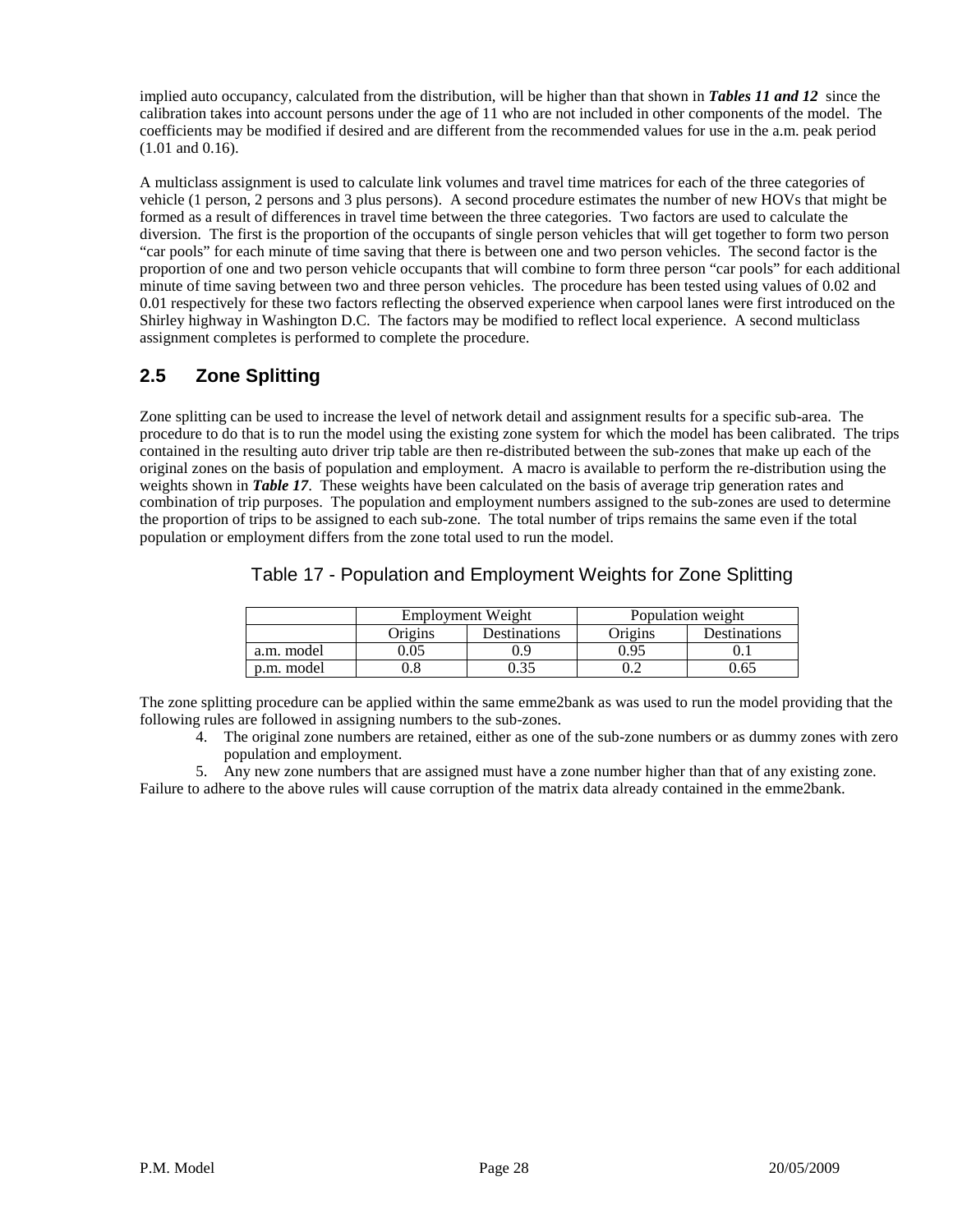implied auto occupancy, calculated from the distribution, will be higher than that shown in ***Tables 11 and 12*** since the calibration takes into account persons under the age of 11 who are not included in other components of the model. The coefficients may be modified if desired and are different from the recommended values for use in the a.m. peak period (1.01 and 0.16).

A multiclass assignment is used to calculate link volumes and travel time matrices for each of the three categories of vehicle (1 person, 2 persons and 3 plus persons). A second procedure estimates the number of new HOVs that might be formed as a result of differences in travel time between the three categories. Two factors are used to calculate the diversion. The first is the proportion of the occupants of single person vehicles that will get together to form two person "car pools" for each minute of time saving that there is between one and two person vehicles. The second factor is the proportion of one and two person vehicle occupants that will combine to form three person "car pools" for each additional minute of time saving between two and three person vehicles. The procedure has been tested using values of 0.02 and 0.01 respectively for these two factors reflecting the observed experience when carpool lanes were first introduced on the Shirley highway in Washington D.C. The factors may be modified to reflect local experience. A second multiclass assignment completes is performed to complete the procedure.

## 2.5 Zone Splitting

Zone splitting can be used to increase the level of network detail and assignment results for a specific sub-area. The procedure to do that is to run the model using the existing zone system for which the model has been calibrated. The trips contained in the resulting auto driver trip table are then re-distributed between the sub-zones that make up each of the original zones on the basis of population and employment. A macro is available to perform the re-distribution using the weights shown in ***Table 17***. These weights have been calculated on the basis of average trip generation rates and combination of trip purposes. The population and employment numbers assigned to the sub-zones are used to determine the proportion of trips to be assigned to each sub-zone. The total number of trips remains the same even if the total population or employment differs from the zone total used to run the model.

Table 17 - Population and Employment Weights for Zone Splitting

| | Employment Weight | | Population weight | |
|---|---|---|---|---|
| | Origins | Destinations | Origins | Destinations |
| a.m. model | 0.05 | 0.9 | 0.95 | 0.1 |
| p.m. model | 0.8 | 0.35 | 0.2 | 0.65 |

The zone splitting procedure can be applied within the same emme2bank as was used to run the model providing that the following rules are followed in assigning numbers to the sub-zones.

4. The original zone numbers are retained, either as one of the sub-zone numbers or as dummy zones with zero population and employment.
5. Any new zone numbers that are assigned must have a zone number higher than that of any existing zone.

Failure to adhere to the above rules will cause corruption of the matrix data already contained in the emme2bank.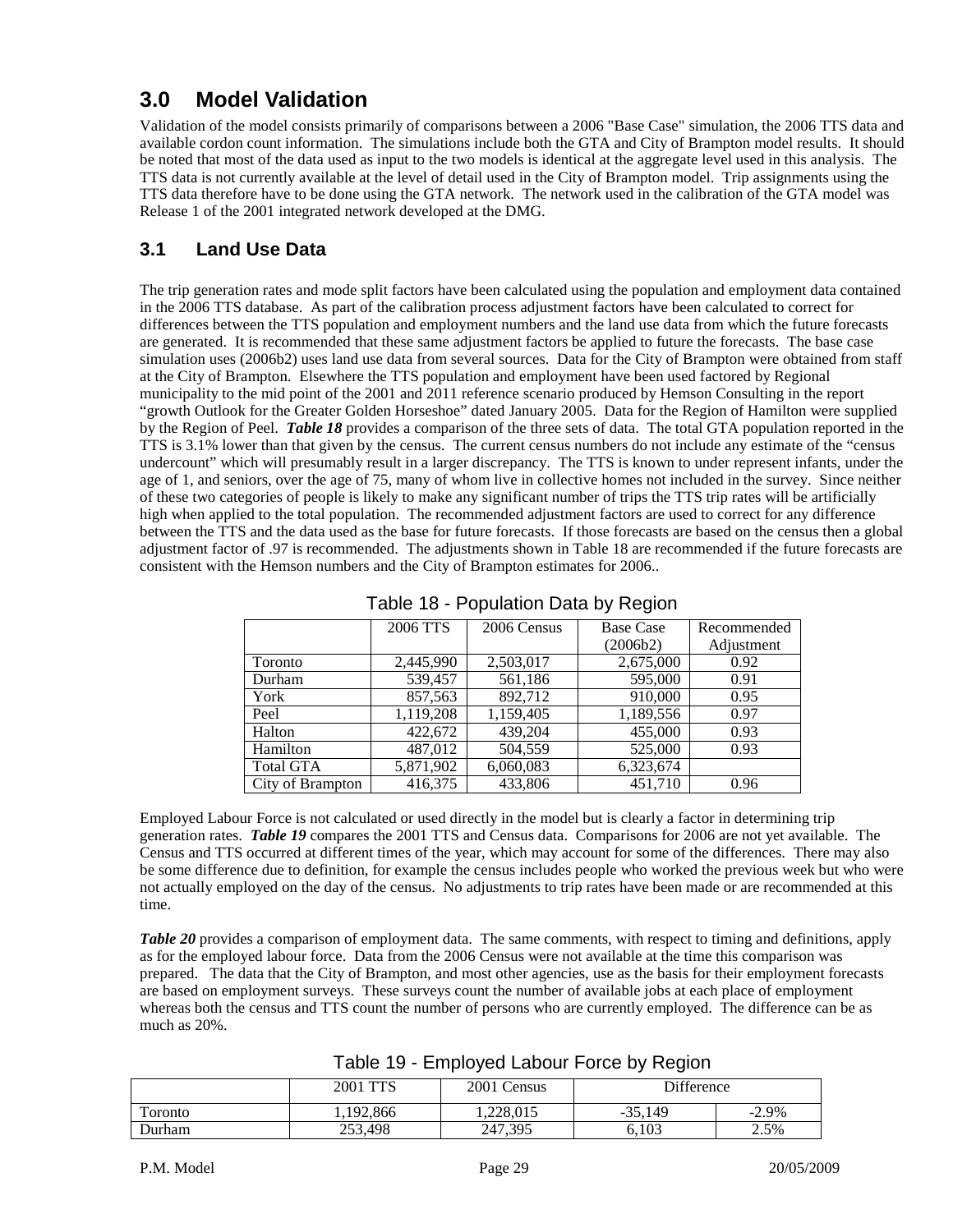## 3.0 Model Validation

Validation of the model consists primarily of comparisons between a 2006 "Base Case" simulation, the 2006 TTS data and available cordon count information. The simulations include both the GTA and City of Brampton model results. It should be noted that most of the data used as input to the two models is identical at the aggregate level used in this analysis. The TTS data is not currently available at the level of detail used in the City of Brampton model. Trip assignments using the TTS data therefore have to be done using the GTA network. The network used in the calibration of the GTA model was Release 1 of the 2001 integrated network developed at the DMG.

### 3.1 Land Use Data

The trip generation rates and mode split factors have been calculated using the population and employment data contained in the 2006 TTS database. As part of the calibration process adjustment factors have been calculated to correct for differences between the TTS population and employment numbers and the land use data from which the future forecasts are generated. It is recommended that these same adjustment factors be applied to future the forecasts. The base case simulation uses (2006b2) uses land use data from several sources. Data for the City of Brampton were obtained from staff at the City of Brampton. Elsewhere the TTS population and employment have been used factored by Regional municipality to the mid point of the 2001 and 2011 reference scenario produced by Hemson Consulting in the report "growth Outlook for the Greater Golden Horseshoe" dated January 2005. Data for the Region of Hamilton were supplied by the Region of Peel. ***Table 18*** provides a comparison of the three sets of data. The total GTA population reported in the TTS is 3.1% lower than that given by the census. The current census numbers do not include any estimate of the "census undercount" which will presumably result in a larger discrepancy. The TTS is known to under represent infants, under the age of 1, and seniors, over the age of 75, many of whom live in collective homes not included in the survey. Since neither of these two categories of people is likely to make any significant number of trips the TTS trip rates will be artificially high when applied to the total population. The recommended adjustment factors are used to correct for any difference between the TTS and the data used as the base for future forecasts. If those forecasts are based on the census then a global adjustment factor of .97 is recommended. The adjustments shown in Table 18 are recommended if the future forecasts are consistent with the Hemson numbers and the City of Brampton estimates for 2006..

Table 18 - Population Data by Region

| | 2006 TTS | 2006 Census | Base Case (2006b2) | Recommended Adjustment |
|---|---|---|---|---|
| Toronto | 2,445,990 | 2,503,017 | 2,675,000 | 0.92 |
| Durham | 539,457 | 561,186 | 595,000 | 0.91 |
| York | 857,563 | 892,712 | 910,000 | 0.95 |
| Peel | 1,119,208 | 1,159,405 | 1,189,556 | 0.97 |
| Halton | 422,672 | 439,204 | 455,000 | 0.93 |
| Hamilton | 487,012 | 504,559 | 525,000 | 0.93 |
| Total GTA | 5,871,902 | 6,060,083 | 6,323,674 | |
| City of Brampton | 416,375 | 433,806 | 451,710 | 0.96 |

Employed Labour Force is not calculated or used directly in the model but is clearly a factor in determining trip generation rates. ***Table 19*** compares the 2001 TTS and Census data. Comparisons for 2006 are not yet available. The Census and TTS occurred at different times of the year, which may account for some of the differences. There may also be some difference due to definition, for example the census includes people who worked the previous week but who were not actually employed on the day of the census. No adjustments to trip rates have been made or are recommended at this time.

***Table 20*** provides a comparison of employment data. The same comments, with respect to timing and definitions, apply as for the employed labour force. Data from the 2006 Census were not available at the time this comparison was prepared. The data that the City of Brampton, and most other agencies, use as the basis for their employment forecasts are based on employment surveys. These surveys count the number of available jobs at each place of employment whereas both the census and TTS count the number of persons who are currently employed. The difference can be as much as 20%.

Table 19 - Employed Labour Force by Region

| | 2001 TTS | 2001 Census | Difference | |
|---|---|---|---|---|
| Toronto | 1,192,866 | 1,228,015 | -35,149 | -2.9% |
| Durham | 253,498 | 247,395 | 6,103 | 2.5% |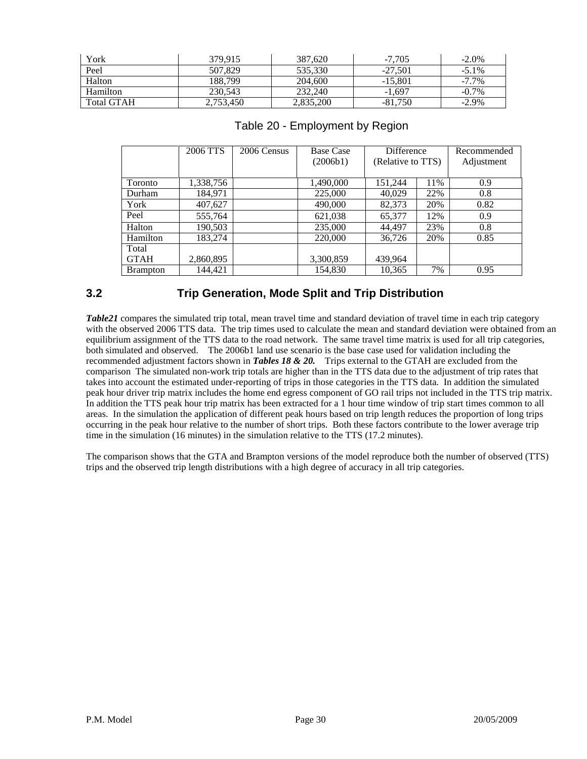| York | 379,915 | 387,620 | -7,705 | -2.0% |
|---|---|---|---|---|
| Peel | 507,829 | 535,330 | -27,501 | -5.1% |
| Halton | 188,799 | 204,600 | -15,801 | -7.7% |
| Hamilton | 230,543 | 232,240 | -1,697 | -0.7% |
| Total GTAH | 2,753,450 | 2,835,200 | -81,750 | -2.9% |

Table 20 - Employment by Region

| | 2006 TTS | 2006 Census | Base Case (2006b1) | Difference (Relative to TTS) | | Recommended Adjustment |
|---|---|---|---|---|---|---|
| Toronto | 1,338,756 | | 1,490,000 | 151,244 | 11% | 0.9 |
| Durham | 184,971 | | 225,000 | 40,029 | 22% | 0.8 |
| York | 407,627 | | 490,000 | 82,373 | 20% | 0.82 |
| Peel | 555,764 | | 621,038 | 65,377 | 12% | 0.9 |
| Halton | 190,503 | | 235,000 | 44,497 | 23% | 0.8 |
| Hamilton | 183,274 | | 220,000 | 36,726 | 20% | 0.85 |
| Total GTAH | 2,860,895 | | 3,300,859 | 439,964 | | |
| Brampton | 144,421 | | 154,830 | 10,365 | 7% | 0.95 |

## 3.2 Trip Generation, Mode Split and Trip Distribution

***Table21*** compares the simulated trip total, mean travel time and standard deviation of travel time in each trip category with the observed 2006 TTS data. The trip times used to calculate the mean and standard deviation were obtained from an equilibrium assignment of the TTS data to the road network. The same travel time matrix is used for all trip categories, both simulated and observed. The 2006b1 land use scenario is the base case used for validation including the recommended adjustment factors shown in ***Tables 18 & 20.*** Trips external to the GTAH are excluded from the comparison The simulated non-work trip totals are higher than in the TTS data due to the adjustment of trip rates that takes into account the estimated under-reporting of trips in those categories in the TTS data. In addition the simulated peak hour driver trip matrix includes the home end egress component of GO rail trips not included in the TTS trip matrix. In addition the TTS peak hour trip matrix has been extracted for a 1 hour time window of trip start times common to all areas. In the simulation the application of different peak hours based on trip length reduces the proportion of long trips occurring in the peak hour relative to the number of short trips. Both these factors contribute to the lower average trip time in the simulation (16 minutes) in the simulation relative to the TTS (17.2 minutes).

The comparison shows that the GTA and Brampton versions of the model reproduce both the number of observed (TTS) trips and the observed trip length distributions with a high degree of accuracy in all trip categories.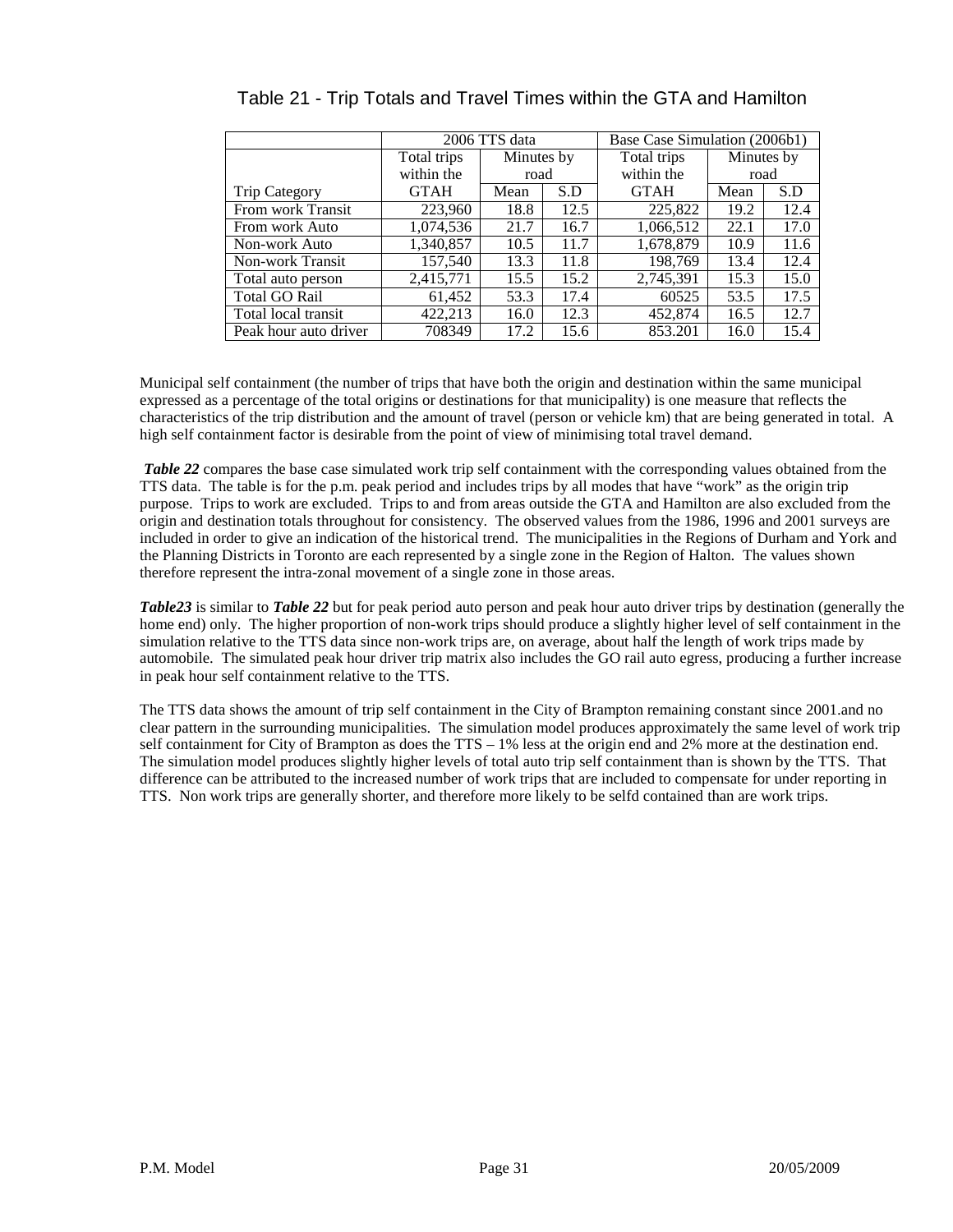# Table 21 - Trip Totals and Travel Times within the GTA and Hamilton

| | 2006 TTS data | | | Base Case Simulation (2006b1) | | |
|---|---|---|---|---|---|---|
| | Total trips within the | Minutes by road | | Total trips within the | Minutes by road | |
| Trip Category | GTAH | Mean | S.D | GTAH | Mean | S.D |
| From work Transit | 223,960 | 18.8 | 12.5 | 225,822 | 19.2 | 12.4 |
| From work Auto | 1,074,536 | 21.7 | 16.7 | 1,066,512 | 22.1 | 17.0 |
| Non-work Auto | 1,340,857 | 10.5 | 11.7 | 1,678,879 | 10.9 | 11.6 |
| Non-work Transit | 157,540 | 13.3 | 11.8 | 198,769 | 13.4 | 12.4 |
| Total auto person | 2,415,771 | 15.5 | 15.2 | 2,745,391 | 15.3 | 15.0 |
| Total GO Rail | 61,452 | 53.3 | 17.4 | 60525 | 53.5 | 17.5 |
| Total local transit | 422,213 | 16.0 | 12.3 | 452,874 | 16.5 | 12.7 |
| Peak hour auto driver | 708349 | 17.2 | 15.6 | 853.201 | 16.0 | 15.4 |

Municipal self containment (the number of trips that have both the origin and destination within the same municipal expressed as a percentage of the total origins or destinations for that municipality) is one measure that reflects the characteristics of the trip distribution and the amount of travel (person or vehicle km) that are being generated in total. A high self containment factor is desirable from the point of view of minimising total travel demand.

***Table 22*** compares the base case simulated work trip self containment with the corresponding values obtained from the TTS data. The table is for the p.m. peak period and includes trips by all modes that have "work" as the origin trip purpose. Trips to work are excluded. Trips to and from areas outside the GTA and Hamilton are also excluded from the origin and destination totals throughout for consistency. The observed values from the 1986, 1996 and 2001 surveys are included in order to give an indication of the historical trend. The municipalities in the Regions of Durham and York and the Planning Districts in Toronto are each represented by a single zone in the Region of Halton. The values shown therefore represent the intra-zonal movement of a single zone in those areas.

***Table23*** is similar to ***Table 22*** but for peak period auto person and peak hour auto driver trips by destination (generally the home end) only. The higher proportion of non-work trips should produce a slightly higher level of self containment in the simulation relative to the TTS data since non-work trips are, on average, about half the length of work trips made by automobile. The simulated peak hour driver trip matrix also includes the GO rail auto egress, producing a further increase in peak hour self containment relative to the TTS.

The TTS data shows the amount of trip self containment in the City of Brampton remaining constant since 2001.and no clear pattern in the surrounding municipalities. The simulation model produces approximately the same level of work trip self containment for City of Brampton as does the TTS – 1% less at the origin end and 2% more at the destination end. The simulation model produces slightly higher levels of total auto trip self containment than is shown by the TTS. That difference can be attributed to the increased number of work trips that are included to compensate for under reporting in TTS. Non work trips are generally shorter, and therefore more likely to be selfd contained than are work trips.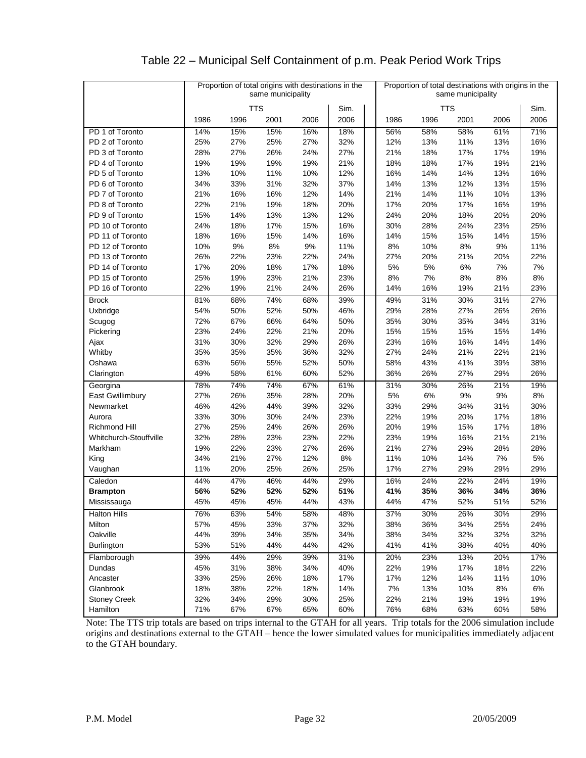# Table 22 – Municipal Self Containment of p.m. Peak Period Work Trips

| | Proportion of total origins with destinations in the same municipality | | | | | Proportion of total destinations with origins in the same municipality | | | | |
|---|---|---|---|---|---|---|---|---|---|---|
| | TTS | | | | Sim. | TTS | | | | Sim. |
| | 1986 | 1996 | 2001 | 2006 | 2006 | 1986 | 1996 | 2001 | 2006 | 2006 |
| PD 1 of Toronto | 14% | 15% | 15% | 16% | 18% | 56% | 58% | 58% | 61% | 71% |
| PD 2 of Toronto | 25% | 27% | 25% | 27% | 32% | 12% | 13% | 11% | 13% | 16% |
| PD 3 of Toronto | 28% | 27% | 26% | 24% | 27% | 21% | 18% | 17% | 17% | 19% |
| PD 4 of Toronto | 19% | 19% | 19% | 19% | 21% | 18% | 18% | 17% | 19% | 21% |
| PD 5 of Toronto | 13% | 10% | 11% | 10% | 12% | 16% | 14% | 14% | 13% | 16% |
| PD 6 of Toronto | 34% | 33% | 31% | 32% | 37% | 14% | 13% | 12% | 13% | 15% |
| PD 7 of Toronto | 21% | 16% | 16% | 12% | 14% | 21% | 14% | 11% | 10% | 13% |
| PD 8 of Toronto | 22% | 21% | 19% | 18% | 20% | 17% | 20% | 17% | 16% | 19% |
| PD 9 of Toronto | 15% | 14% | 13% | 13% | 12% | 24% | 20% | 18% | 20% | 20% |
| PD 10 of Toronto | 24% | 18% | 17% | 15% | 16% | 30% | 28% | 24% | 23% | 25% |
| PD 11 of Toronto | 18% | 16% | 15% | 14% | 16% | 14% | 15% | 15% | 14% | 15% |
| PD 12 of Toronto | 10% | 9% | 8% | 9% | 11% | 8% | 10% | 8% | 9% | 11% |
| PD 13 of Toronto | 26% | 22% | 23% | 22% | 24% | 27% | 20% | 21% | 20% | 22% |
| PD 14 of Toronto | 17% | 20% | 18% | 17% | 18% | 5% | 5% | 6% | 7% | 7% |
| PD 15 of Toronto | 25% | 19% | 23% | 21% | 23% | 8% | 7% | 8% | 8% | 8% |
| PD 16 of Toronto | 22% | 19% | 21% | 24% | 26% | 14% | 16% | 19% | 21% | 23% |
| Brock | 81% | 68% | 74% | 68% | 39% | 49% | 31% | 30% | 31% | 27% |
| Uxbridge | 54% | 50% | 52% | 50% | 46% | 29% | 28% | 27% | 26% | 26% |
| Scugog | 72% | 67% | 66% | 64% | 50% | 35% | 30% | 35% | 34% | 31% |
| Pickering | 23% | 24% | 22% | 21% | 20% | 15% | 15% | 15% | 15% | 14% |
| Ajax | 31% | 30% | 32% | 29% | 26% | 23% | 16% | 16% | 14% | 14% |
| Whitby | 35% | 35% | 35% | 36% | 32% | 27% | 24% | 21% | 22% | 21% |
| Oshawa | 63% | 56% | 55% | 52% | 50% | 58% | 43% | 41% | 39% | 38% |
| Clarington | 49% | 58% | 61% | 60% | 52% | 36% | 26% | 27% | 29% | 26% |
| Georgina | 78% | 74% | 74% | 67% | 61% | 31% | 30% | 26% | 21% | 19% |
| East Gwillimbury | 27% | 26% | 35% | 28% | 20% | 5% | 6% | 9% | 9% | 8% |
| Newmarket | 46% | 42% | 44% | 39% | 32% | 33% | 29% | 34% | 31% | 30% |
| Aurora | 33% | 30% | 30% | 24% | 23% | 22% | 19% | 20% | 17% | 18% |
| Richmond Hill | 27% | 25% | 24% | 26% | 26% | 20% | 19% | 15% | 17% | 18% |
| Whitchurch-Stouffville | 32% | 28% | 23% | 23% | 22% | 23% | 19% | 16% | 21% | 21% |
| Markham | 19% | 22% | 23% | 27% | 26% | 21% | 27% | 29% | 28% | 28% |
| King | 34% | 21% | 27% | 12% | 8% | 11% | 10% | 14% | 7% | 5% |
| Vaughan | 11% | 20% | 25% | 26% | 25% | 17% | 27% | 29% | 29% | 29% |
| Caledon | 44% | 47% | 46% | 44% | 29% | 16% | 24% | 22% | 24% | 19% |
| **Brampton** | **56%** | **52%** | **52%** | **52%** | **51%** | **41%** | **35%** | **36%** | **34%** | **36%** |
| Mississauga | 45% | 45% | 45% | 44% | 43% | 44% | 47% | 52% | 51% | 52% |
| Halton Hills | 76% | 63% | 54% | 58% | 48% | 37% | 30% | 26% | 30% | 29% |
| Milton | 57% | 45% | 33% | 37% | 32% | 38% | 36% | 34% | 25% | 24% |
| Oakville | 44% | 39% | 34% | 35% | 34% | 38% | 34% | 32% | 32% | 32% |
| Burlington | 53% | 51% | 44% | 44% | 42% | 41% | 41% | 38% | 40% | 40% |
| Flamborough | 39% | 44% | 29% | 39% | 31% | 20% | 23% | 13% | 20% | 17% |
| Dundas | 45% | 31% | 38% | 34% | 40% | 22% | 19% | 17% | 18% | 22% |
| Ancaster | 33% | 25% | 26% | 18% | 17% | 17% | 12% | 14% | 11% | 10% |
| Glanbrook | 18% | 38% | 22% | 18% | 14% | 7% | 13% | 10% | 8% | 6% |
| Stoney Creek | 32% | 34% | 29% | 30% | 25% | 22% | 21% | 19% | 19% | 19% |
| Hamilton | 71% | 67% | 67% | 65% | 60% | 76% | 68% | 63% | 60% | 58% |

Note: The TTS trip totals are based on trips internal to the GTAH for all years. Trip totals for the 2006 simulation include origins and destinations external to the GTAH – hence the lower simulated values for municipalities immediately adjacent to the GTAH boundary.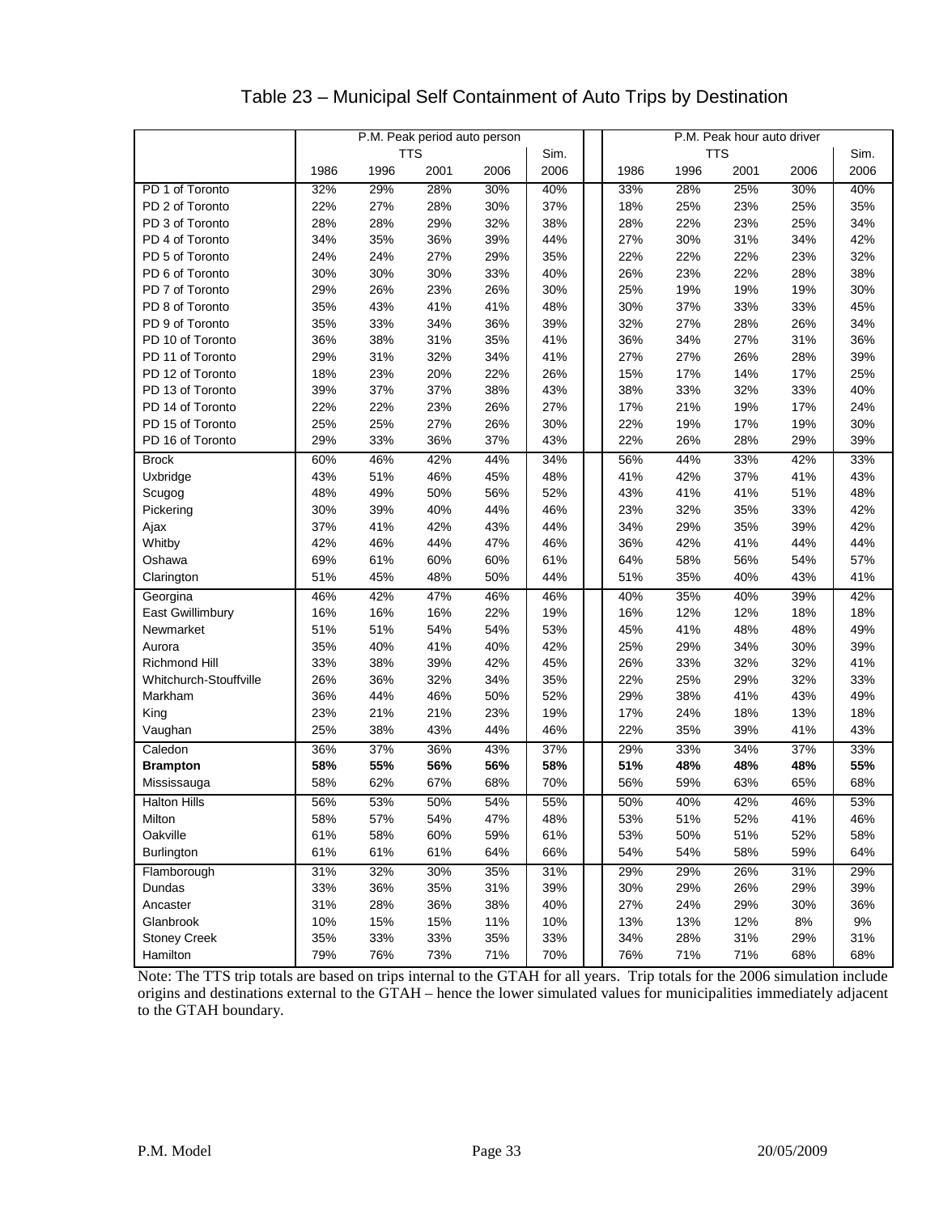# Table 23 – Municipal Self Containment of Auto Trips by Destination

| | P.M. Peak period auto person | | | | | P.M. Peak hour auto driver | | | | |
|---|---|---|---|---|---|---|---|---|---|---|
| | TTS | | | | Sim. | TTS | | | | Sim. |
| | 1986 | 1996 | 2001 | 2006 | 2006 | 1986 | 1996 | 2001 | 2006 | 2006 |
| PD 1 of Toronto | 32% | 29% | 28% | 30% | 40% | 33% | 28% | 25% | 30% | 40% |
| PD 2 of Toronto | 22% | 27% | 28% | 30% | 37% | 18% | 25% | 23% | 25% | 35% |
| PD 3 of Toronto | 28% | 28% | 29% | 32% | 38% | 28% | 22% | 23% | 25% | 34% |
| PD 4 of Toronto | 34% | 35% | 36% | 39% | 44% | 27% | 30% | 31% | 34% | 42% |
| PD 5 of Toronto | 24% | 24% | 27% | 29% | 35% | 22% | 22% | 22% | 23% | 32% |
| PD 6 of Toronto | 30% | 30% | 30% | 33% | 40% | 26% | 23% | 22% | 28% | 38% |
| PD 7 of Toronto | 29% | 26% | 23% | 26% | 30% | 25% | 19% | 19% | 19% | 30% |
| PD 8 of Toronto | 35% | 43% | 41% | 41% | 48% | 30% | 37% | 33% | 33% | 45% |
| PD 9 of Toronto | 35% | 33% | 34% | 36% | 39% | 32% | 27% | 28% | 26% | 34% |
| PD 10 of Toronto | 36% | 38% | 31% | 35% | 41% | 36% | 34% | 27% | 31% | 36% |
| PD 11 of Toronto | 29% | 31% | 32% | 34% | 41% | 27% | 27% | 26% | 28% | 39% |
| PD 12 of Toronto | 18% | 23% | 20% | 22% | 26% | 15% | 17% | 14% | 17% | 25% |
| PD 13 of Toronto | 39% | 37% | 37% | 38% | 43% | 38% | 33% | 32% | 33% | 40% |
| PD 14 of Toronto | 22% | 22% | 23% | 26% | 27% | 17% | 21% | 19% | 17% | 24% |
| PD 15 of Toronto | 25% | 25% | 27% | 26% | 30% | 22% | 19% | 17% | 19% | 30% |
| PD 16 of Toronto | 29% | 33% | 36% | 37% | 43% | 22% | 26% | 28% | 29% | 39% |
| Brock | 60% | 46% | 42% | 44% | 34% | 56% | 44% | 33% | 42% | 33% |
| Uxbridge | 43% | 51% | 46% | 45% | 48% | 41% | 42% | 37% | 41% | 43% |
| Scugog | 48% | 49% | 50% | 56% | 52% | 43% | 41% | 41% | 51% | 48% |
| Pickering | 30% | 39% | 40% | 44% | 46% | 23% | 32% | 35% | 33% | 42% |
| Ajax | 37% | 41% | 42% | 43% | 44% | 34% | 29% | 35% | 39% | 42% |
| Whitby | 42% | 46% | 44% | 47% | 46% | 36% | 42% | 41% | 44% | 44% |
| Oshawa | 69% | 61% | 60% | 60% | 61% | 64% | 58% | 56% | 54% | 57% |
| Clarington | 51% | 45% | 48% | 50% | 44% | 51% | 35% | 40% | 43% | 41% |
| Georgina | 46% | 42% | 47% | 46% | 46% | 40% | 35% | 40% | 39% | 42% |
| East Gwillimbury | 16% | 16% | 16% | 22% | 19% | 16% | 12% | 12% | 18% | 18% |
| Newmarket | 51% | 51% | 54% | 54% | 53% | 45% | 41% | 48% | 48% | 49% |
| Aurora | 35% | 40% | 41% | 40% | 42% | 25% | 29% | 34% | 30% | 39% |
| Richmond Hill | 33% | 38% | 39% | 42% | 45% | 26% | 33% | 32% | 32% | 41% |
| Whitchurch-Stouffville | 26% | 36% | 32% | 34% | 35% | 22% | 25% | 29% | 32% | 33% |
| Markham | 36% | 44% | 46% | 50% | 52% | 29% | 38% | 41% | 43% | 49% |
| King | 23% | 21% | 21% | 23% | 19% | 17% | 24% | 18% | 13% | 18% |
| Vaughan | 25% | 38% | 43% | 44% | 46% | 22% | 35% | 39% | 41% | 43% |
| Caledon | 36% | 37% | 36% | 43% | 37% | 29% | 33% | 34% | 37% | 33% |
| **Brampton** | **58%** | **55%** | **56%** | **56%** | **58%** | **51%** | **48%** | **48%** | **48%** | **55%** |
| Mississauga | 58% | 62% | 67% | 68% | 70% | 56% | 59% | 63% | 65% | 68% |
| Halton Hills | 56% | 53% | 50% | 54% | 55% | 50% | 40% | 42% | 46% | 53% |
| Milton | 58% | 57% | 54% | 47% | 48% | 53% | 51% | 52% | 41% | 46% |
| Oakville | 61% | 58% | 60% | 59% | 61% | 53% | 50% | 51% | 52% | 58% |
| Burlington | 61% | 61% | 61% | 64% | 66% | 54% | 54% | 58% | 59% | 64% |
| Flamborough | 31% | 32% | 30% | 35% | 31% | 29% | 29% | 26% | 31% | 29% |
| Dundas | 33% | 36% | 35% | 31% | 39% | 30% | 29% | 26% | 29% | 39% |
| Ancaster | 31% | 28% | 36% | 38% | 40% | 27% | 24% | 29% | 30% | 36% |
| Glanbrook | 10% | 15% | 15% | 11% | 10% | 13% | 13% | 12% | 8% | 9% |
| Stoney Creek | 35% | 33% | 33% | 35% | 33% | 34% | 28% | 31% | 29% | 31% |
| Hamilton | 79% | 76% | 73% | 71% | 70% | 76% | 71% | 71% | 68% | 68% |

Note: The TTS trip totals are based on trips internal to the GTAH for all years. Trip totals for the 2006 simulation include origins and destinations external to the GTAH – hence the lower simulated values for municipalities immediately adjacent to the GTAH boundary.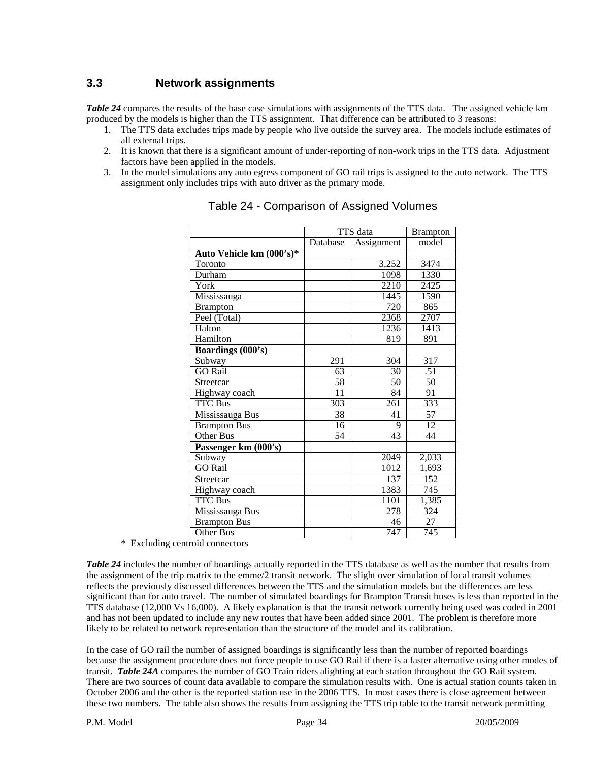## 3.3 Network assignments

***Table 24*** compares the results of the base case simulations with assignments of the TTS data. The assigned vehicle km produced by the models is higher than the TTS assignment. That difference can be attributed to 3 reasons:

1. The TTS data excludes trips made by people who live outside the survey area. The models include estimates of all external trips.
2. It is known that there is a significant amount of under-reporting of non-work trips in the TTS data. Adjustment factors have been applied in the models.
3. In the model simulations any auto egress component of GO rail trips is assigned to the auto network. The TTS assignment only includes trips with auto driver as the primary mode.

Table 24 - Comparison of Assigned Volumes

| | TTS data | | Brampton |
|---|---|---|---|
| | Database | Assignment | model |
| **Auto Vehicle km (000's)*** | | | |
| Toronto | | 3,252 | 3474 |
| Durham | | 1098 | 1330 |
| York | | 2210 | 2425 |
| Mississauga | | 1445 | 1590 |
| Brampton | | 720 | 865 |
| Peel (Total) | | 2368 | 2707 |
| Halton | | 1236 | 1413 |
| Hamilton | | 819 | 891 |
| **Boardings (000's)** | | | |
| Subway | 291 | 304 | 317 |
| GO Rail | 63 | 30 | .51 |
| Streetcar | 58 | 50 | 50 |
| Highway coach | 11 | 84 | 91 |
| TTC Bus | 303 | 261 | 333 |
| Mississauga Bus | 38 | 41 | 57 |
| Brampton Bus | 16 | 9 | 12 |
| Other Bus | 54 | 43 | 44 |
| **Passenger km (000's)** | | | |
| Subway | | 2049 | 2,033 |
| GO Rail | | 1012 | 1,693 |
| Streetcar | | 137 | 152 |
| Highway coach | | 1383 | 745 |
| TTC Bus | | 1101 | 1,385 |
| Mississauga Bus | | 278 | 324 |
| Brampton Bus | | 46 | 27 |
| Other Bus | | 747 | 745 |

\* Excluding centroid connectors

***Table 24*** includes the number of boardings actually reported in the TTS database as well as the number that results from the assignment of the trip matrix to the emme/2 transit network. The slight over simulation of local transit volumes reflects the previously discussed differences between the TTS and the simulation models but the differences are less significant than for auto travel. The number of simulated boardings for Brampton Transit buses is less than reported in the TTS database (12,000 Vs 16,000). A likely explanation is that the transit network currently being used was coded in 2001 and has not been updated to include any new routes that have been added since 2001. The problem is therefore more likely to be related to network representation than the structure of the model and its calibration.

In the case of GO rail the number of assigned boardings is significantly less than the number of reported boardings because the assignment procedure does not force people to use GO Rail if there is a faster alternative using other modes of transit. ***Table 24A*** compares the number of GO Train riders alighting at each station throughout the GO Rail system. There are two sources of count data available to compare the simulation results with. One is actual station counts taken in October 2006 and the other is the reported station use in the 2006 TTS. In most cases there is close agreement between these two numbers. The table also shows the results from assigning the TTS trip table to the transit network permitting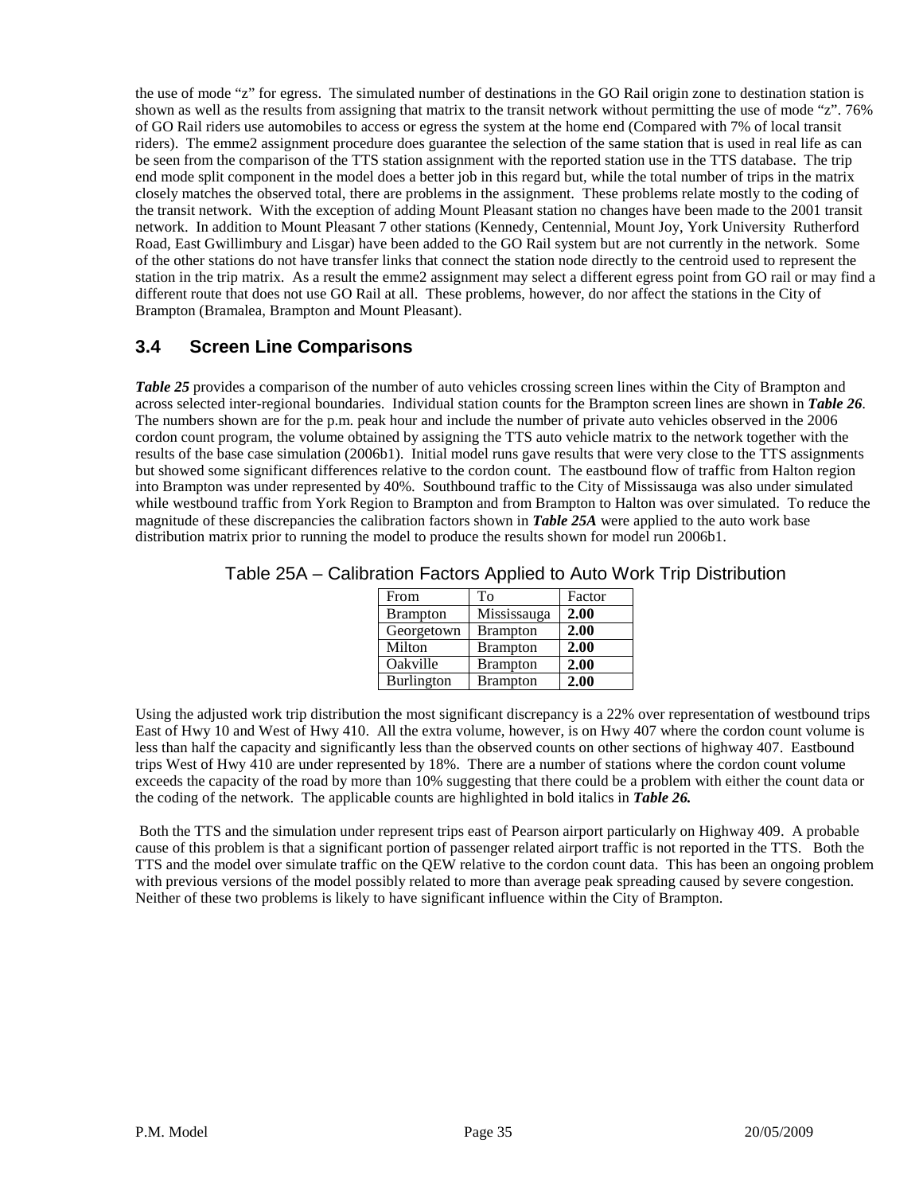the use of mode "z" for egress. The simulated number of destinations in the GO Rail origin zone to destination station is shown as well as the results from assigning that matrix to the transit network without permitting the use of mode "z". 76% of GO Rail riders use automobiles to access or egress the system at the home end (Compared with 7% of local transit riders). The emme2 assignment procedure does guarantee the selection of the same station that is used in real life as can be seen from the comparison of the TTS station assignment with the reported station use in the TTS database. The trip end mode split component in the model does a better job in this regard but, while the total number of trips in the matrix closely matches the observed total, there are problems in the assignment. These problems relate mostly to the coding of the transit network. With the exception of adding Mount Pleasant station no changes have been made to the 2001 transit network. In addition to Mount Pleasant 7 other stations (Kennedy, Centennial, Mount Joy, York University Rutherford Road, East Gwillimbury and Lisgar) have been added to the GO Rail system but are not currently in the network. Some of the other stations do not have transfer links that connect the station node directly to the centroid used to represent the station in the trip matrix. As a result the emme2 assignment may select a different egress point from GO rail or may find a different route that does not use GO Rail at all. These problems, however, do nor affect the stations in the City of Brampton (Bramalea, Brampton and Mount Pleasant).

## 3.4 Screen Line Comparisons

***Table 25*** provides a comparison of the number of auto vehicles crossing screen lines within the City of Brampton and across selected inter-regional boundaries. Individual station counts for the Brampton screen lines are shown in ***Table 26***. The numbers shown are for the p.m. peak hour and include the number of private auto vehicles observed in the 2006 cordon count program, the volume obtained by assigning the TTS auto vehicle matrix to the network together with the results of the base case simulation (2006b1). Initial model runs gave results that were very close to the TTS assignments but showed some significant differences relative to the cordon count. The eastbound flow of traffic from Halton region into Brampton was under represented by 40%. Southbound traffic to the City of Mississauga was also under simulated while westbound traffic from York Region to Brampton and from Brampton to Halton was over simulated. To reduce the magnitude of these discrepancies the calibration factors shown in ***Table 25A*** were applied to the auto work base distribution matrix prior to running the model to produce the results shown for model run 2006b1.

Table 25A – Calibration Factors Applied to Auto Work Trip Distribution

| From | To | Factor |
|---|---|---|
| Brampton | Mississauga | **2.00** |
| Georgetown | Brampton | **2.00** |
| Milton | Brampton | **2.00** |
| Oakville | Brampton | **2.00** |
| Burlington | Brampton | **2.00** |

Using the adjusted work trip distribution the most significant discrepancy is a 22% over representation of westbound trips East of Hwy 10 and West of Hwy 410. All the extra volume, however, is on Hwy 407 where the cordon count volume is less than half the capacity and significantly less than the observed counts on other sections of highway 407. Eastbound trips West of Hwy 410 are under represented by 18%. There are a number of stations where the cordon count volume exceeds the capacity of the road by more than 10% suggesting that there could be a problem with either the count data or the coding of the network. The applicable counts are highlighted in bold italics in ***Table 26.***

Both the TTS and the simulation under represent trips east of Pearson airport particularly on Highway 409. A probable cause of this problem is that a significant portion of passenger related airport traffic is not reported in the TTS. Both the TTS and the model over simulate traffic on the QEW relative to the cordon count data. This has been an ongoing problem with previous versions of the model possibly related to more than average peak spreading caused by severe congestion. Neither of these two problems is likely to have significant influence within the City of Brampton.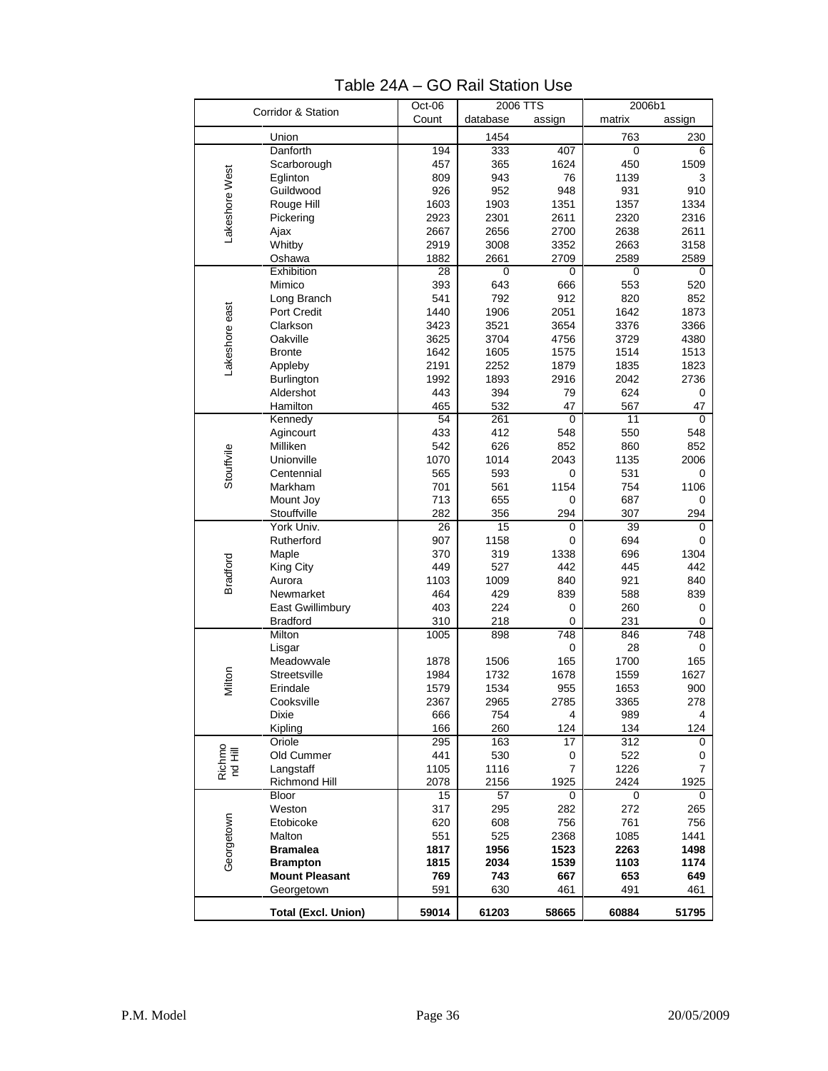# Table 24A – GO Rail Station Use

| Corridor & Station | | Oct-06 | 2006 TTS | | 2006b1 | |
|---|---|---|---|---|---|---|
| | | Count | database | assign | matrix | assign |
| | Union | | 1454 | | 763 | 230 |
| Lakeshore West | Danforth | 194 | 333 | 407 | 0 | 6 |
| | Scarborough | 457 | 365 | 1624 | 450 | 1509 |
| | Eglinton | 809 | 943 | 76 | 1139 | 3 |
| | Guildwood | 926 | 952 | 948 | 931 | 910 |
| | Rouge Hill | 1603 | 1903 | 1351 | 1357 | 1334 |
| | Pickering | 2923 | 2301 | 2611 | 2320 | 2316 |
| | Ajax | 2667 | 2656 | 2700 | 2638 | 2611 |
| | Whitby | 2919 | 3008 | 3352 | 2663 | 3158 |
| | Oshawa | 1882 | 2661 | 2709 | 2589 | 2589 |
| Lakeshore east | Exhibition | 28 | 0 | 0 | 0 | 0 |
| | Mimico | 393 | 643 | 666 | 553 | 520 |
| | Long Branch | 541 | 792 | 912 | 820 | 852 |
| | Port Credit | 1440 | 1906 | 2051 | 1642 | 1873 |
| | Clarkson | 3423 | 3521 | 3654 | 3376 | 3366 |
| | Oakville | 3625 | 3704 | 4756 | 3729 | 4380 |
| | Bronte | 1642 | 1605 | 1575 | 1514 | 1513 |
| | Appleby | 2191 | 2252 | 1879 | 1835 | 1823 |
| | Burlington | 1992 | 1893 | 2916 | 2042 | 2736 |
| | Aldershot | 443 | 394 | 79 | 624 | 0 |
| | Hamilton | 465 | 532 | 47 | 567 | 47 |
| Stouffvile | Kennedy | 54 | 261 | 0 | 11 | 0 |
| | Agincourt | 433 | 412 | 548 | 550 | 548 |
| | Milliken | 542 | 626 | 852 | 860 | 852 |
| | Unionville | 1070 | 1014 | 2043 | 1135 | 2006 |
| | Centennial | 565 | 593 | 0 | 531 | 0 |
| | Markham | 701 | 561 | 1154 | 754 | 1106 |
| | Mount Joy | 713 | 655 | 0 | 687 | 0 |
| | Stouffville | 282 | 356 | 294 | 307 | 294 |
| Bradford | York Univ. | 26 | 15 | 0 | 39 | 0 |
| | Rutherford | 907 | 1158 | 0 | 694 | 0 |
| | Maple | 370 | 319 | 1338 | 696 | 1304 |
| | King City | 449 | 527 | 442 | 445 | 442 |
| | Aurora | 1103 | 1009 | 840 | 921 | 840 |
| | Newmarket | 464 | 429 | 839 | 588 | 839 |
| | East Gwillimbury | 403 | 224 | 0 | 260 | 0 |
| | Bradford | 310 | 218 | 0 | 231 | 0 |
| Milton | Milton | 1005 | 898 | 748 | 846 | 748 |
| | Lisgar | | | 0 | 28 | 0 |
| | Meadowvale | 1878 | 1506 | 165 | 1700 | 165 |
| | Streetsville | 1984 | 1732 | 1678 | 1559 | 1627 |
| | Erindale | 1579 | 1534 | 955 | 1653 | 900 |
| | Cooksville | 2367 | 2965 | 2785 | 3365 | 278 |
| | Dixie | 666 | 754 | 4 | 989 | 4 |
| | Kipling | 166 | 260 | 124 | 134 | 124 |
| Richmond Hill | Oriole | 295 | 163 | 17 | 312 | 0 |
| | Old Cummer | 441 | 530 | 0 | 522 | 0 |
| | Langstaff | 1105 | 1116 | 7 | 1226 | 7 |
| | Richmond Hill | 2078 | 2156 | 1925 | 2424 | 1925 |
| Georgetown | Bloor | 15 | 57 | 0 | 0 | 0 |
| | Weston | 317 | 295 | 282 | 272 | 265 |
| | Etobicoke | 620 | 608 | 756 | 761 | 756 |
| | Malton | 551 | 525 | 2368 | 1085 | 1441 |
| | **Bramalea** | **1817** | **1956** | **1523** | **2263** | **1498** |
| | **Brampton** | **1815** | **2034** | **1539** | **1103** | **1174** |
| | **Mount Pleasant** | **769** | **743** | **667** | **653** | **649** |
| | Georgetown | 591 | 630 | 461 | 491 | 461 |
| | **Total (Excl. Union)** | **59014** | **61203** | **58665** | **60884** | **51795** |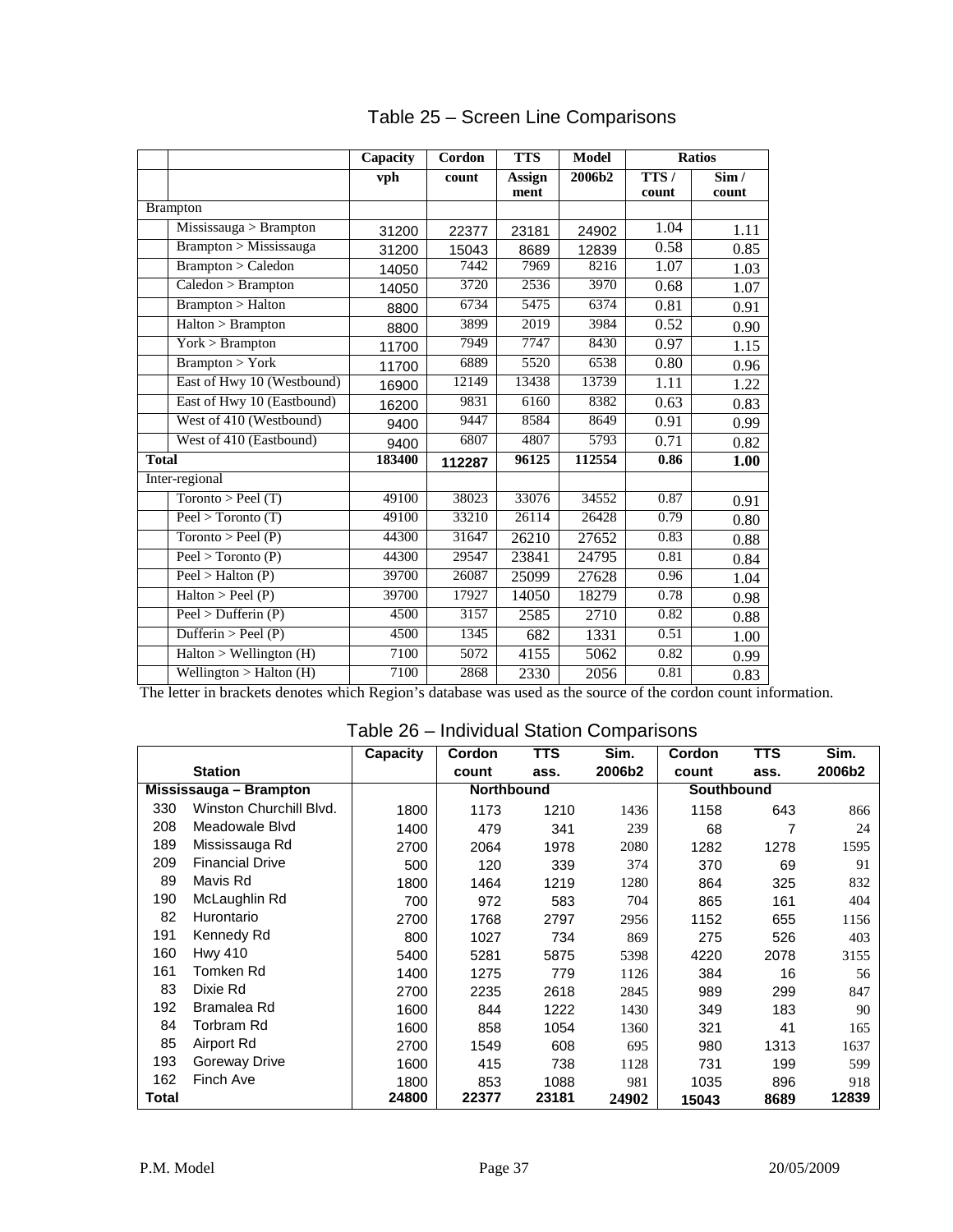## Table 25 – Screen Line Comparisons

| | | Capacity | Cordon | TTS | Model | Ratios | |
|---|---|---|---|---|---|---|---|
| | | vph | count | Assignment | 2006b2 | TTS / count | Sim / count |
| Brampton | | | | | | | |
| | Mississauga > Brampton | 31200 | 22377 | 23181 | 24902 | 1.04 | 1.11 |
| | Brampton > Mississauga | 31200 | 15043 | 8689 | 12839 | 0.58 | 0.85 |
| | Brampton > Caledon | 14050 | 7442 | 7969 | 8216 | 1.07 | 1.03 |
| | Caledon > Brampton | 14050 | 3720 | 2536 | 3970 | 0.68 | 1.07 |
| | Brampton > Halton | 8800 | 6734 | 5475 | 6374 | 0.81 | 0.91 |
| | Halton > Brampton | 8800 | 3899 | 2019 | 3984 | 0.52 | 0.90 |
| | York > Brampton | 11700 | 7949 | 7747 | 8430 | 0.97 | 1.15 |
| | Brampton > York | 11700 | 6889 | 5520 | 6538 | 0.80 | 0.96 |
| | East of Hwy 10 (Westbound) | 16900 | 12149 | 13438 | 13739 | 1.11 | 1.22 |
| | East of Hwy 10 (Eastbound) | 16200 | 9831 | 6160 | 8382 | 0.63 | 0.83 |
| | West of 410 (Westbound) | 9400 | 9447 | 8584 | 8649 | 0.91 | 0.99 |
| | West of 410 (Eastbound) | 9400 | 6807 | 4807 | 5793 | 0.71 | 0.82 |
| **Total** | | **183400** | **112287** | **96125** | **112554** | **0.86** | **1.00** |
| Inter-regional | | | | | | | |
| | Toronto > Peel (T) | 49100 | 38023 | 33076 | 34552 | 0.87 | 0.91 |
| | Peel > Toronto (T) | 49100 | 33210 | 26114 | 26428 | 0.79 | 0.80 |
| | Toronto > Peel (P) | 44300 | 31647 | 26210 | 27652 | 0.83 | 0.88 |
| | Peel > Toronto (P) | 44300 | 29547 | 23841 | 24795 | 0.81 | 0.84 |
| | Peel > Halton (P) | 39700 | 26087 | 25099 | 27628 | 0.96 | 1.04 |
| | Halton > Peel (P) | 39700 | 17927 | 14050 | 18279 | 0.78 | 0.98 |
| | Peel > Dufferin (P) | 4500 | 3157 | 2585 | 2710 | 0.82 | 0.88 |
| | Dufferin > Peel (P) | 4500 | 1345 | 682 | 1331 | 0.51 | 1.00 |
| | Halton > Wellington (H) | 7100 | 5072 | 4155 | 5062 | 0.82 | 0.99 |
| | Wellington > Halton (H) | 7100 | 2868 | 2330 | 2056 | 0.81 | 0.83 |

The letter in brackets denotes which Region's database was used as the source of the cordon count information.

## Table 26 – Individual Station Comparisons

| | Station | Capacity | Cordon count | TTS ass. | Sim. 2006b2 | Cordon count | TTS ass. | Sim. 2006b2 |
|---|---|---|---|---|---|---|---|---|
| **Mississauga – Brampton** | | | **Northbound** | | | **Southbound** | | |
| 330 | Winston Churchill Blvd. | 1800 | 1173 | 1210 | 1436 | 1158 | 643 | 866 |
| 208 | Meadowale Blvd | 1400 | 479 | 341 | 239 | 68 | 7 | 24 |
| 189 | Mississauga Rd | 2700 | 2064 | 1978 | 2080 | 1282 | 1278 | 1595 |
| 209 | Financial Drive | 500 | 120 | 339 | 374 | 370 | 69 | 91 |
| 89 | Mavis Rd | 1800 | 1464 | 1219 | 1280 | 864 | 325 | 832 |
| 190 | McLaughlin Rd | 700 | 972 | 583 | 704 | 865 | 161 | 404 |
| 82 | Hurontario | 2700 | 1768 | 2797 | 2956 | 1152 | 655 | 1156 |
| 191 | Kennedy Rd | 800 | 1027 | 734 | 869 | 275 | 526 | 403 |
| 160 | Hwy 410 | 5400 | 5281 | 5875 | 5398 | 4220 | 2078 | 3155 |
| 161 | Tomken Rd | 1400 | 1275 | 779 | 1126 | 384 | 16 | 56 |
| 83 | Dixie Rd | 2700 | 2235 | 2618 | 2845 | 989 | 299 | 847 |
| 192 | Bramalea Rd | 1600 | 844 | 1222 | 1430 | 349 | 183 | 90 |
| 84 | Torbram Rd | 1600 | 858 | 1054 | 1360 | 321 | 41 | 165 |
| 85 | Airport Rd | 2700 | 1549 | 608 | 695 | 980 | 1313 | 1637 |
| 193 | Goreway Drive | 1600 | 415 | 738 | 1128 | 731 | 199 | 599 |
| 162 | Finch Ave | 1800 | 853 | 1088 | 981 | 1035 | 896 | 918 |
| **Total** | | **24800** | **22377** | **23181** | **24902** | **15043** | **8689** | **12839** |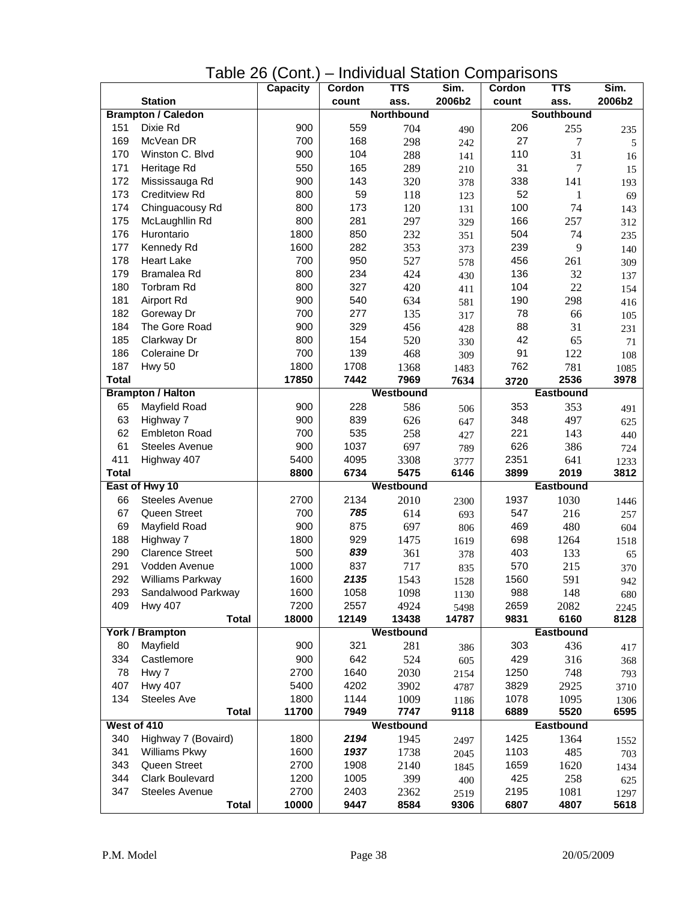# Table 26 (Cont.) – Individual Station Comparisons

| | Station | Capacity | Cordon count | TTS ass. | Sim. 2006b2 | Cordon count | TTS ass. | Sim. 2006b2 |
|---|---|---|---|---|---|---|---|---|
| **Brampton / Caledon** | | | | **Northbound** | | | **Southbound** | |
| 151 | Dixie Rd | 900 | 559 | 704 | 490 | 206 | 255 | 235 |
| 169 | McVean DR | 700 | 168 | 298 | 242 | 27 | 7 | 5 |
| 170 | Winston C. Blvd | 900 | 104 | 288 | 141 | 110 | 31 | 16 |
| 171 | Heritage Rd | 550 | 165 | 289 | 210 | 31 | 7 | 15 |
| 172 | Mississauga Rd | 900 | 143 | 320 | 378 | 338 | 141 | 193 |
| 173 | Creditview Rd | 800 | 59 | 118 | 123 | 52 | 1 | 69 |
| 174 | Chinguacousy Rd | 800 | 173 | 120 | 131 | 100 | 74 | 143 |
| 175 | McLaughllin Rd | 800 | 281 | 297 | 329 | 166 | 257 | 312 |
| 176 | Hurontario | 1800 | 850 | 232 | 351 | 504 | 74 | 235 |
| 177 | Kennedy Rd | 1600 | 282 | 353 | 373 | 239 | 9 | 140 |
| 178 | Heart Lake | 700 | 950 | 527 | 578 | 456 | 261 | 309 |
| 179 | Bramalea Rd | 800 | 234 | 424 | 430 | 136 | 32 | 137 |
| 180 | Torbram Rd | 800 | 327 | 420 | 411 | 104 | 22 | 154 |
| 181 | Airport Rd | 900 | 540 | 634 | 581 | 190 | 298 | 416 |
| 182 | Goreway Dr | 700 | 277 | 135 | 317 | 78 | 66 | 105 |
| 184 | The Gore Road | 900 | 329 | 456 | 428 | 88 | 31 | 231 |
| 185 | Clarkway Dr | 800 | 154 | 520 | 330 | 42 | 65 | 71 |
| 186 | Coleraine Dr | 700 | 139 | 468 | 309 | 91 | 122 | 108 |
| 187 | Hwy 50 | 1800 | 1708 | 1368 | 1483 | 762 | 781 | 1085 |
| **Total** | | **17850** | **7442** | **7969** | **7634** | **3720** | **2536** | **3978** |
| **Brampton / Halton** | | | | **Westbound** | | | **Eastbound** | |
| 65 | Mayfield Road | 900 | 228 | 586 | 506 | 353 | 353 | 491 |
| 63 | Highway 7 | 900 | 839 | 626 | 647 | 348 | 497 | 625 |
| 62 | Embleton Road | 700 | 535 | 258 | 427 | 221 | 143 | 440 |
| 61 | Steeles Avenue | 900 | 1037 | 697 | 789 | 626 | 386 | 724 |
| 411 | Highway 407 | 5400 | 4095 | 3308 | 3777 | 2351 | 641 | 1233 |
| **Total** | | **8800** | **6734** | **5475** | **6146** | **3899** | **2019** | **3812** |
| **East of Hwy 10** | | | | **Westbound** | | | **Eastbound** | |
| 66 | Steeles Avenue | 2700 | 2134 | 2010 | 2300 | 1937 | 1030 | 1446 |
| 67 | Queen Street | 700 | ***785*** | 614 | 693 | 547 | 216 | 257 |
| 69 | Mayfield Road | 900 | 875 | 697 | 806 | 469 | 480 | 604 |
| 188 | Highway 7 | 1800 | 929 | 1475 | 1619 | 698 | 1264 | 1518 |
| 290 | Clarence Street | 500 | ***839*** | 361 | 378 | 403 | 133 | 65 |
| 291 | Vodden Avenue | 1000 | 837 | 717 | 835 | 570 | 215 | 370 |
| 292 | Williams Parkway | 1600 | ***2135*** | 1543 | 1528 | 1560 | 591 | 942 |
| 293 | Sandalwood Parkway | 1600 | 1058 | 1098 | 1130 | 988 | 148 | 680 |
| 409 | Hwy 407 | 7200 | 2557 | 4924 | 5498 | 2659 | 2082 | 2245 |
| | **Total** | **18000** | **12149** | **13438** | **14787** | **9831** | **6160** | **8128** |
| **York / Brampton** | | | | **Westbound** | | | **Eastbound** | |
| 80 | Mayfield | 900 | 321 | 281 | 386 | 303 | 436 | 417 |
| 334 | Castlemore | 900 | 642 | 524 | 605 | 429 | 316 | 368 |
| 78 | Hwy 7 | 2700 | 1640 | 2030 | 2154 | 1250 | 748 | 793 |
| 407 | Hwy 407 | 5400 | 4202 | 3902 | 4787 | 3829 | 2925 | 3710 |
| 134 | Steeles Ave | 1800 | 1144 | 1009 | 1186 | 1078 | 1095 | 1306 |
| | **Total** | **11700** | **7949** | **7747** | **9118** | **6889** | **5520** | **6595** |
| **West of 410** | | | | **Westbound** | | | **Eastbound** | |
| 340 | Highway 7 (Bovaird) | 1800 | ***2194*** | 1945 | 2497 | 1425 | 1364 | 1552 |
| 341 | Williams Pkwy | 1600 | ***1937*** | 1738 | 2045 | 1103 | 485 | 703 |
| 343 | Queen Street | 2700 | 1908 | 2140 | 1845 | 1659 | 1620 | 1434 |
| 344 | Clark Boulevard | 1200 | 1005 | 399 | 400 | 425 | 258 | 625 |
| 347 | Steeles Avenue | 2700 | 2403 | 2362 | 2519 | 2195 | 1081 | 1297 |
| | **Total** | **10000** | **9447** | **8584** | **9306** | **6807** | **4807** | **5618** |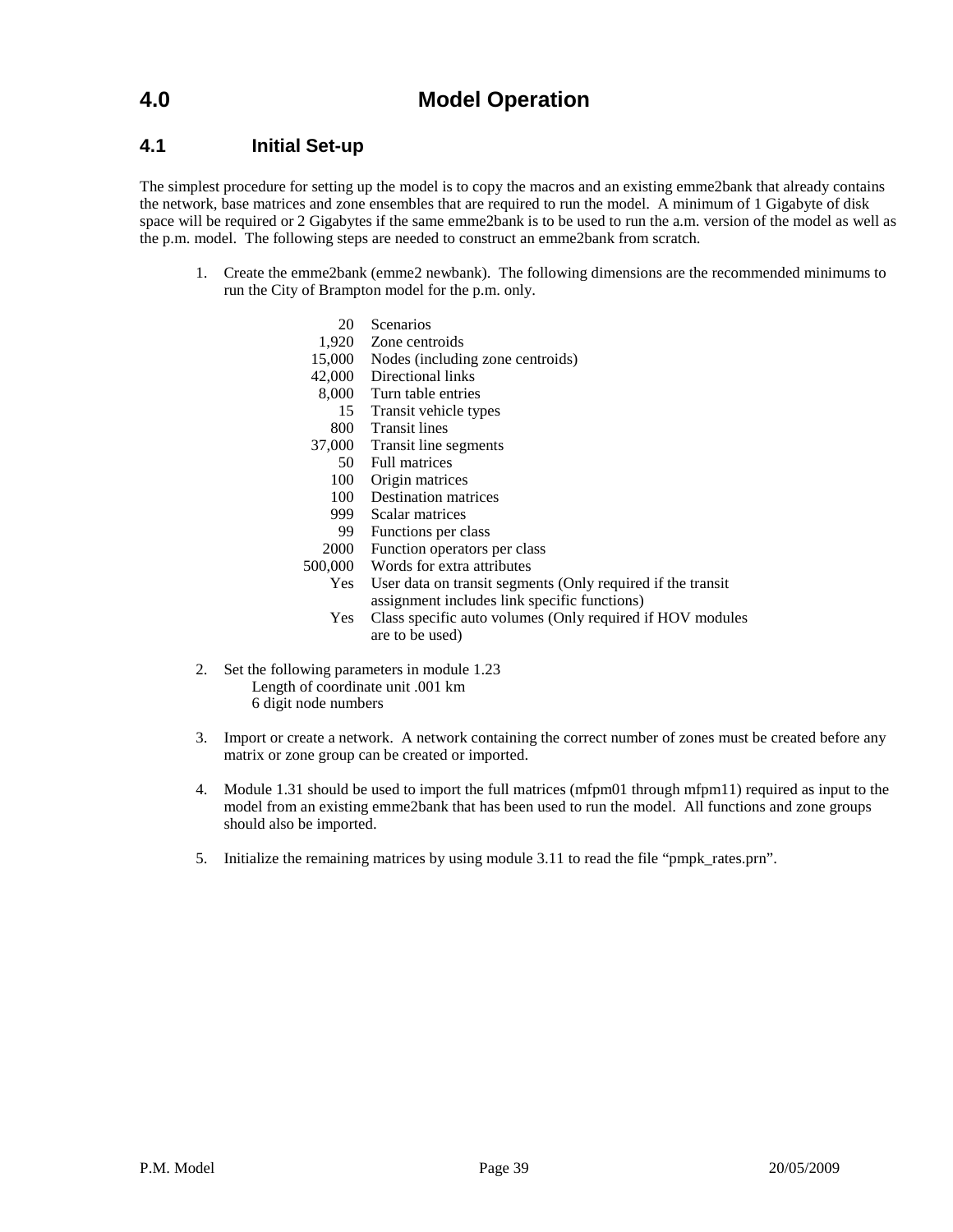# 4.0 Model Operation

## 4.1 Initial Set-up

The simplest procedure for setting up the model is to copy the macros and an existing emme2bank that already contains the network, base matrices and zone ensembles that are required to run the model. A minimum of 1 Gigabyte of disk space will be required or 2 Gigabytes if the same emme2bank is to be used to run the a.m. version of the model as well as the p.m. model. The following steps are needed to construct an emme2bank from scratch.

1. Create the emme2bank (emme2 newbank). The following dimensions are the recommended minimums to run the City of Brampton model for the p.m. only.

| | |
|---:|---|
| 20 | Scenarios |
| 1,920 | Zone centroids |
| 15,000 | Nodes (including zone centroids) |
| 42,000 | Directional links |
| 8,000 | Turn table entries |
| 15 | Transit vehicle types |
| 800 | Transit lines |
| 37,000 | Transit line segments |
| 50 | Full matrices |
| 100 | Origin matrices |
| 100 | Destination matrices |
| 999 | Scalar matrices |
| 99 | Functions per class |
| 2000 | Function operators per class |
| 500,000 | Words for extra attributes |
| Yes | User data on transit segments (Only required if the transit assignment includes link specific functions) |
| Yes | Class specific auto volumes (Only required if HOV modules are to be used) |

2. Set the following parameters in module 1.23
   Length of coordinate unit .001 km
   6 digit node numbers

3. Import or create a network. A network containing the correct number of zones must be created before any matrix or zone group can be created or imported.

4. Module 1.31 should be used to import the full matrices (mfpm01 through mfpm11) required as input to the model from an existing emme2bank that has been used to run the model. All functions and zone groups should also be imported.

5. Initialize the remaining matrices by using module 3.11 to read the file “pmpk_rates.prn”.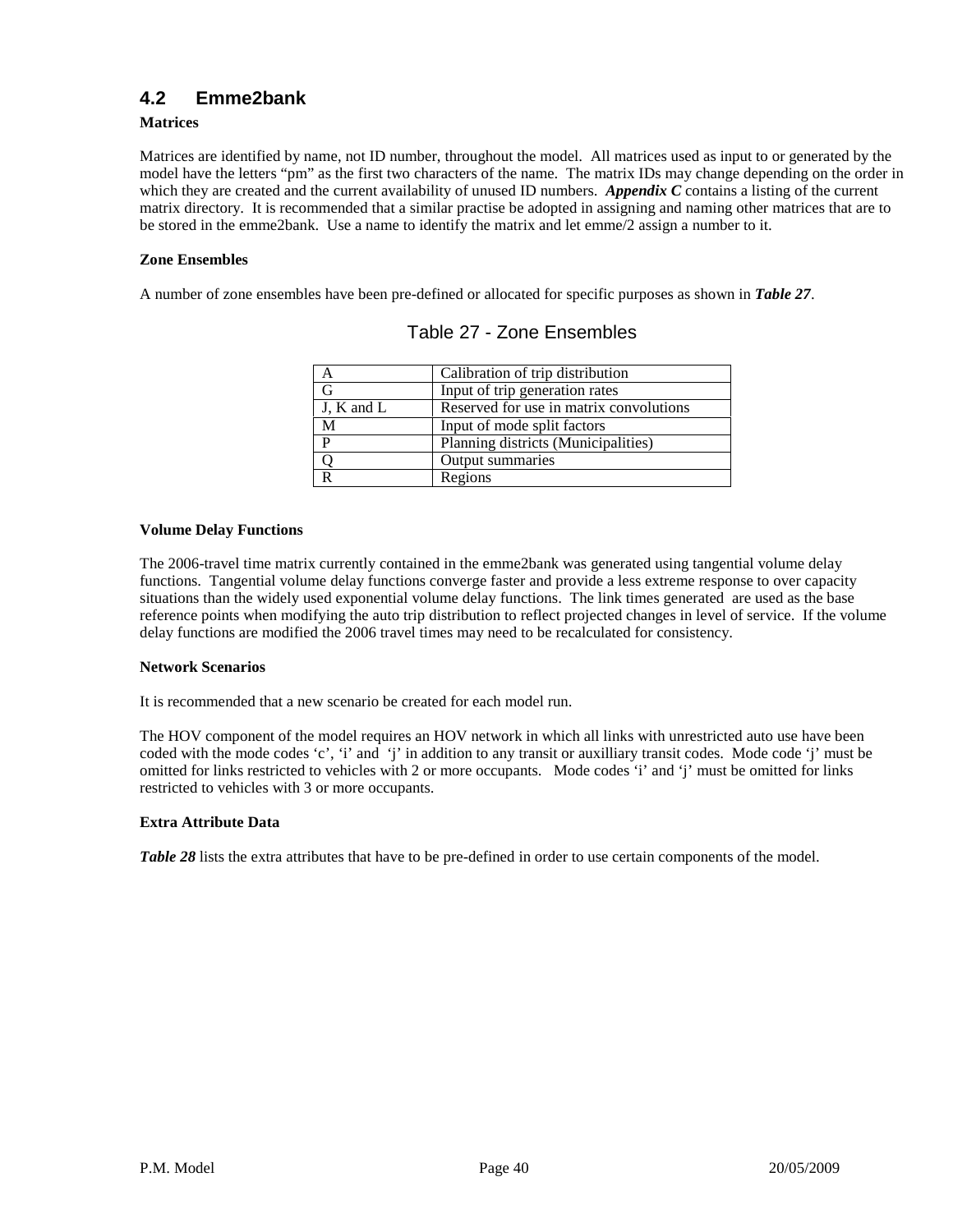## 4.2 Emme2bank

**Matrices**

Matrices are identified by name, not ID number, throughout the model. All matrices used as input to or generated by the model have the letters "pm" as the first two characters of the name. The matrix IDs may change depending on the order in which they are created and the current availability of unused ID numbers. ***Appendix C*** contains a listing of the current matrix directory. It is recommended that a similar practise be adopted in assigning and naming other matrices that are to be stored in the emme2bank. Use a name to identify the matrix and let emme/2 assign a number to it.

**Zone Ensembles**

A number of zone ensembles have been pre-defined or allocated for specific purposes as shown in ***Table 27***.

Table 27 - Zone Ensembles

| | |
|---|---|
| A | Calibration of trip distribution |
| G | Input of trip generation rates |
| J, K and L | Reserved for use in matrix convolutions |
| M | Input of mode split factors |
| P | Planning districts (Municipalities) |
| Q | Output summaries |
| R | Regions |

**Volume Delay Functions**

The 2006-travel time matrix currently contained in the emme2bank was generated using tangential volume delay functions. Tangential volume delay functions converge faster and provide a less extreme response to over capacity situations than the widely used exponential volume delay functions. The link times generated are used as the base reference points when modifying the auto trip distribution to reflect projected changes in level of service. If the volume delay functions are modified the 2006 travel times may need to be recalculated for consistency.

**Network Scenarios**

It is recommended that a new scenario be created for each model run.

The HOV component of the model requires an HOV network in which all links with unrestricted auto use have been coded with the mode codes 'c', 'i' and 'j' in addition to any transit or auxilliary transit codes. Mode code 'j' must be omitted for links restricted to vehicles with 2 or more occupants. Mode codes 'i' and 'j' must be omitted for links restricted to vehicles with 3 or more occupants.

**Extra Attribute Data**

***Table 28*** lists the extra attributes that have to be pre-defined in order to use certain components of the model.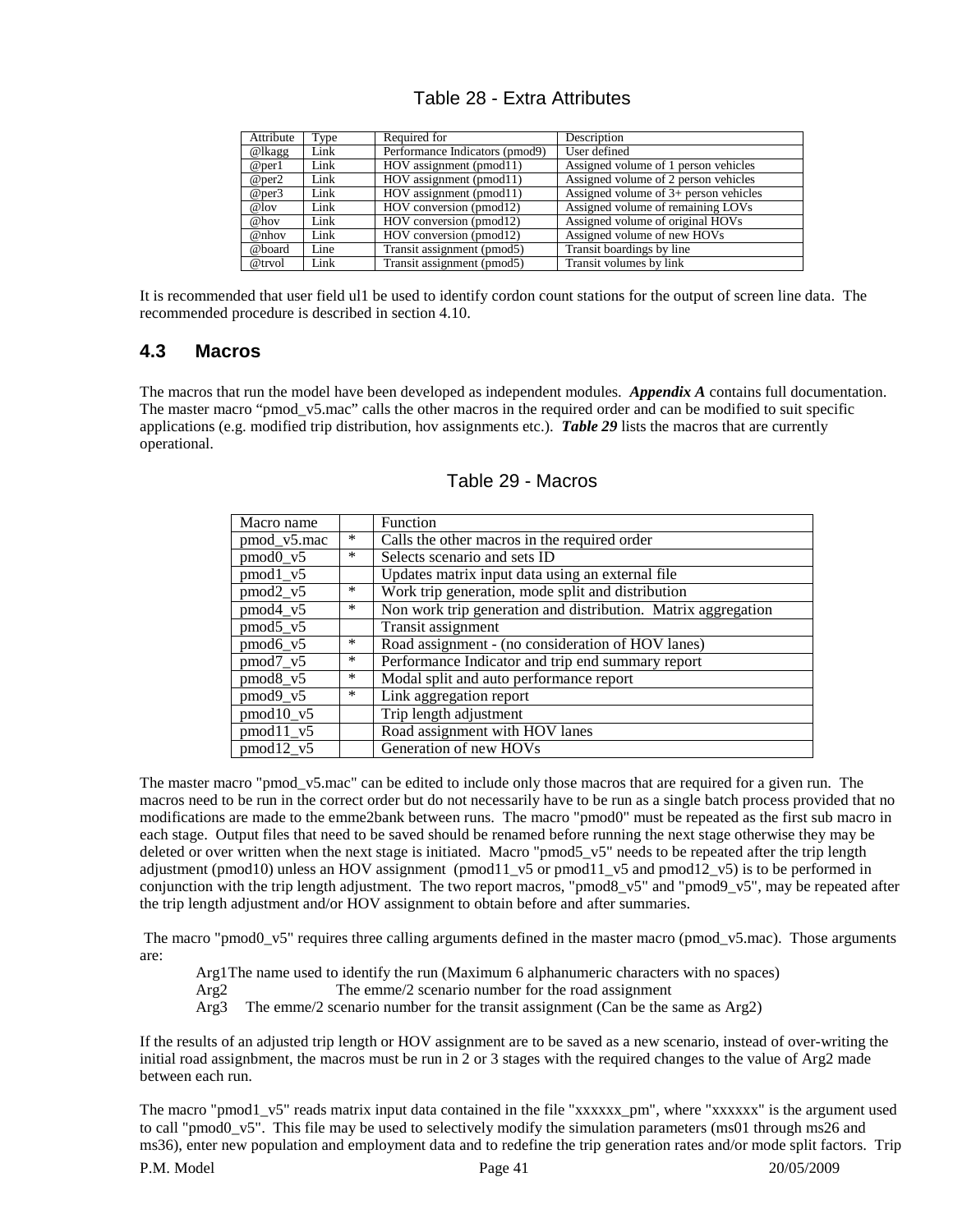Table 28 - Extra Attributes

| Attribute | Type | Required for | Description |
|---|---|---|---|
| @lkagg | Link | Performance Indicators (pmod9) | User defined |
| @per1 | Link | HOV assignment (pmod11) | Assigned volume of 1 person vehicles |
| @per2 | Link | HOV assignment (pmod11) | Assigned volume of 2 person vehicles |
| @per3 | Link | HOV assignment (pmod11) | Assigned volume of 3+ person vehicles |
| @lov | Link | HOV conversion (pmod12) | Assigned volume of remaining LOVs |
| @hov | Link | HOV conversion (pmod12) | Assigned volume of original HOVs |
| @nhov | Link | HOV conversion (pmod12) | Assigned volume of new HOVs |
| @board | Line | Transit assignment (pmod5) | Transit boardings by line |
| @trvol | Link | Transit assignment (pmod5) | Transit volumes by link |

It is recommended that user field ul1 be used to identify cordon count stations for the output of screen line data. The recommended procedure is described in section 4.10.

## 4.3 Macros

The macros that run the model have been developed as independent modules. ***Appendix A*** contains full documentation. The master macro "pmod_v5.mac" calls the other macros in the required order and can be modified to suit specific applications (e.g. modified trip distribution, hov assignments etc.). ***Table 29*** lists the macros that are currently operational.

Table 29 - Macros

| Macro name | | Function |
|---|---|---|
| pmod_v5.mac | * | Calls the other macros in the required order |
| pmod0_v5 | * | Selects scenario and sets ID |
| pmod1_v5 | | Updates matrix input data using an external file |
| pmod2_v5 | * | Work trip generation, mode split and distribution |
| pmod4_v5 | * | Non work trip generation and distribution. Matrix aggregation |
| pmod5_v5 | | Transit assignment |
| pmod6_v5 | * | Road assignment - (no consideration of HOV lanes) |
| pmod7_v5 | * | Performance Indicator and trip end summary report |
| pmod8_v5 | * | Modal split and auto performance report |
| pmod9_v5 | * | Link aggregation report |
| pmod10_v5 | | Trip length adjustment |
| pmod11_v5 | | Road assignment with HOV lanes |
| pmod12_v5 | | Generation of new HOVs |

The master macro "pmod_v5.mac" can be edited to include only those macros that are required for a given run. The macros need to be run in the correct order but do not necessarily have to be run as a single batch process provided that no modifications are made to the emme2bank between runs. The macro "pmod0" must be repeated as the first sub macro in each stage. Output files that need to be saved should be renamed before running the next stage otherwise they may be deleted or over written when the next stage is initiated. Macro "pmod5_v5" needs to be repeated after the trip length adjustment (pmod10) unless an HOV assignment (pmod11_v5 or pmod11_v5 and pmod12_v5) is to be performed in conjunction with the trip length adjustment. The two report macros, "pmod8_v5" and "pmod9_v5", may be repeated after the trip length adjustment and/or HOV assignment to obtain before and after summaries.

The macro "pmod0_v5" requires three calling arguments defined in the master macro (pmod_v5.mac). Those arguments are:

- Arg1 The name used to identify the run (Maximum 6 alphanumeric characters with no spaces)
- Arg2 The emme/2 scenario number for the road assignment
- Arg3 The emme/2 scenario number for the transit assignment (Can be the same as Arg2)

If the results of an adjusted trip length or HOV assignment are to be saved as a new scenario, instead of over-writing the initial road assignbment, the macros must be run in 2 or 3 stages with the required changes to the value of Arg2 made between each run.

The macro "pmod1_v5" reads matrix input data contained in the file "xxxxxx_pm", where "xxxxxx" is the argument used to call "pmod0_v5". This file may be used to selectively modify the simulation parameters (ms01 through ms26 and ms36), enter new population and employment data and to redefine the trip generation rates and/or mode split factors. Trip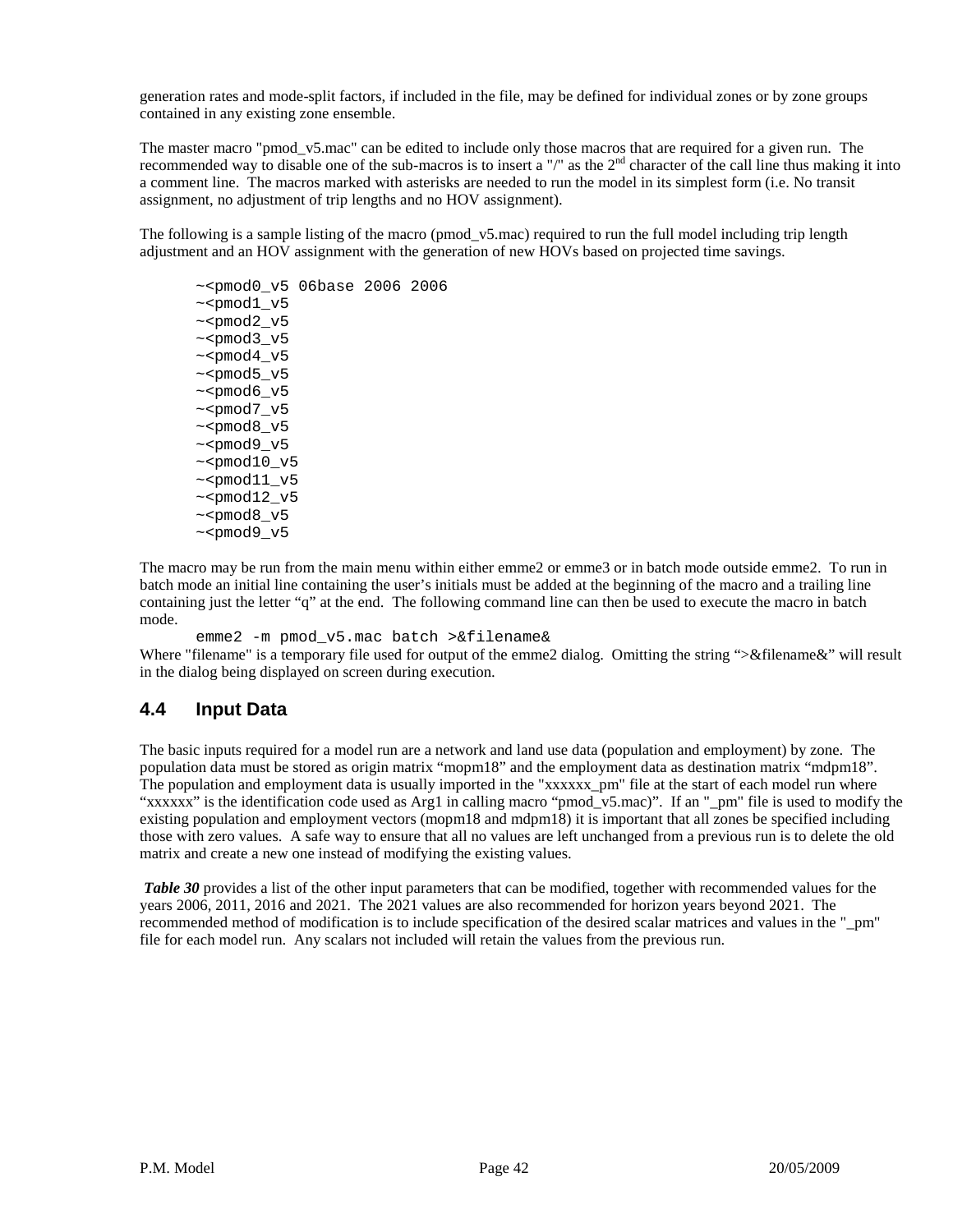generation rates and mode-split factors, if included in the file, may be defined for individual zones or by zone groups contained in any existing zone ensemble.

The master macro "pmod_v5.mac" can be edited to include only those macros that are required for a given run. The recommended way to disable one of the sub-macros is to insert a "/" as the 2nd character of the call line thus making it into a comment line. The macros marked with asterisks are needed to run the model in its simplest form (i.e. No transit assignment, no adjustment of trip lengths and no HOV assignment).

The following is a sample listing of the macro (pmod_v5.mac) required to run the full model including trip length adjustment and an HOV assignment with the generation of new HOVs based on projected time savings.

```
~<pmod0_v5 06base 2006 2006
~<pmod1_v5
~<pmod2_v5
~<pmod3_v5
~<pmod4_v5
~<pmod5_v5
~<pmod6_v5
~<pmod7_v5
~<pmod8_v5
~<pmod9_v5
~<pmod10_v5
~<pmod11_v5
~<pmod12_v5
~<pmod8_v5
~<pmod9_v5
```

The macro may be run from the main menu within either emme2 or emme3 or in batch mode outside emme2. To run in batch mode an initial line containing the user's initials must be added at the beginning of the macro and a trailing line containing just the letter "q" at the end. The following command line can then be used to execute the macro in batch mode.

```
emme2 -m pmod_v5.mac batch >&filename&
```

Where "filename" is a temporary file used for output of the emme2 dialog. Omitting the string ">&filename&" will result in the dialog being displayed on screen during execution.

## 4.4 Input Data

The basic inputs required for a model run are a network and land use data (population and employment) by zone. The population data must be stored as origin matrix "mopm18" and the employment data as destination matrix "mdpm18". The population and employment data is usually imported in the "xxxxxx_pm" file at the start of each model run where "xxxxxx" is the identification code used as Arg1 in calling macro "pmod_v5.mac)". If an "_pm" file is used to modify the existing population and employment vectors (mopm18 and mdpm18) it is important that all zones be specified including those with zero values. A safe way to ensure that all no values are left unchanged from a previous run is to delete the old matrix and create a new one instead of modifying the existing values.

***Table 30*** provides a list of the other input parameters that can be modified, together with recommended values for the years 2006, 2011, 2016 and 2021. The 2021 values are also recommended for horizon years beyond 2021. The recommended method of modification is to include specification of the desired scalar matrices and values in the "_pm" file for each model run. Any scalars not included will retain the values from the previous run.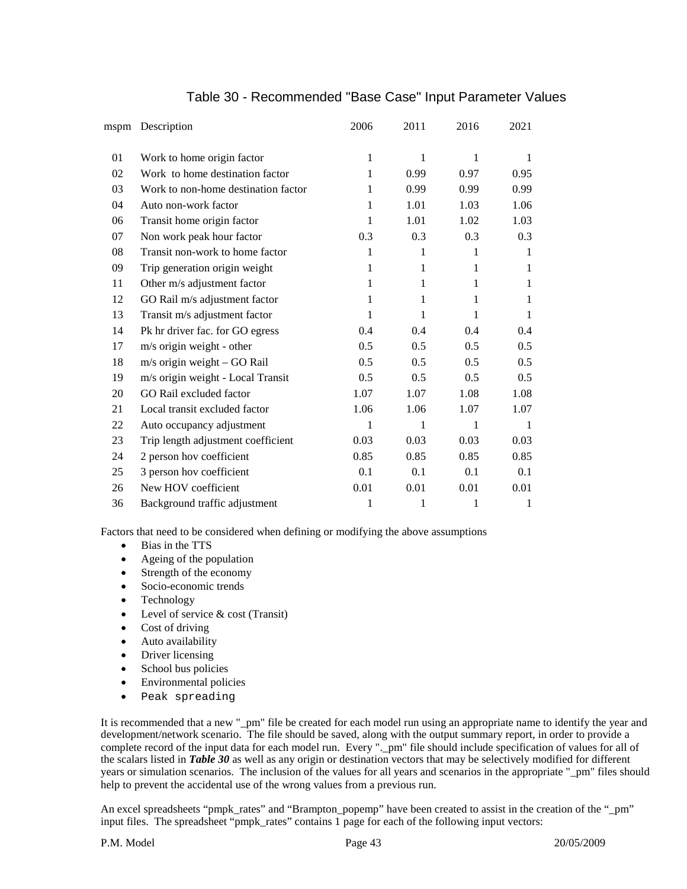## Table 30 - Recommended "Base Case" Input Parameter Values

| mspm | Description | 2006 | 2011 | 2016 | 2021 |
|---|---|---|---|---|---|
| 01 | Work to home origin factor | 1 | 1 | 1 | 1 |
| 02 | Work to home destination factor | 1 | 0.99 | 0.97 | 0.95 |
| 03 | Work to non-home destination factor | 1 | 0.99 | 0.99 | 0.99 |
| 04 | Auto non-work factor | 1 | 1.01 | 1.03 | 1.06 |
| 06 | Transit home origin factor | 1 | 1.01 | 1.02 | 1.03 |
| 07 | Non work peak hour factor | 0.3 | 0.3 | 0.3 | 0.3 |
| 08 | Transit non-work to home factor | 1 | 1 | 1 | 1 |
| 09 | Trip generation origin weight | 1 | 1 | 1 | 1 |
| 11 | Other m/s adjustment factor | 1 | 1 | 1 | 1 |
| 12 | GO Rail m/s adjustment factor | 1 | 1 | 1 | 1 |
| 13 | Transit m/s adjustment factor | 1 | 1 | 1 | 1 |
| 14 | Pk hr driver fac. for GO egress | 0.4 | 0.4 | 0.4 | 0.4 |
| 17 | m/s origin weight - other | 0.5 | 0.5 | 0.5 | 0.5 |
| 18 | m/s origin weight – GO Rail | 0.5 | 0.5 | 0.5 | 0.5 |
| 19 | m/s origin weight - Local Transit | 0.5 | 0.5 | 0.5 | 0.5 |
| 20 | GO Rail excluded factor | 1.07 | 1.07 | 1.08 | 1.08 |
| 21 | Local transit excluded factor | 1.06 | 1.06 | 1.07 | 1.07 |
| 22 | Auto occupancy adjustment | 1 | 1 | 1 | 1 |
| 23 | Trip length adjustment coefficient | 0.03 | 0.03 | 0.03 | 0.03 |
| 24 | 2 person hov coefficient | 0.85 | 0.85 | 0.85 | 0.85 |
| 25 | 3 person hov coefficient | 0.1 | 0.1 | 0.1 | 0.1 |
| 26 | New HOV coefficient | 0.01 | 0.01 | 0.01 | 0.01 |
| 36 | Background traffic adjustment | 1 | 1 | 1 | 1 |

Factors that need to be considered when defining or modifying the above assumptions

- Bias in the TTS
- Ageing of the population
- Strength of the economy
- Socio-economic trends
- Technology
- Level of service & cost (Transit)
- Cost of driving
- Auto availability
- Driver licensing
- School bus policies
- Environmental policies
- Peak spreading

It is recommended that a new "_pm" file be created for each model run using an appropriate name to identify the year and development/network scenario. The file should be saved, along with the output summary report, in order to provide a complete record of the input data for each model run. Every "._pm" file should include specification of values for all of the scalars listed in ***Table 30*** as well as any origin or destination vectors that may be selectively modified for different years or simulation scenarios. The inclusion of the values for all years and scenarios in the appropriate "_pm" files should help to prevent the accidental use of the wrong values from a previous run.

An excel spreadsheets "pmpk_rates" and "Brampton_popemp" have been created to assist in the creation of the "_pm" input files. The spreadsheet "pmpk_rates" contains 1 page for each of the following input vectors: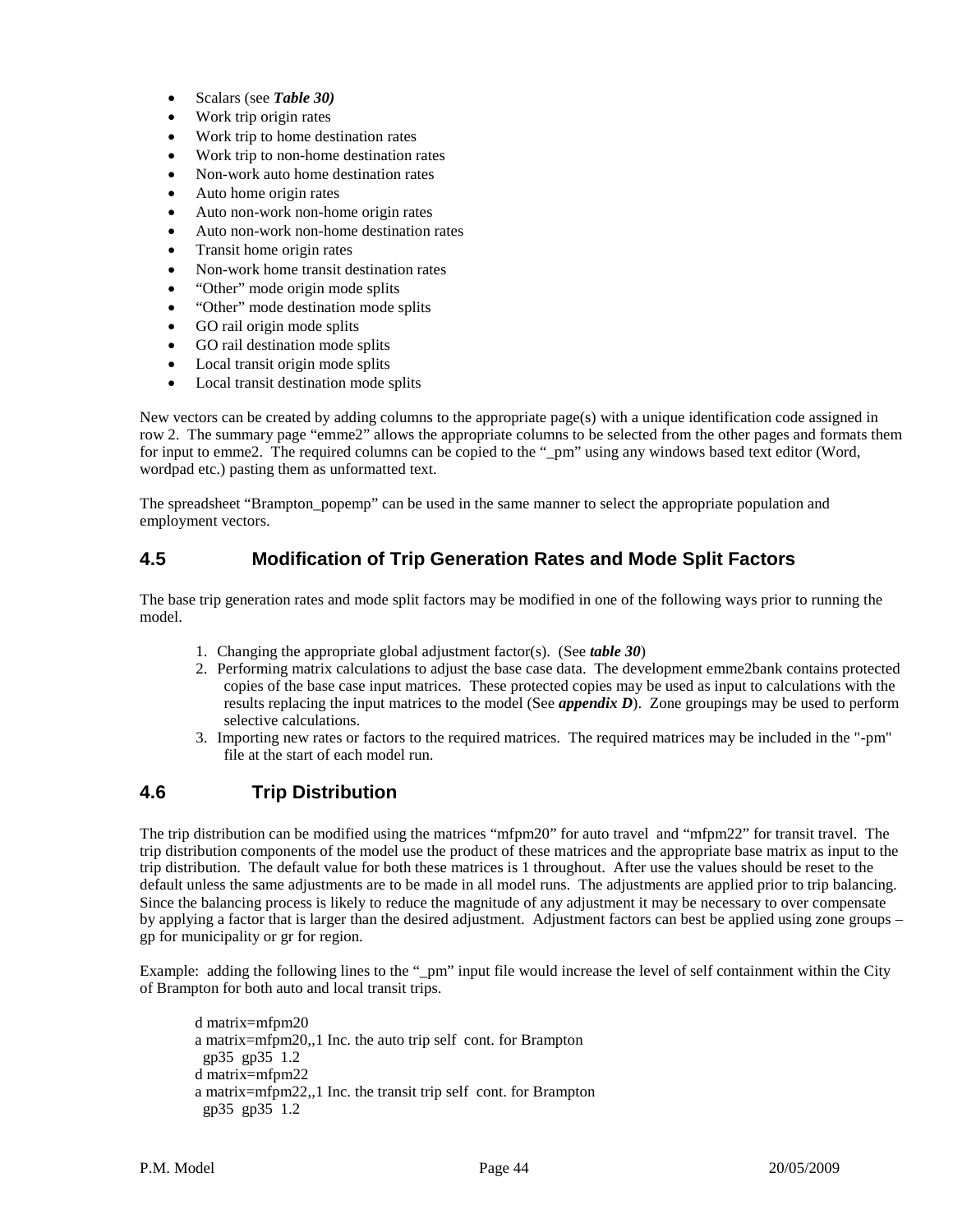- Scalars (see ***Table 30)***
- Work trip origin rates
- Work trip to home destination rates
- Work trip to non-home destination rates
- Non-work auto home destination rates
- Auto home origin rates
- Auto non-work non-home origin rates
- Auto non-work non-home destination rates
- Transit home origin rates
- Non-work home transit destination rates
- "Other" mode origin mode splits
- "Other" mode destination mode splits
- GO rail origin mode splits
- GO rail destination mode splits
- Local transit origin mode splits
- Local transit destination mode splits

New vectors can be created by adding columns to the appropriate page(s) with a unique identification code assigned in row 2. The summary page "emme2" allows the appropriate columns to be selected from the other pages and formats them for input to emme2. The required columns can be copied to the "_pm" using any windows based text editor (Word, wordpad etc.) pasting them as unformatted text.

The spreadsheet "Brampton_popemp" can be used in the same manner to select the appropriate population and employment vectors.

## 4.5 Modification of Trip Generation Rates and Mode Split Factors

The base trip generation rates and mode split factors may be modified in one of the following ways prior to running the model.

1. Changing the appropriate global adjustment factor(s). (See ***table 30***)
2. Performing matrix calculations to adjust the base case data. The development emme2bank contains protected copies of the base case input matrices. These protected copies may be used as input to calculations with the results replacing the input matrices to the model (See ***appendix D***). Zone groupings may be used to perform selective calculations.
3. Importing new rates or factors to the required matrices. The required matrices may be included in the "-pm" file at the start of each model run.

## 4.6 Trip Distribution

The trip distribution can be modified using the matrices "mfpm20" for auto travel and "mfpm22" for transit travel. The trip distribution components of the model use the product of these matrices and the appropriate base matrix as input to the trip distribution. The default value for both these matrices is 1 throughout. After use the values should be reset to the default unless the same adjustments are to be made in all model runs. The adjustments are applied prior to trip balancing. Since the balancing process is likely to reduce the magnitude of any adjustment it may be necessary to over compensate by applying a factor that is larger than the desired adjustment. Adjustment factors can best be applied using zone groups – gp for municipality or gr for region.

Example: adding the following lines to the "_pm" input file would increase the level of self containment within the City of Brampton for both auto and local transit trips.

```
d matrix=mfpm20
a matrix=mfpm20,,1 Inc. the auto trip self  cont. for Brampton
  gp35  gp35  1.2
d matrix=mfpm22
a matrix=mfpm22,,1 Inc. the transit trip self  cont. for Brampton
  gp35  gp35  1.2
```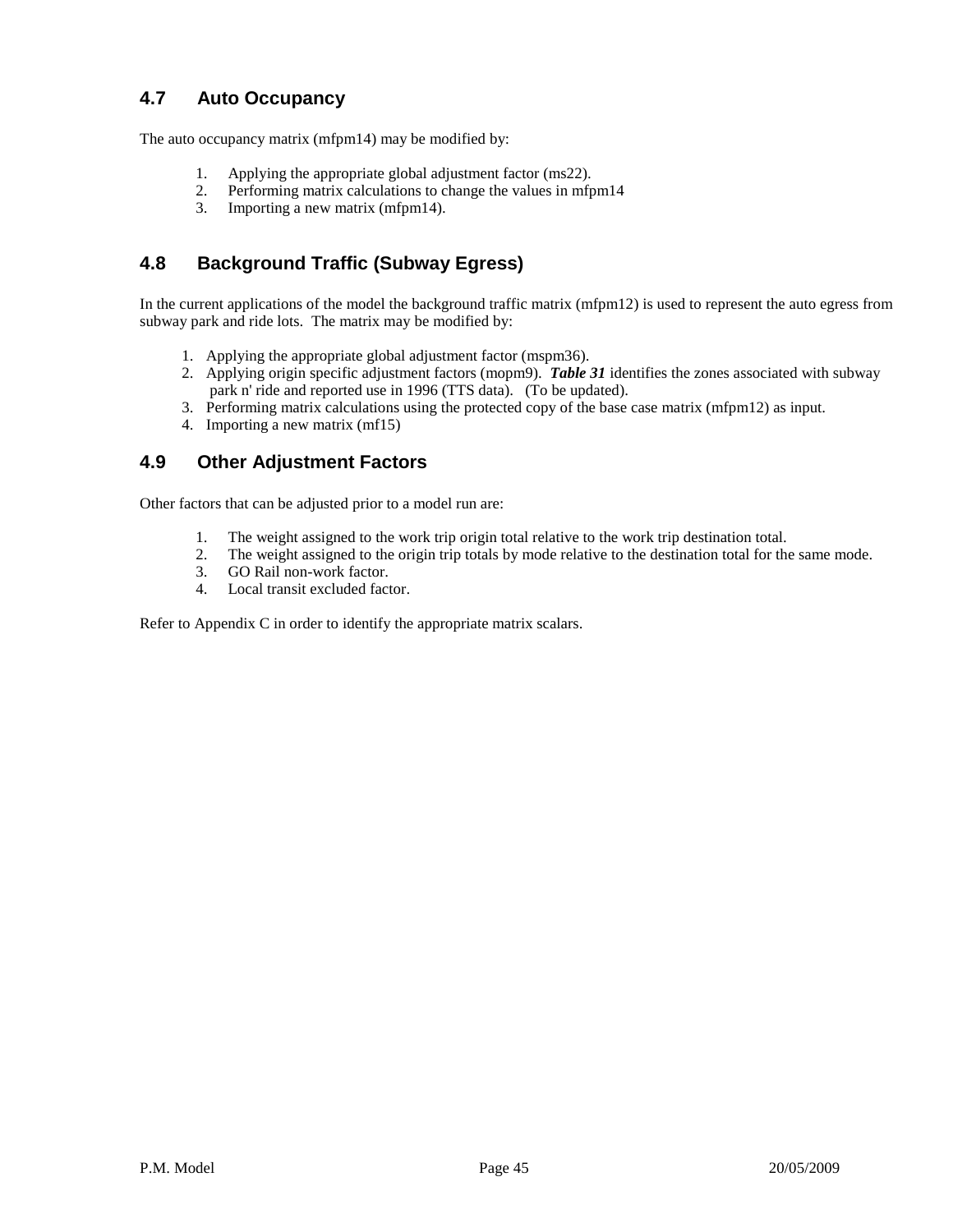## 4.7 Auto Occupancy

The auto occupancy matrix (mfpm14) may be modified by:

1. Applying the appropriate global adjustment factor (ms22).
2. Performing matrix calculations to change the values in mfpm14
3. Importing a new matrix (mfpm14).

## 4.8 Background Traffic (Subway Egress)

In the current applications of the model the background traffic matrix (mfpm12) is used to represent the auto egress from subway park and ride lots. The matrix may be modified by:

1. Applying the appropriate global adjustment factor (mspm36).
2. Applying origin specific adjustment factors (mopm9). ***Table 31*** identifies the zones associated with subway park n' ride and reported use in 1996 (TTS data). (To be updated).
3. Performing matrix calculations using the protected copy of the base case matrix (mfpm12) as input.
4. Importing a new matrix (mf15)

## 4.9 Other Adjustment Factors

Other factors that can be adjusted prior to a model run are:

1. The weight assigned to the work trip origin total relative to the work trip destination total.
2. The weight assigned to the origin trip totals by mode relative to the destination total for the same mode.
3. GO Rail non-work factor.
4. Local transit excluded factor.

Refer to Appendix C in order to identify the appropriate matrix scalars.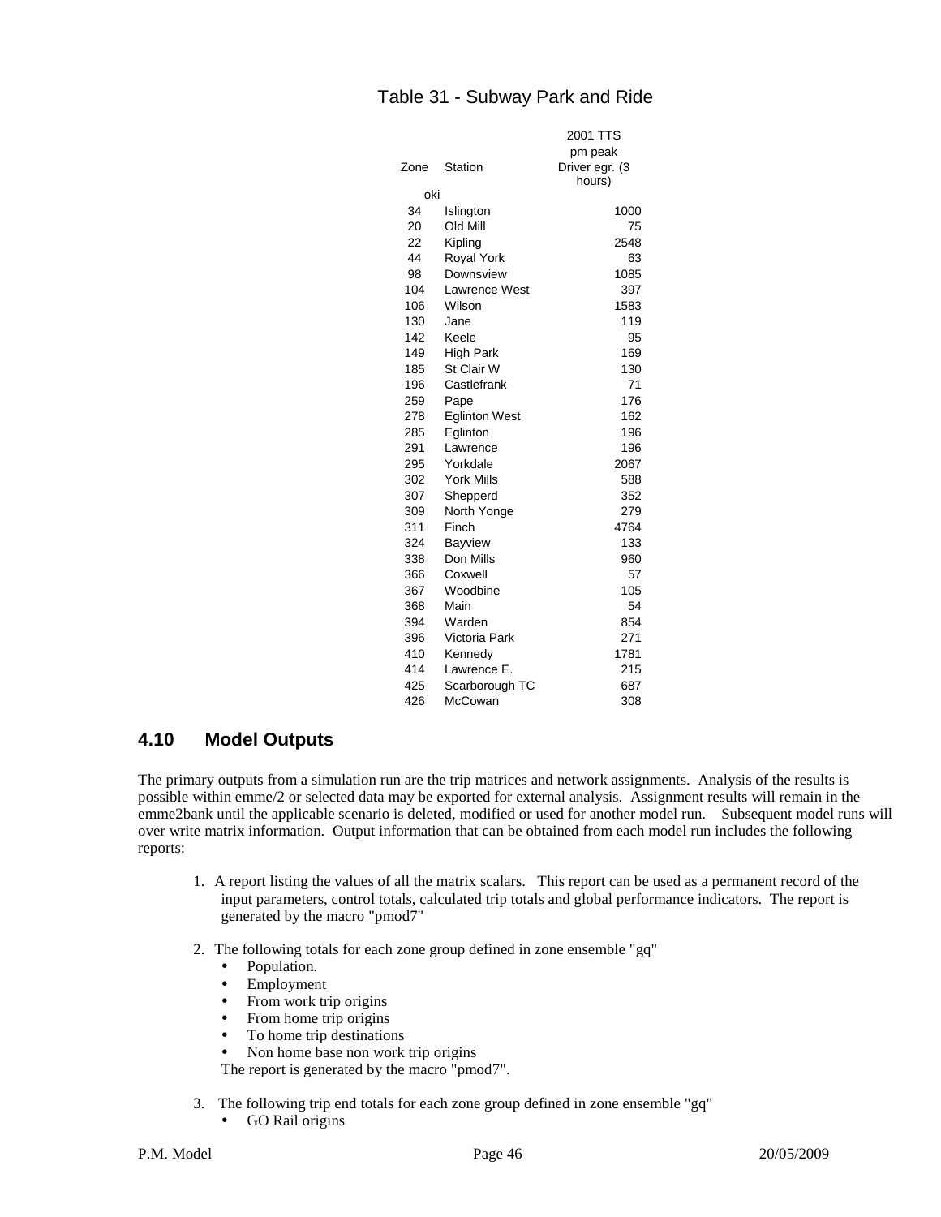Table 31 - Subway Park and Ride

| Zone | Station | 2001 TTS pm peak Driver egr. (3 hours) |
|---|---|---|
| oki | | |
| 34 | Islington | 1000 |
| 20 | Old Mill | 75 |
| 22 | Kipling | 2548 |
| 44 | Royal York | 63 |
| 98 | Downsview | 1085 |
| 104 | Lawrence West | 397 |
| 106 | Wilson | 1583 |
| 130 | Jane | 119 |
| 142 | Keele | 95 |
| 149 | High Park | 169 |
| 185 | St Clair W | 130 |
| 196 | Castlefrank | 71 |
| 259 | Pape | 176 |
| 278 | Eglinton West | 162 |
| 285 | Eglinton | 196 |
| 291 | Lawrence | 196 |
| 295 | Yorkdale | 2067 |
| 302 | York Mills | 588 |
| 307 | Shepperd | 352 |
| 309 | North Yonge | 279 |
| 311 | Finch | 4764 |
| 324 | Bayview | 133 |
| 338 | Don Mills | 960 |
| 366 | Coxwell | 57 |
| 367 | Woodbine | 105 |
| 368 | Main | 54 |
| 394 | Warden | 854 |
| 396 | Victoria Park | 271 |
| 410 | Kennedy | 1781 |
| 414 | Lawrence E. | 215 |
| 425 | Scarborough TC | 687 |
| 426 | McCowan | 308 |

## 4.10 Model Outputs

The primary outputs from a simulation run are the trip matrices and network assignments. Analysis of the results is possible within emme/2 or selected data may be exported for external analysis. Assignment results will remain in the emme2bank until the applicable scenario is deleted, modified or used for another model run. Subsequent model runs will over write matrix information. Output information that can be obtained from each model run includes the following reports:

1. A report listing the values of all the matrix scalars. This report can be used as a permanent record of the input parameters, control totals, calculated trip totals and global performance indicators. The report is generated by the macro "pmod7"

2. The following totals for each zone group defined in zone ensemble "gq"
   - Population.
   - Employment
   - From work trip origins
   - From home trip origins
   - To home trip destinations
   - Non home base non work trip origins

   The report is generated by the macro "pmod7".

3. The following trip end totals for each zone group defined in zone ensemble "gq"
   - GO Rail origins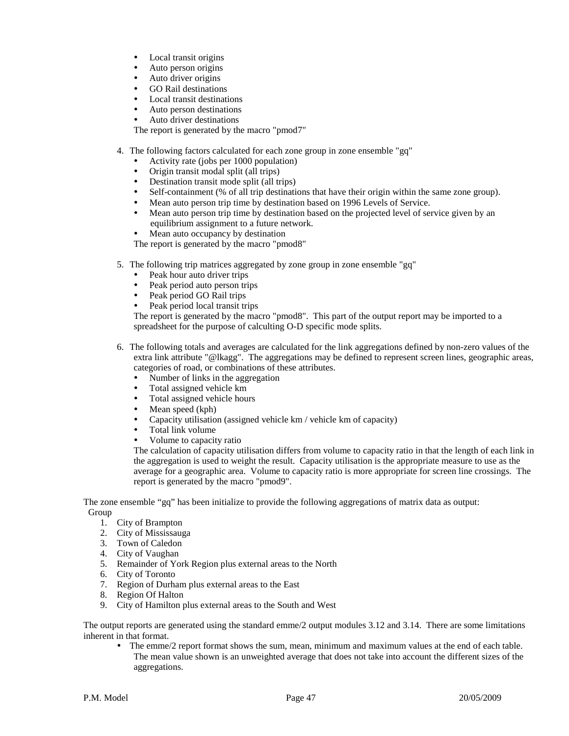- Local transit origins
- Auto person origins
- Auto driver origins
- GO Rail destinations
- Local transit destinations
- Auto person destinations
- Auto driver destinations

The report is generated by the macro "pmod7"

4. The following factors calculated for each zone group in zone ensemble "gq"
   - Activity rate (jobs per 1000 population)
   - Origin transit modal split (all trips)
   - Destination transit mode split (all trips)
   - Self-containment (% of all trip destinations that have their origin within the same zone group).
   - Mean auto person trip time by destination based on 1996 Levels of Service.
   - Mean auto person trip time by destination based on the projected level of service given by an equilibrium assignment to a future network.
   - Mean auto occupancy by destination

   The report is generated by the macro "pmod8"

5. The following trip matrices aggregated by zone group in zone ensemble "gq"
   - Peak hour auto driver trips
   - Peak period auto person trips
   - Peak period GO Rail trips
   - Peak period local transit trips

   The report is generated by the macro "pmod8". This part of the output report may be imported to a spreadsheet for the purpose of calculting O-D specific mode splits.

6. The following totals and averages are calculated for the link aggregations defined by non-zero values of the extra link attribute "@lkagg". The aggregations may be defined to represent screen lines, geographic areas, categories of road, or combinations of these attributes.
   - Number of links in the aggregation
   - Total assigned vehicle km
   - Total assigned vehicle hours
   - Mean speed (kph)
   - Capacity utilisation (assigned vehicle km / vehicle km of capacity)
   - Total link volume
   - Volume to capacity ratio

   The calculation of capacity utilisation differs from volume to capacity ratio in that the length of each link in the aggregation is used to weight the result. Capacity utilisation is the appropriate measure to use as the average for a geographic area. Volume to capacity ratio is more appropriate for screen line crossings. The report is generated by the macro "pmod9".

The zone ensemble "gq" has been initialize to provide the following aggregations of matrix data as output:

Group

1. City of Brampton
2. City of Mississauga
3. Town of Caledon
4. City of Vaughan
5. Remainder of York Region plus external areas to the North
6. City of Toronto
7. Region of Durham plus external areas to the East
8. Region Of Halton
9. City of Hamilton plus external areas to the South and West

The output reports are generated using the standard emme/2 output modules 3.12 and 3.14. There are some limitations inherent in that format.

- The emme/2 report format shows the sum, mean, minimum and maximum values at the end of each table. The mean value shown is an unweighted average that does not take into account the different sizes of the aggregations.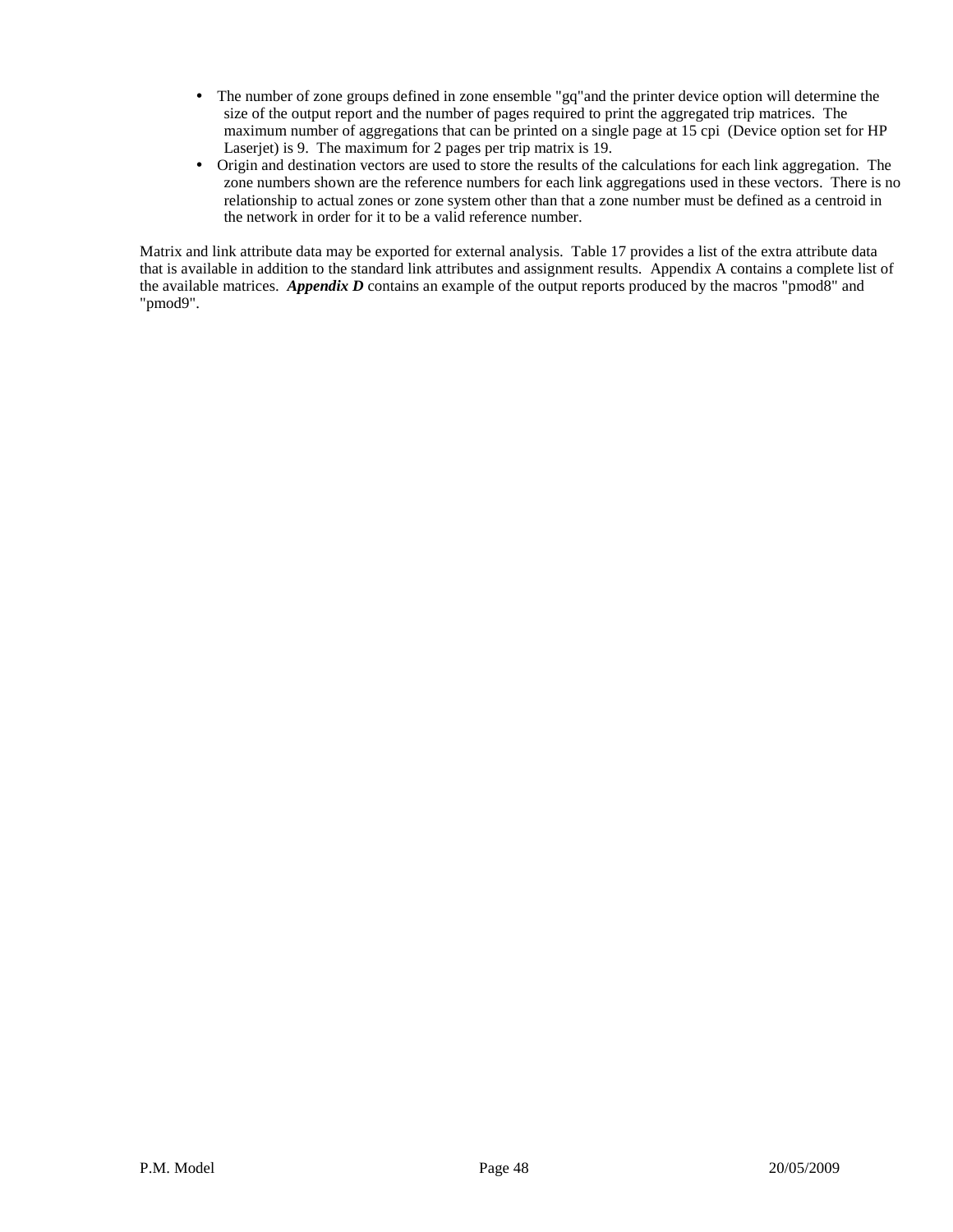- The number of zone groups defined in zone ensemble "gq"and the printer device option will determine the size of the output report and the number of pages required to print the aggregated trip matrices. The maximum number of aggregations that can be printed on a single page at 15 cpi (Device option set for HP Laserjet) is 9. The maximum for 2 pages per trip matrix is 19.
- Origin and destination vectors are used to store the results of the calculations for each link aggregation. The zone numbers shown are the reference numbers for each link aggregations used in these vectors. There is no relationship to actual zones or zone system other than that a zone number must be defined as a centroid in the network in order for it to be a valid reference number.

Matrix and link attribute data may be exported for external analysis. Table 17 provides a list of the extra attribute data that is available in addition to the standard link attributes and assignment results. Appendix A contains a complete list of the available matrices. ***Appendix D*** contains an example of the output reports produced by the macros "pmod8" and "pmod9".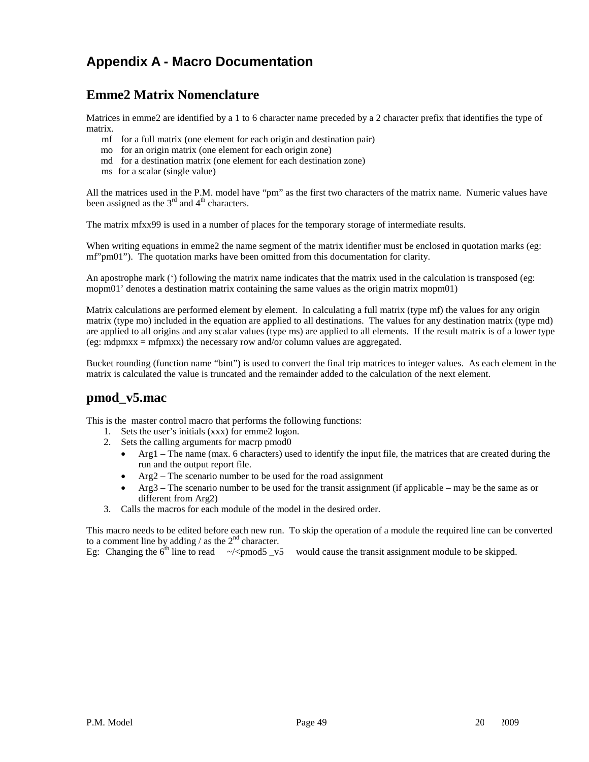## Appendix A - Macro Documentation

## Emme2 Matrix Nomenclature

Matrices in emme2 are identified by a 1 to 6 character name preceded by a 2 character prefix that identifies the type of matrix.

- mf for a full matrix (one element for each origin and destination pair)
- mo for an origin matrix (one element for each origin zone)
- md for a destination matrix (one element for each destination zone)
- ms for a scalar (single value)

All the matrices used in the P.M. model have "pm" as the first two characters of the matrix name. Numeric values have been assigned as the 3rd and 4th characters.

The matrix mfxx99 is used in a number of places for the temporary storage of intermediate results.

When writing equations in emme2 the name segment of the matrix identifier must be enclosed in quotation marks (eg: mf"pm01"). The quotation marks have been omitted from this documentation for clarity.

An apostrophe mark (') following the matrix name indicates that the matrix used in the calculation is transposed (eg: mopm01' denotes a destination matrix containing the same values as the origin matrix mopm01)

Matrix calculations are performed element by element. In calculating a full matrix (type mf) the values for any origin matrix (type mo) included in the equation are applied to all destinations. The values for any destination matrix (type md) are applied to all origins and any scalar values (type ms) are applied to all elements. If the result matrix is of a lower type (eg: mdpmxx = mfpmxx) the necessary row and/or column values are aggregated.

Bucket rounding (function name "bint") is used to convert the final trip matrices to integer values. As each element in the matrix is calculated the value is truncated and the remainder added to the calculation of the next element.

## pmod_v5.mac

This is the master control macro that performs the following functions:

1. Sets the user's initials (xxx) for emme2 logon.
2. Sets the calling arguments for macrp pmod0
   - Arg1 – The name (max. 6 characters) used to identify the input file, the matrices that are created during the run and the output report file.
   - Arg2 – The scenario number to be used for the road assignment
   - Arg3 – The scenario number to be used for the transit assignment (if applicable – may be the same as or different from Arg2)
3. Calls the macros for each module of the model in the desired order.

This macro needs to be edited before each new run. To skip the operation of a module the required line can be converted to a comment line by adding / as the 2nd character.
Eg: Changing the 6th line to read ~/<pmod5 _v5 would cause the transit assignment module to be skipped.